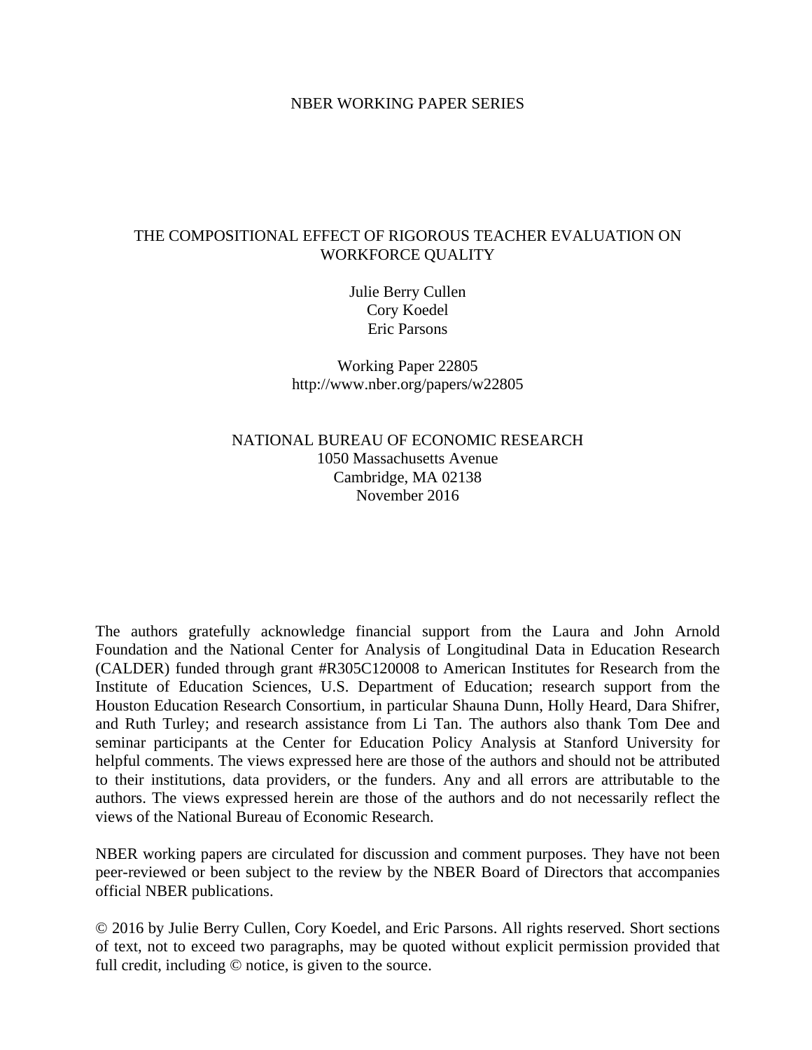NBER WORKING PAPER SERIES

# THE COMPOSITIONAL EFFECT OF RIGOROUS TEACHER EVALUATION ON WORKFORCE QUALITY

Julie Berry Cullen
Cory Koedel
Eric Parsons

Working Paper 22805
http://www.nber.org/papers/w22805

NATIONAL BUREAU OF ECONOMIC RESEARCH
1050 Massachusetts Avenue
Cambridge, MA 02138
November 2016

The authors gratefully acknowledge financial support from the Laura and John Arnold Foundation and the National Center for Analysis of Longitudinal Data in Education Research (CALDER) funded through grant #R305C120008 to American Institutes for Research from the Institute of Education Sciences, U.S. Department of Education; research support from the Houston Education Research Consortium, in particular Shauna Dunn, Holly Heard, Dara Shifrer, and Ruth Turley; and research assistance from Li Tan. The authors also thank Tom Dee and seminar participants at the Center for Education Policy Analysis at Stanford University for helpful comments. The views expressed here are those of the authors and should not be attributed to their institutions, data providers, or the funders. Any and all errors are attributable to the authors. The views expressed herein are those of the authors and do not necessarily reflect the views of the National Bureau of Economic Research.

NBER working papers are circulated for discussion and comment purposes. They have not been peer-reviewed or been subject to the review by the NBER Board of Directors that accompanies official NBER publications.

© 2016 by Julie Berry Cullen, Cory Koedel, and Eric Parsons. All rights reserved. Short sections of text, not to exceed two paragraphs, may be quoted without explicit permission provided that full credit, including © notice, is given to the source.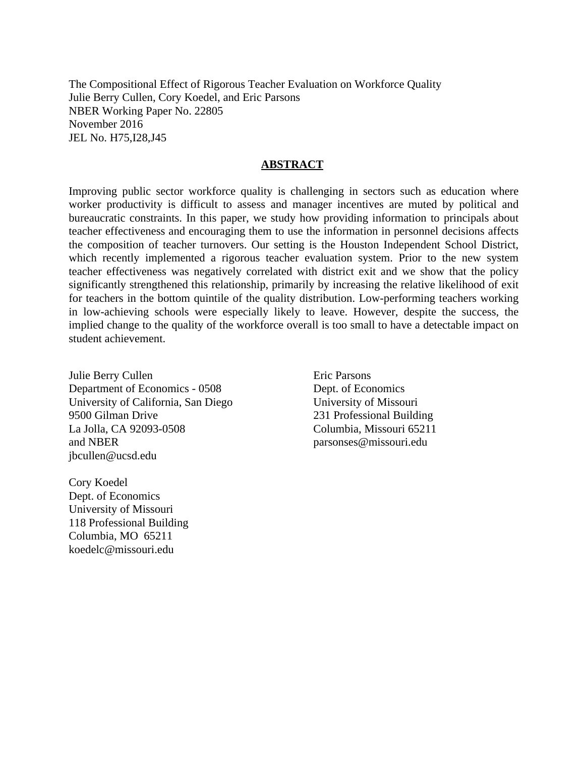The Compositional Effect of Rigorous Teacher Evaluation on Workforce Quality
Julie Berry Cullen, Cory Koedel, and Eric Parsons
NBER Working Paper No. 22805
November 2016
JEL No. H75,I28,J45

## ABSTRACT

Improving public sector workforce quality is challenging in sectors such as education where worker productivity is difficult to assess and manager incentives are muted by political and bureaucratic constraints. In this paper, we study how providing information to principals about teacher effectiveness and encouraging them to use the information in personnel decisions affects the composition of teacher turnovers. Our setting is the Houston Independent School District, which recently implemented a rigorous teacher evaluation system. Prior to the new system teacher effectiveness was negatively correlated with district exit and we show that the policy significantly strengthened this relationship, primarily by increasing the relative likelihood of exit for teachers in the bottom quintile of the quality distribution. Low-performing teachers working in low-achieving schools were especially likely to leave. However, despite the success, the implied change to the quality of the workforce overall is too small to have a detectable impact on student achievement.

Julie Berry Cullen
Department of Economics - 0508
University of California, San Diego
9500 Gilman Drive
La Jolla, CA 92093-0508
and NBER
jbcullen@ucsd.edu

Cory Koedel
Dept. of Economics
University of Missouri
118 Professional Building
Columbia, MO 65211
koedelc@missouri.edu

Eric Parsons
Dept. of Economics
University of Missouri
231 Professional Building
Columbia, Missouri 65211
parsonses@missouri.edu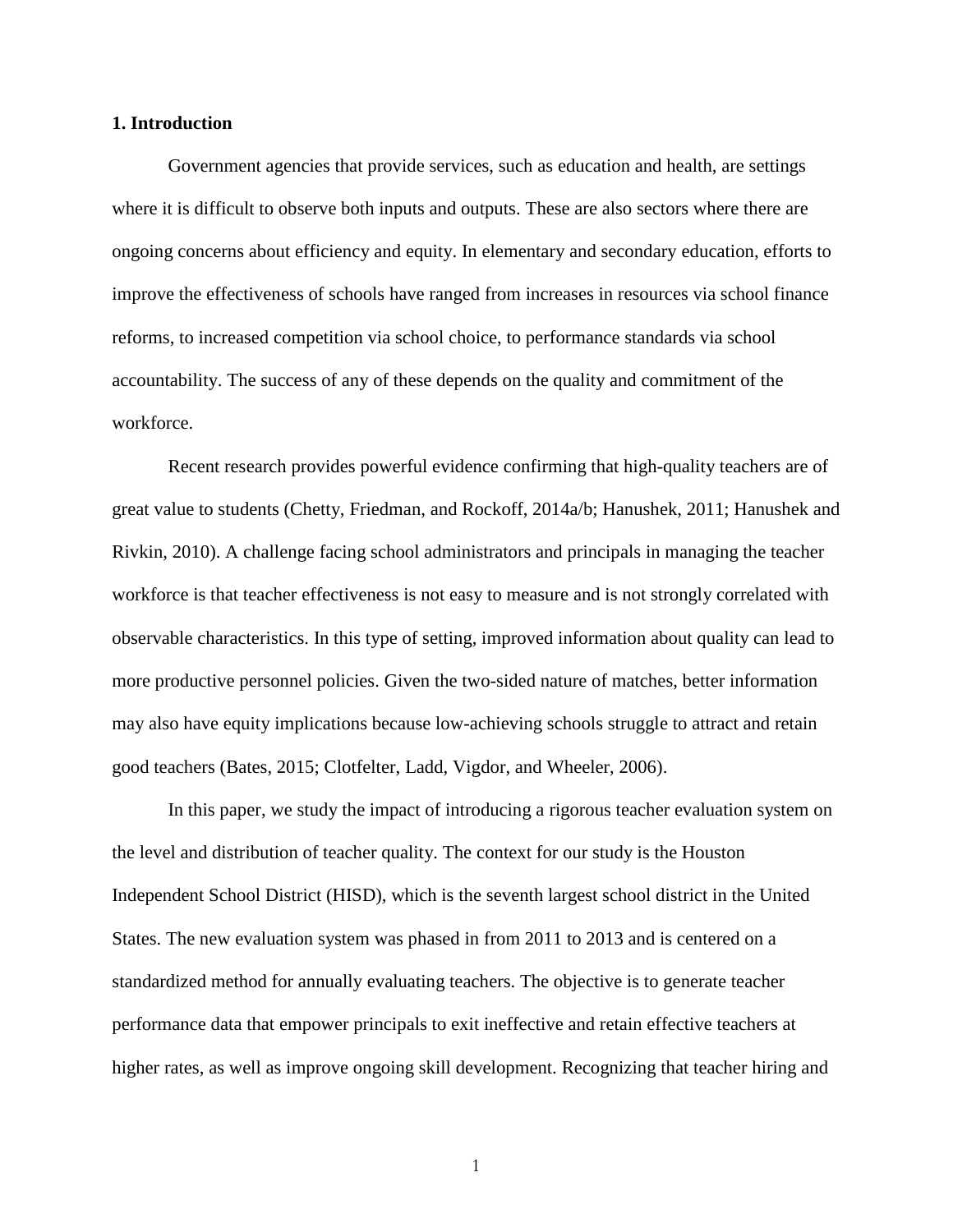## 1. Introduction

Government agencies that provide services, such as education and health, are settings where it is difficult to observe both inputs and outputs. These are also sectors where there are ongoing concerns about efficiency and equity. In elementary and secondary education, efforts to improve the effectiveness of schools have ranged from increases in resources via school finance reforms, to increased competition via school choice, to performance standards via school accountability. The success of any of these depends on the quality and commitment of the workforce.

Recent research provides powerful evidence confirming that high-quality teachers are of great value to students (Chetty, Friedman, and Rockoff, 2014a/b; Hanushek, 2011; Hanushek and Rivkin, 2010). A challenge facing school administrators and principals in managing the teacher workforce is that teacher effectiveness is not easy to measure and is not strongly correlated with observable characteristics. In this type of setting, improved information about quality can lead to more productive personnel policies. Given the two-sided nature of matches, better information may also have equity implications because low-achieving schools struggle to attract and retain good teachers (Bates, 2015; Clotfelter, Ladd, Vigdor, and Wheeler, 2006).

In this paper, we study the impact of introducing a rigorous teacher evaluation system on the level and distribution of teacher quality. The context for our study is the Houston Independent School District (HISD), which is the seventh largest school district in the United States. The new evaluation system was phased in from 2011 to 2013 and is centered on a standardized method for annually evaluating teachers. The objective is to generate teacher performance data that empower principals to exit ineffective and retain effective teachers at higher rates, as well as improve ongoing skill development. Recognizing that teacher hiring and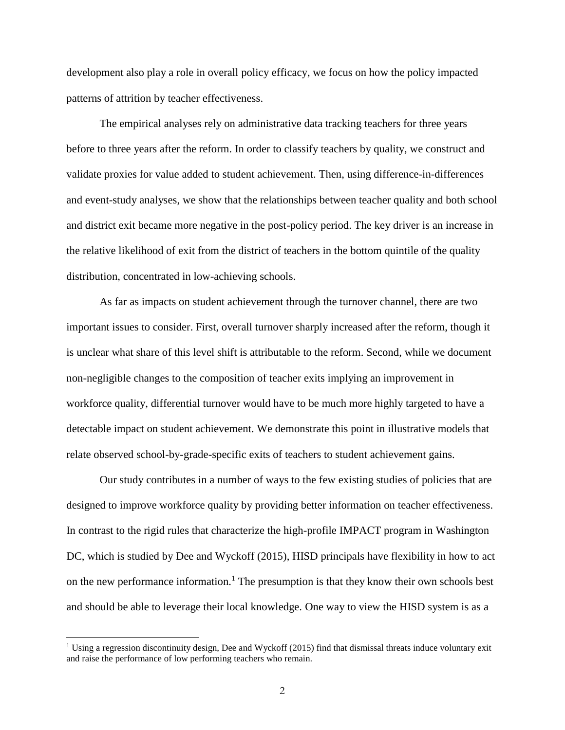development also play a role in overall policy efficacy, we focus on how the policy impacted patterns of attrition by teacher effectiveness.

The empirical analyses rely on administrative data tracking teachers for three years before to three years after the reform. In order to classify teachers by quality, we construct and validate proxies for value added to student achievement. Then, using difference-in-differences and event-study analyses, we show that the relationships between teacher quality and both school and district exit became more negative in the post-policy period. The key driver is an increase in the relative likelihood of exit from the district of teachers in the bottom quintile of the quality distribution, concentrated in low-achieving schools.

As far as impacts on student achievement through the turnover channel, there are two important issues to consider. First, overall turnover sharply increased after the reform, though it is unclear what share of this level shift is attributable to the reform. Second, while we document non-negligible changes to the composition of teacher exits implying an improvement in workforce quality, differential turnover would have to be much more highly targeted to have a detectable impact on student achievement. We demonstrate this point in illustrative models that relate observed school-by-grade-specific exits of teachers to student achievement gains.

Our study contributes in a number of ways to the few existing studies of policies that are designed to improve workforce quality by providing better information on teacher effectiveness. In contrast to the rigid rules that characterize the high-profile IMPACT program in Washington DC, which is studied by Dee and Wyckoff (2015), HISD principals have flexibility in how to act on the new performance information.[1] The presumption is that they know their own schools best and should be able to leverage their local knowledge. One way to view the HISD system is as a

[1] Using a regression discontinuity design, Dee and Wyckoff (2015) find that dismissal threats induce voluntary exit and raise the performance of low performing teachers who remain.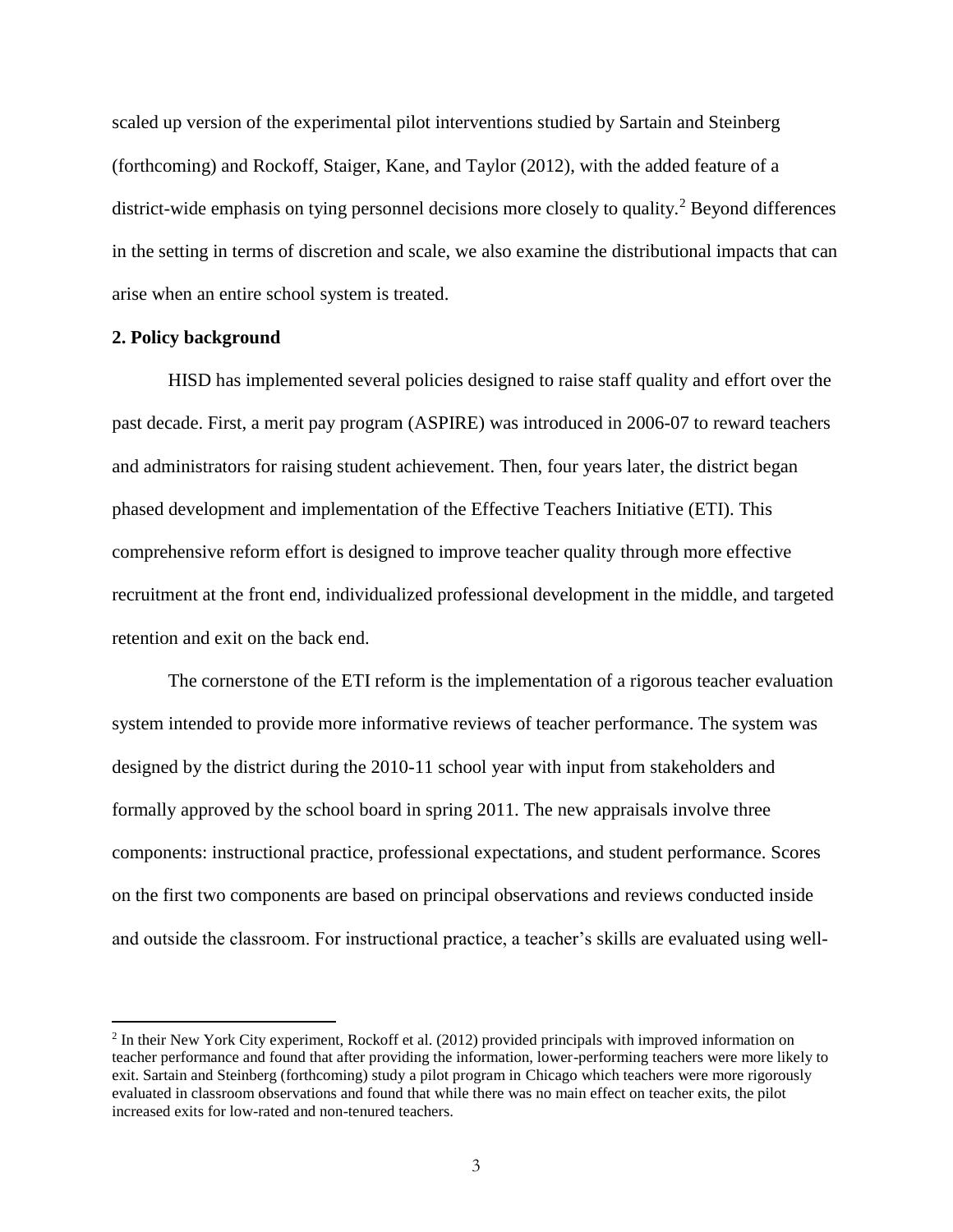scaled up version of the experimental pilot interventions studied by Sartain and Steinberg (forthcoming) and Rockoff, Staiger, Kane, and Taylor (2012), with the added feature of a district-wide emphasis on tying personnel decisions more closely to quality.[2] Beyond differences in the setting in terms of discretion and scale, we also examine the distributional impacts that can arise when an entire school system is treated.

## 2. Policy background

HISD has implemented several policies designed to raise staff quality and effort over the past decade. First, a merit pay program (ASPIRE) was introduced in 2006-07 to reward teachers and administrators for raising student achievement. Then, four years later, the district began phased development and implementation of the Effective Teachers Initiative (ETI). This comprehensive reform effort is designed to improve teacher quality through more effective recruitment at the front end, individualized professional development in the middle, and targeted retention and exit on the back end.

The cornerstone of the ETI reform is the implementation of a rigorous teacher evaluation system intended to provide more informative reviews of teacher performance. The system was designed by the district during the 2010-11 school year with input from stakeholders and formally approved by the school board in spring 2011. The new appraisals involve three components: instructional practice, professional expectations, and student performance. Scores on the first two components are based on principal observations and reviews conducted inside and outside the classroom. For instructional practice, a teacher's skills are evaluated using well-

[2] In their New York City experiment, Rockoff et al. (2012) provided principals with improved information on teacher performance and found that after providing the information, lower-performing teachers were more likely to exit. Sartain and Steinberg (forthcoming) study a pilot program in Chicago which teachers were more rigorously evaluated in classroom observations and found that while there was no main effect on teacher exits, the pilot increased exits for low-rated and non-tenured teachers.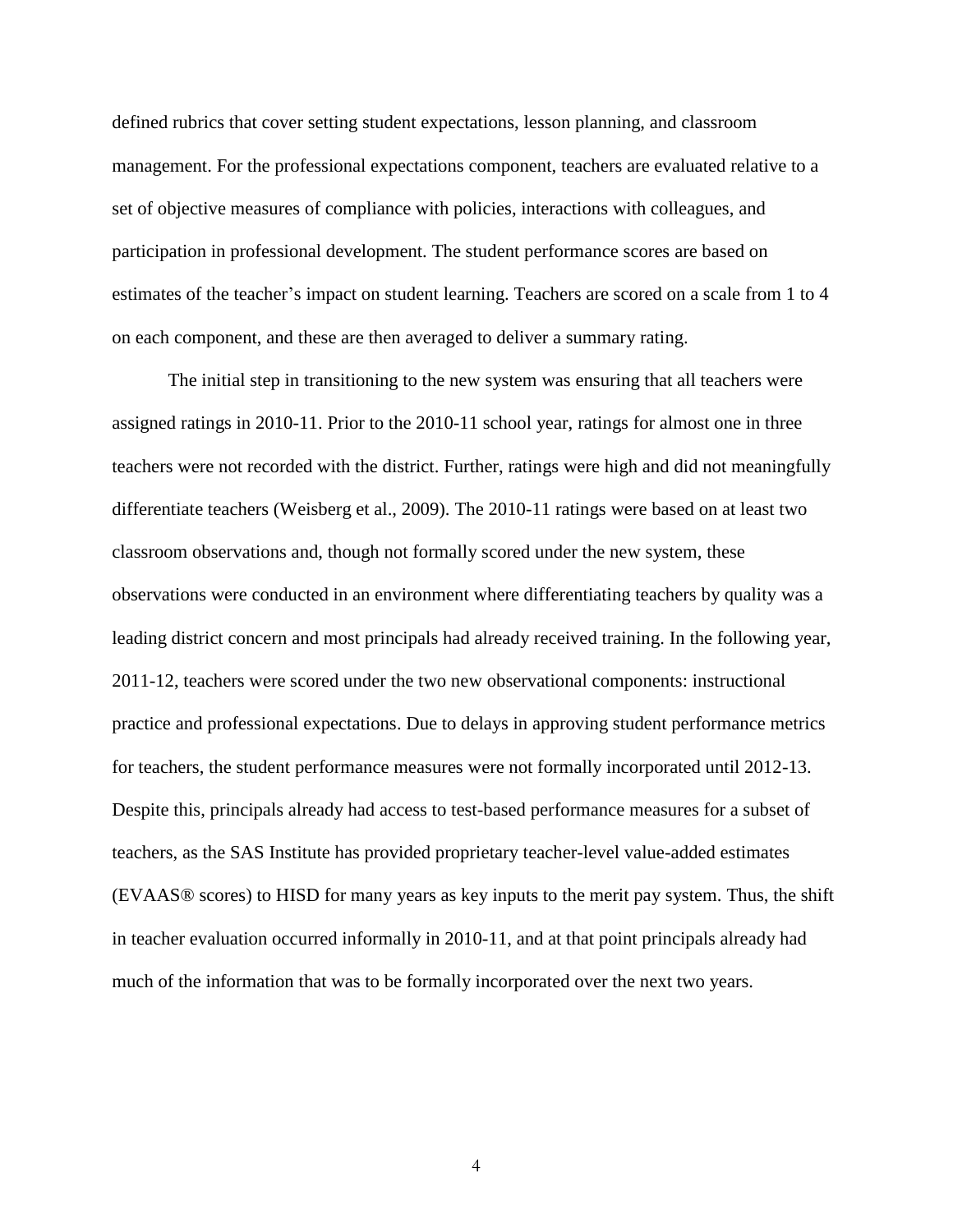defined rubrics that cover setting student expectations, lesson planning, and classroom management. For the professional expectations component, teachers are evaluated relative to a set of objective measures of compliance with policies, interactions with colleagues, and participation in professional development. The student performance scores are based on estimates of the teacher's impact on student learning. Teachers are scored on a scale from 1 to 4 on each component, and these are then averaged to deliver a summary rating.

The initial step in transitioning to the new system was ensuring that all teachers were assigned ratings in 2010-11. Prior to the 2010-11 school year, ratings for almost one in three teachers were not recorded with the district. Further, ratings were high and did not meaningfully differentiate teachers (Weisberg et al., 2009). The 2010-11 ratings were based on at least two classroom observations and, though not formally scored under the new system, these observations were conducted in an environment where differentiating teachers by quality was a leading district concern and most principals had already received training. In the following year, 2011-12, teachers were scored under the two new observational components: instructional practice and professional expectations. Due to delays in approving student performance metrics for teachers, the student performance measures were not formally incorporated until 2012-13. Despite this, principals already had access to test-based performance measures for a subset of teachers, as the SAS Institute has provided proprietary teacher-level value-added estimates (EVAAS® scores) to HISD for many years as key inputs to the merit pay system. Thus, the shift in teacher evaluation occurred informally in 2010-11, and at that point principals already had much of the information that was to be formally incorporated over the next two years.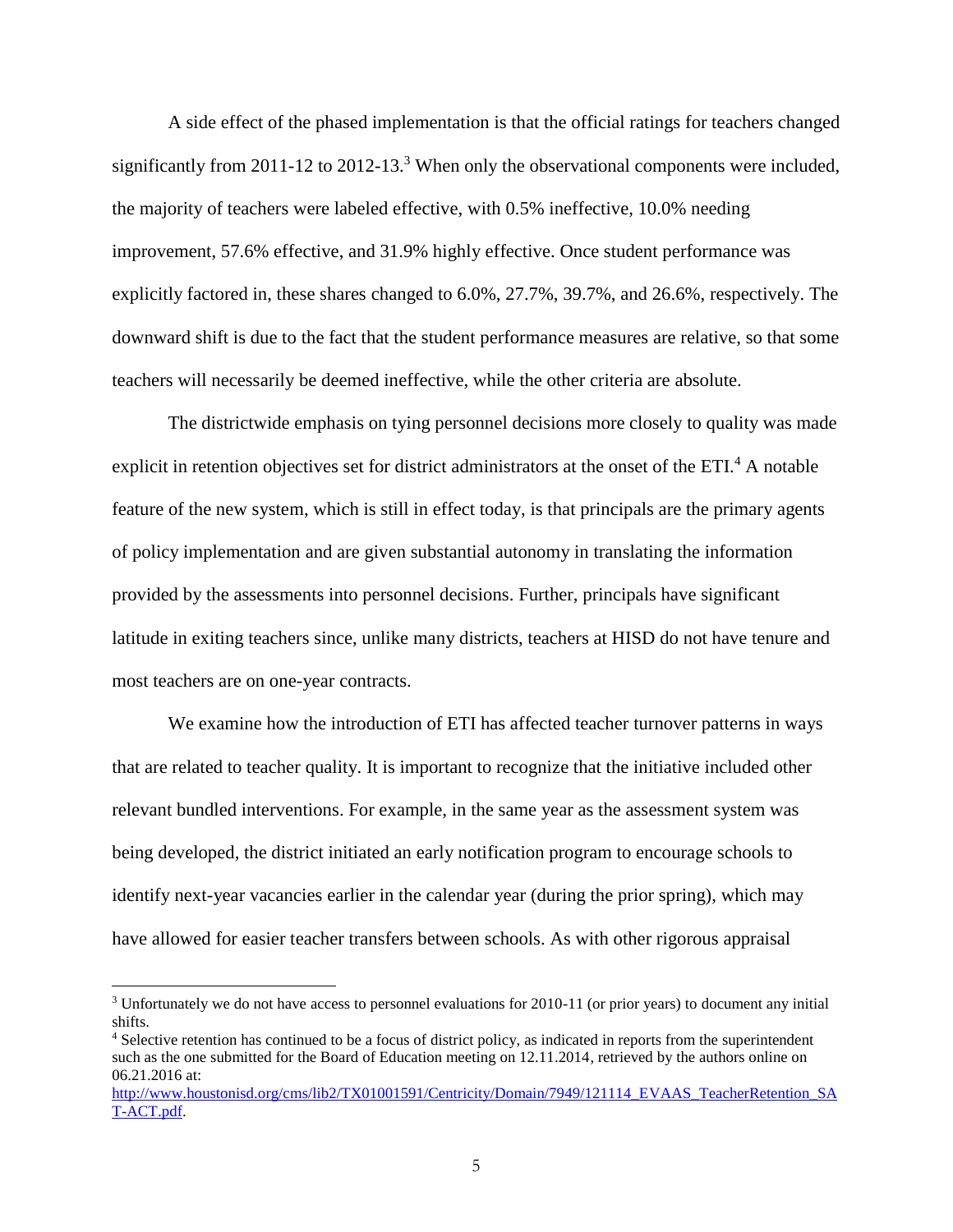A side effect of the phased implementation is that the official ratings for teachers changed significantly from 2011-12 to 2012-13.[3] When only the observational components were included, the majority of teachers were labeled effective, with 0.5% ineffective, 10.0% needing improvement, 57.6% effective, and 31.9% highly effective. Once student performance was explicitly factored in, these shares changed to 6.0%, 27.7%, 39.7%, and 26.6%, respectively. The downward shift is due to the fact that the student performance measures are relative, so that some teachers will necessarily be deemed ineffective, while the other criteria are absolute.

The districtwide emphasis on tying personnel decisions more closely to quality was made explicit in retention objectives set for district administrators at the onset of the ETI.[4] A notable feature of the new system, which is still in effect today, is that principals are the primary agents of policy implementation and are given substantial autonomy in translating the information provided by the assessments into personnel decisions. Further, principals have significant latitude in exiting teachers since, unlike many districts, teachers at HISD do not have tenure and most teachers are on one-year contracts.

We examine how the introduction of ETI has affected teacher turnover patterns in ways that are related to teacher quality. It is important to recognize that the initiative included other relevant bundled interventions. For example, in the same year as the assessment system was being developed, the district initiated an early notification program to encourage schools to identify next-year vacancies earlier in the calendar year (during the prior spring), which may have allowed for easier teacher transfers between schools. As with other rigorous appraisal

---

[3] Unfortunately we do not have access to personnel evaluations for 2010-11 (or prior years) to document any initial shifts.

[4] Selective retention has continued to be a focus of district policy, as indicated in reports from the superintendent such as the one submitted for the Board of Education meeting on 12.11.2014, retrieved by the authors online on 06.21.2016 at: http://www.houstonisd.org/cms/lib2/TX01001591/Centricity/Domain/7949/121114_EVAAS_TeacherRetention_SAT-ACT.pdf.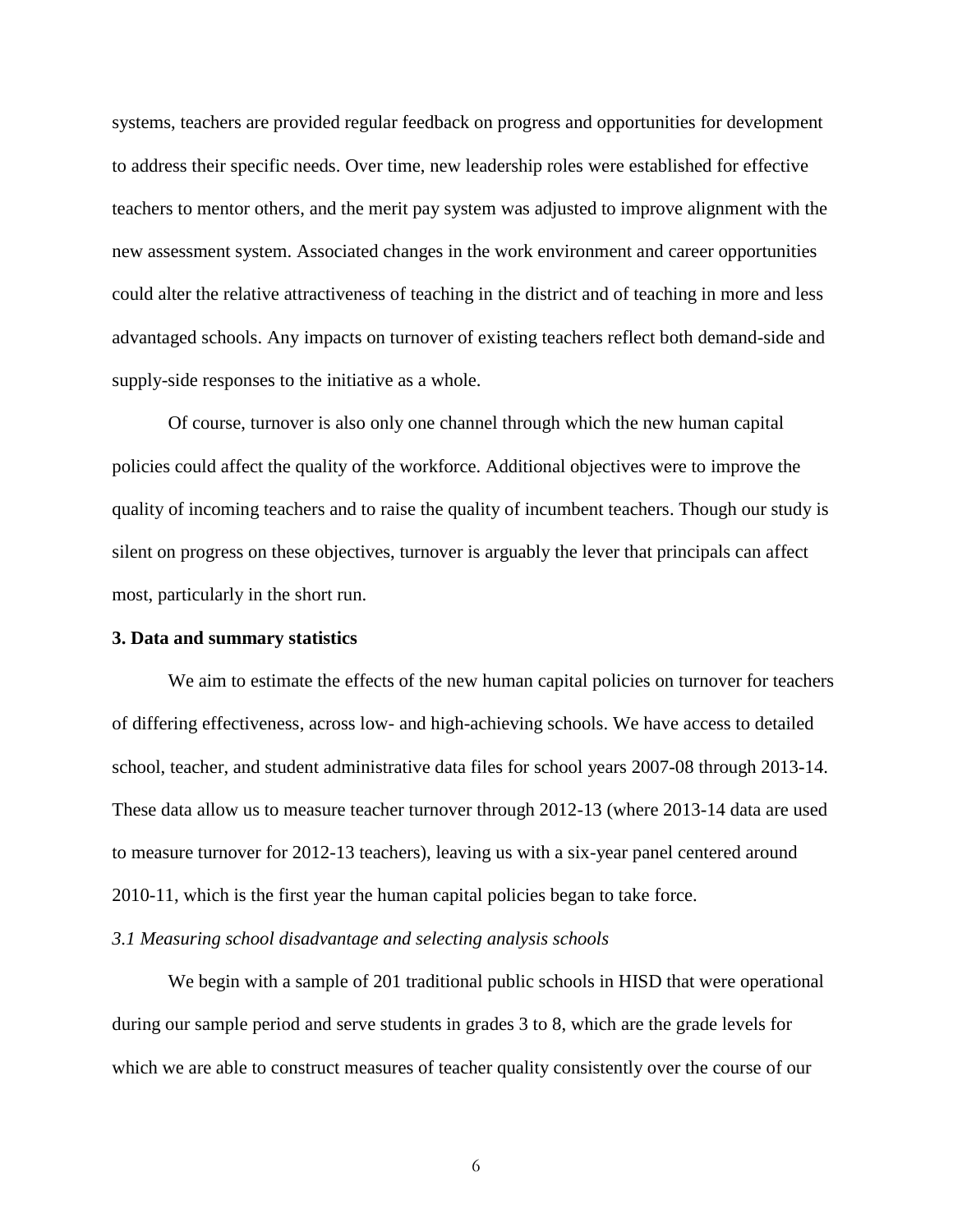systems, teachers are provided regular feedback on progress and opportunities for development to address their specific needs. Over time, new leadership roles were established for effective teachers to mentor others, and the merit pay system was adjusted to improve alignment with the new assessment system. Associated changes in the work environment and career opportunities could alter the relative attractiveness of teaching in the district and of teaching in more and less advantaged schools. Any impacts on turnover of existing teachers reflect both demand-side and supply-side responses to the initiative as a whole.

Of course, turnover is also only one channel through which the new human capital policies could affect the quality of the workforce. Additional objectives were to improve the quality of incoming teachers and to raise the quality of incumbent teachers. Though our study is silent on progress on these objectives, turnover is arguably the lever that principals can affect most, particularly in the short run.

## 3. Data and summary statistics

We aim to estimate the effects of the new human capital policies on turnover for teachers of differing effectiveness, across low- and high-achieving schools. We have access to detailed school, teacher, and student administrative data files for school years 2007-08 through 2013-14. These data allow us to measure teacher turnover through 2012-13 (where 2013-14 data are used to measure turnover for 2012-13 teachers), leaving us with a six-year panel centered around 2010-11, which is the first year the human capital policies began to take force.

### *3.1 Measuring school disadvantage and selecting analysis schools*

We begin with a sample of 201 traditional public schools in HISD that were operational during our sample period and serve students in grades 3 to 8, which are the grade levels for which we are able to construct measures of teacher quality consistently over the course of our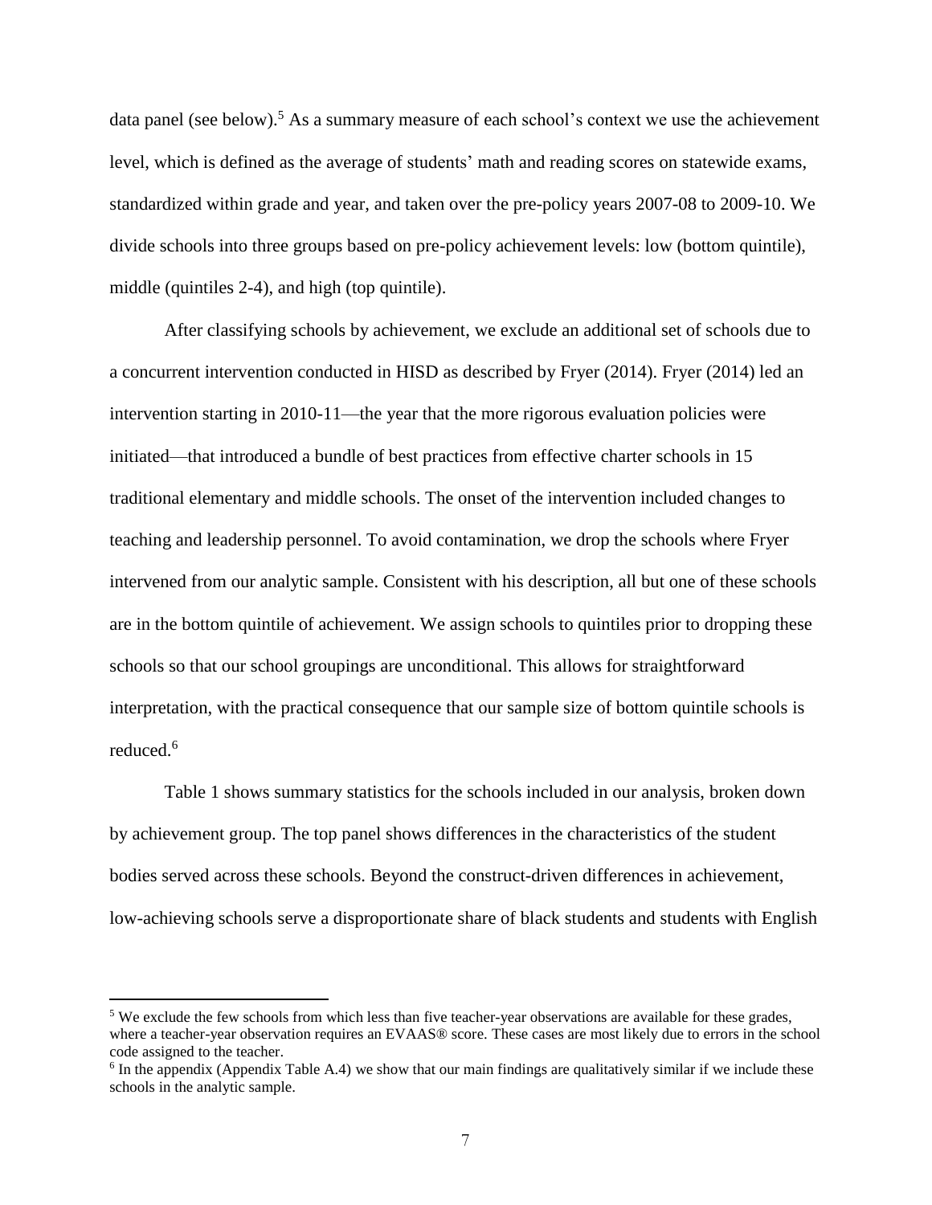data panel (see below).[5] As a summary measure of each school's context we use the achievement level, which is defined as the average of students' math and reading scores on statewide exams, standardized within grade and year, and taken over the pre-policy years 2007-08 to 2009-10. We divide schools into three groups based on pre-policy achievement levels: low (bottom quintile), middle (quintiles 2-4), and high (top quintile).

After classifying schools by achievement, we exclude an additional set of schools due to a concurrent intervention conducted in HISD as described by Fryer (2014). Fryer (2014) led an intervention starting in 2010-11—the year that the more rigorous evaluation policies were initiated—that introduced a bundle of best practices from effective charter schools in 15 traditional elementary and middle schools. The onset of the intervention included changes to teaching and leadership personnel. To avoid contamination, we drop the schools where Fryer intervened from our analytic sample. Consistent with his description, all but one of these schools are in the bottom quintile of achievement. We assign schools to quintiles prior to dropping these schools so that our school groupings are unconditional. This allows for straightforward interpretation, with the practical consequence that our sample size of bottom quintile schools is reduced.[6]

Table 1 shows summary statistics for the schools included in our analysis, broken down by achievement group. The top panel shows differences in the characteristics of the student bodies served across these schools. Beyond the construct-driven differences in achievement, low-achieving schools serve a disproportionate share of black students and students with English

[5] We exclude the few schools from which less than five teacher-year observations are available for these grades, where a teacher-year observation requires an EVAAS® score. These cases are most likely due to errors in the school code assigned to the teacher.

[6] In the appendix (Appendix Table A.4) we show that our main findings are qualitatively similar if we include these schools in the analytic sample.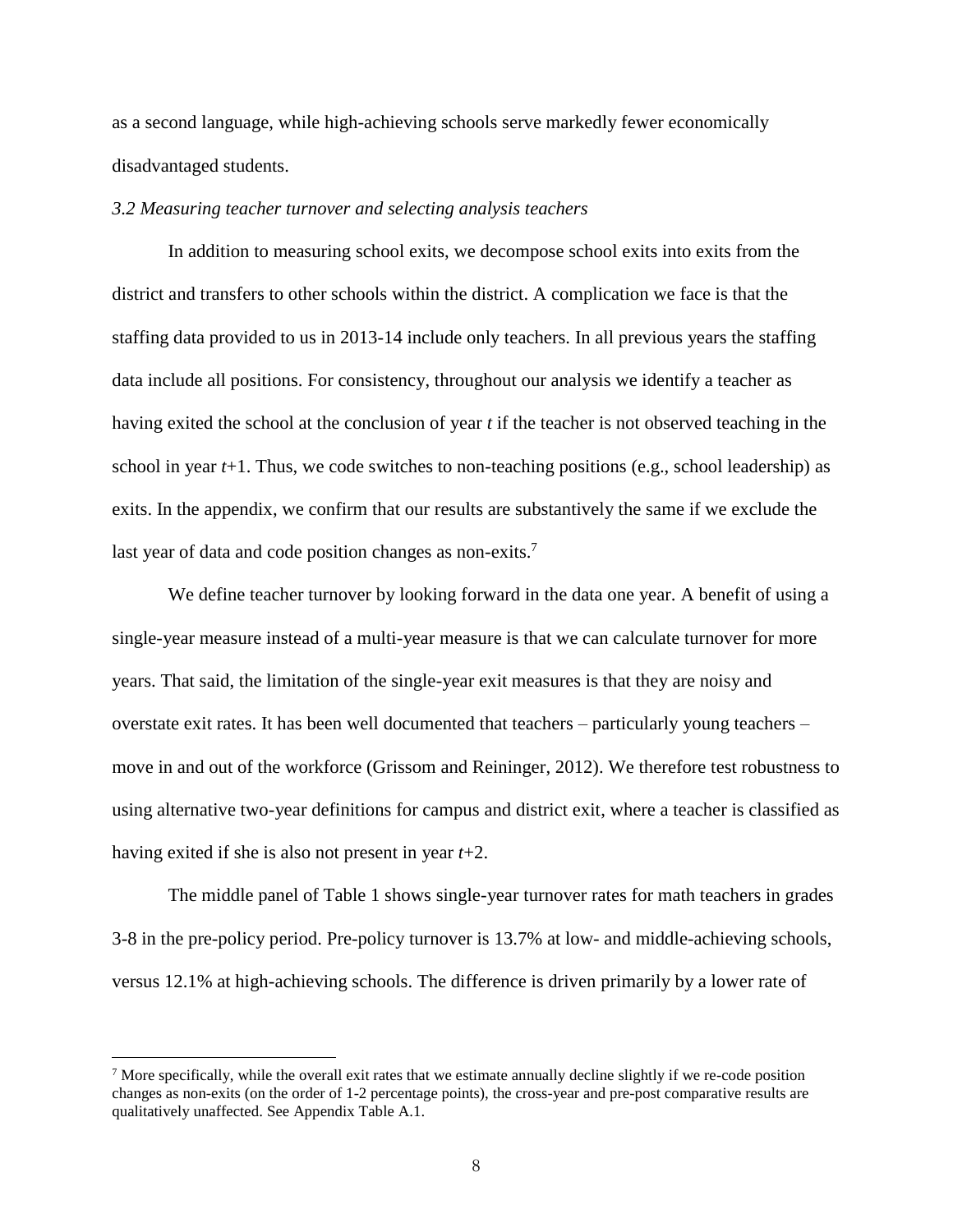as a second language, while high-achieving schools serve markedly fewer economically disadvantaged students.

### *3.2 Measuring teacher turnover and selecting analysis teachers*

In addition to measuring school exits, we decompose school exits into exits from the district and transfers to other schools within the district. A complication we face is that the staffing data provided to us in 2013-14 include only teachers. In all previous years the staffing data include all positions. For consistency, throughout our analysis we identify a teacher as having exited the school at the conclusion of year *t* if the teacher is not observed teaching in the school in year *t*+1. Thus, we code switches to non-teaching positions (e.g., school leadership) as exits. In the appendix, we confirm that our results are substantively the same if we exclude the last year of data and code position changes as non-exits.[7]

We define teacher turnover by looking forward in the data one year. A benefit of using a single-year measure instead of a multi-year measure is that we can calculate turnover for more years. That said, the limitation of the single-year exit measures is that they are noisy and overstate exit rates. It has been well documented that teachers – particularly young teachers – move in and out of the workforce (Grissom and Reininger, 2012). We therefore test robustness to using alternative two-year definitions for campus and district exit, where a teacher is classified as having exited if she is also not present in year *t*+2.

The middle panel of Table 1 shows single-year turnover rates for math teachers in grades 3-8 in the pre-policy period. Pre-policy turnover is 13.7% at low- and middle-achieving schools, versus 12.1% at high-achieving schools. The difference is driven primarily by a lower rate of

---

[7] More specifically, while the overall exit rates that we estimate annually decline slightly if we re-code position changes as non-exits (on the order of 1-2 percentage points), the cross-year and pre-post comparative results are qualitatively unaffected. See Appendix Table A.1.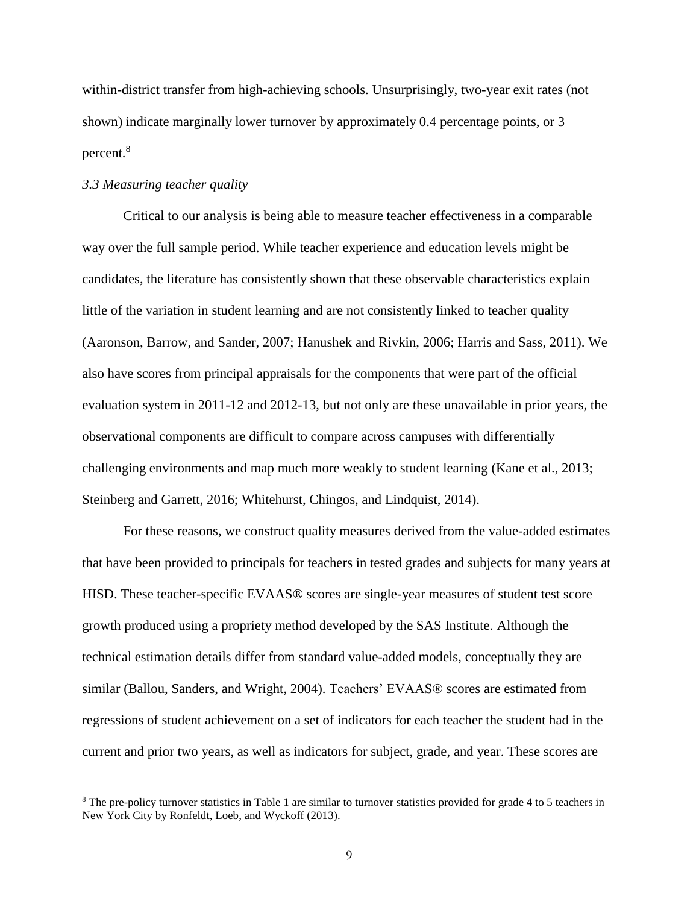within-district transfer from high-achieving schools. Unsurprisingly, two-year exit rates (not shown) indicate marginally lower turnover by approximately 0.4 percentage points, or 3 percent.[8]

### *3.3 Measuring teacher quality*

Critical to our analysis is being able to measure teacher effectiveness in a comparable way over the full sample period. While teacher experience and education levels might be candidates, the literature has consistently shown that these observable characteristics explain little of the variation in student learning and are not consistently linked to teacher quality (Aaronson, Barrow, and Sander, 2007; Hanushek and Rivkin, 2006; Harris and Sass, 2011). We also have scores from principal appraisals for the components that were part of the official evaluation system in 2011-12 and 2012-13, but not only are these unavailable in prior years, the observational components are difficult to compare across campuses with differentially challenging environments and map much more weakly to student learning (Kane et al., 2013; Steinberg and Garrett, 2016; Whitehurst, Chingos, and Lindquist, 2014).

For these reasons, we construct quality measures derived from the value-added estimates that have been provided to principals for teachers in tested grades and subjects for many years at HISD. These teacher-specific EVAAS® scores are single-year measures of student test score growth produced using a propriety method developed by the SAS Institute. Although the technical estimation details differ from standard value-added models, conceptually they are similar (Ballou, Sanders, and Wright, 2004). Teachers' EVAAS® scores are estimated from regressions of student achievement on a set of indicators for each teacher the student had in the current and prior two years, as well as indicators for subject, grade, and year. These scores are

[8] The pre-policy turnover statistics in Table 1 are similar to turnover statistics provided for grade 4 to 5 teachers in New York City by Ronfeldt, Loeb, and Wyckoff (2013).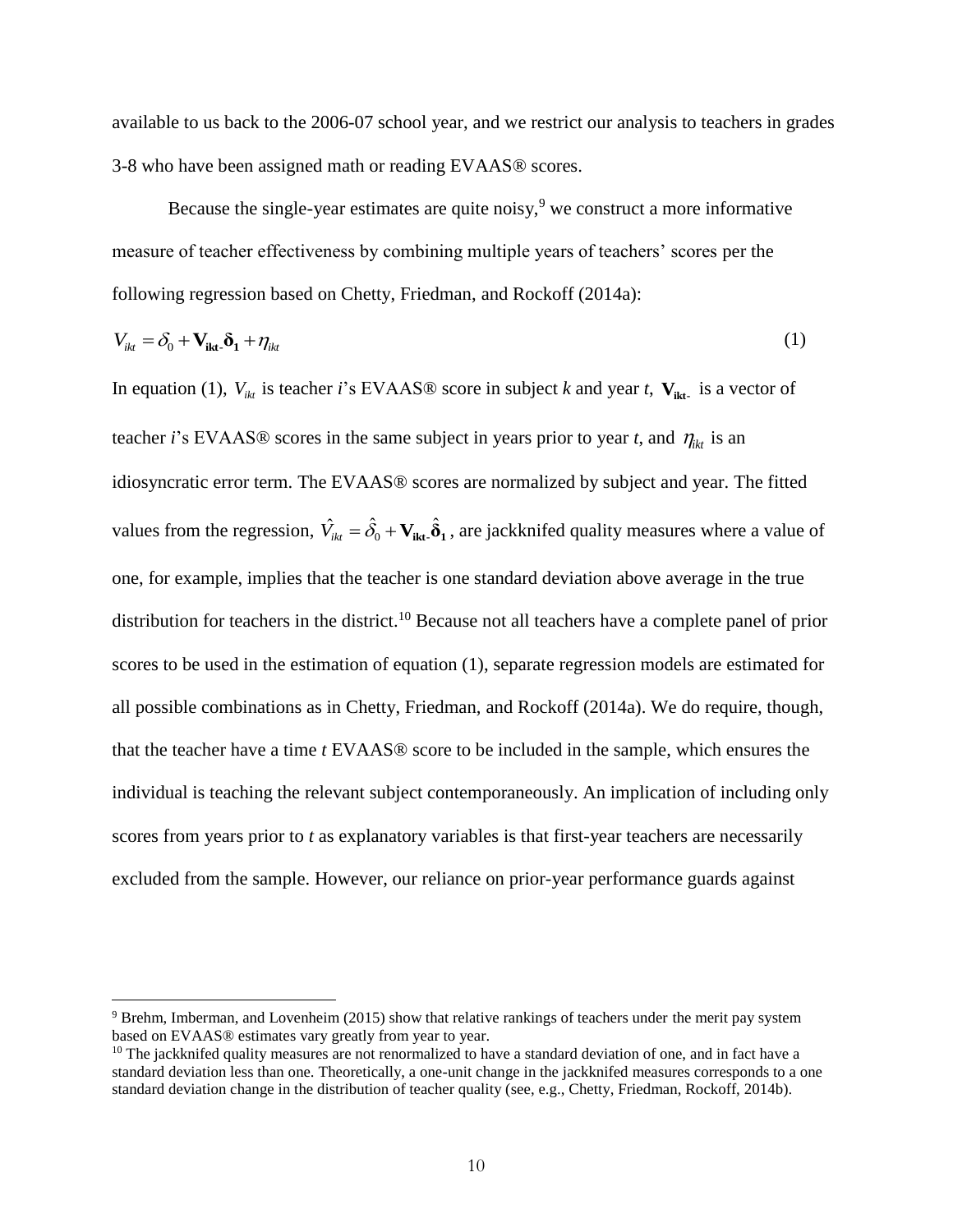available to us back to the 2006-07 school year, and we restrict our analysis to teachers in grades 3-8 who have been assigned math or reading EVAAS® scores.

Because the single-year estimates are quite noisy,[9] we construct a more informative measure of teacher effectiveness by combining multiple years of teachers' scores per the following regression based on Chetty, Friedman, and Rockoff (2014a):

$$V_{ikt} = \delta_0 + \mathbf{V_{ikt-}}\boldsymbol{\delta_1} + \eta_{ikt} \tag{1}$$

In equation (1), $V_{ikt}$ is teacher *i*'s EVAAS® score in subject *k* and year *t*, $\mathbf{V_{ikt-}}$ is a vector of teacher *i*'s EVAAS® scores in the same subject in years prior to year *t*, and $\eta_{ikt}$ is an idiosyncratic error term. The EVAAS® scores are normalized by subject and year. The fitted values from the regression, $\hat{V}_{ikt} = \hat{\delta}_0 + \mathbf{V_{ikt-}}\hat{\boldsymbol{\delta}}_\mathbf{1}$, are jackknifed quality measures where a value of one, for example, implies that the teacher is one standard deviation above average in the true distribution for teachers in the district.[10] Because not all teachers have a complete panel of prior scores to be used in the estimation of equation (1), separate regression models are estimated for all possible combinations as in Chetty, Friedman, and Rockoff (2014a). We do require, though, that the teacher have a time *t* EVAAS® score to be included in the sample, which ensures the individual is teaching the relevant subject contemporaneously. An implication of including only scores from years prior to *t* as explanatory variables is that first-year teachers are necessarily excluded from the sample. However, our reliance on prior-year performance guards against

---

[9] Brehm, Imberman, and Lovenheim (2015) show that relative rankings of teachers under the merit pay system based on EVAAS® estimates vary greatly from year to year.

[10] The jackknifed quality measures are not renormalized to have a standard deviation of one, and in fact have a standard deviation less than one. Theoretically, a one-unit change in the jackknifed measures corresponds to a one standard deviation change in the distribution of teacher quality (see, e.g., Chetty, Friedman, Rockoff, 2014b).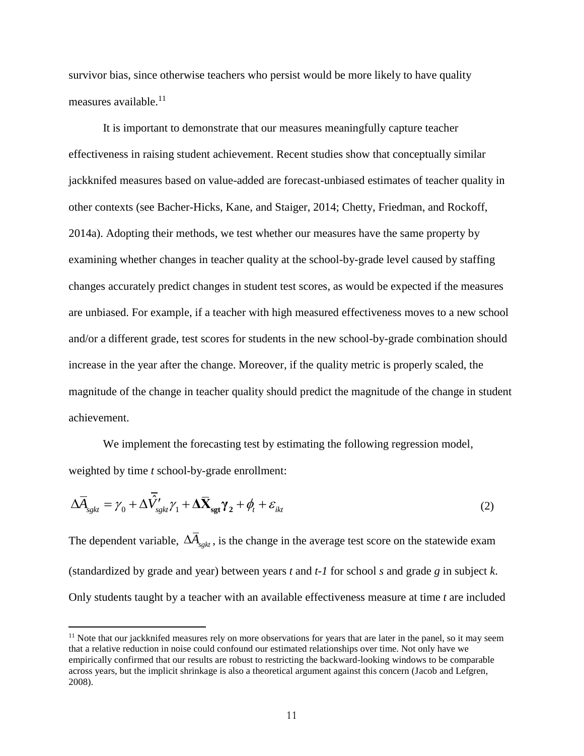survivor bias, since otherwise teachers who persist would be more likely to have quality measures available.[11]

It is important to demonstrate that our measures meaningfully capture teacher effectiveness in raising student achievement. Recent studies show that conceptually similar jackknifed measures based on value-added are forecast-unbiased estimates of teacher quality in other contexts (see Bacher-Hicks, Kane, and Staiger, 2014; Chetty, Friedman, and Rockoff, 2014a). Adopting their methods, we test whether our measures have the same property by examining whether changes in teacher quality at the school-by-grade level caused by staffing changes accurately predict changes in student test scores, as would be expected if the measures are unbiased. For example, if a teacher with high measured effectiveness moves to a new school and/or a different grade, test scores for students in the new school-by-grade combination should increase in the year after the change. Moreover, if the quality metric is properly scaled, the magnitude of the change in teacher quality should predict the magnitude of the change in student achievement.

We implement the forecasting test by estimating the following regression model, weighted by time *t* school-by-grade enrollment:

$$\Delta\bar{A}_{sgkt} = \gamma_0 + \Delta\bar{\hat{V}}'_{sgkt}\gamma_1 + \mathbf{\Delta\bar{X}_{sgt}\gamma_2} + \phi_t + \varepsilon_{ikt} \tag{2}$$

The dependent variable, $\Delta\bar{A}_{sgkt}$, is the change in the average test score on the statewide exam (standardized by grade and year) between years *t* and *t-1* for school *s* and grade *g* in subject *k*. Only students taught by a teacher with an available effectiveness measure at time *t* are included

[11] Note that our jackknifed measures rely on more observations for years that are later in the panel, so it may seem that a relative reduction in noise could confound our estimated relationships over time. Not only have we empirically confirmed that our results are robust to restricting the backward-looking windows to be comparable across years, but the implicit shrinkage is also a theoretical argument against this concern (Jacob and Lefgren, 2008).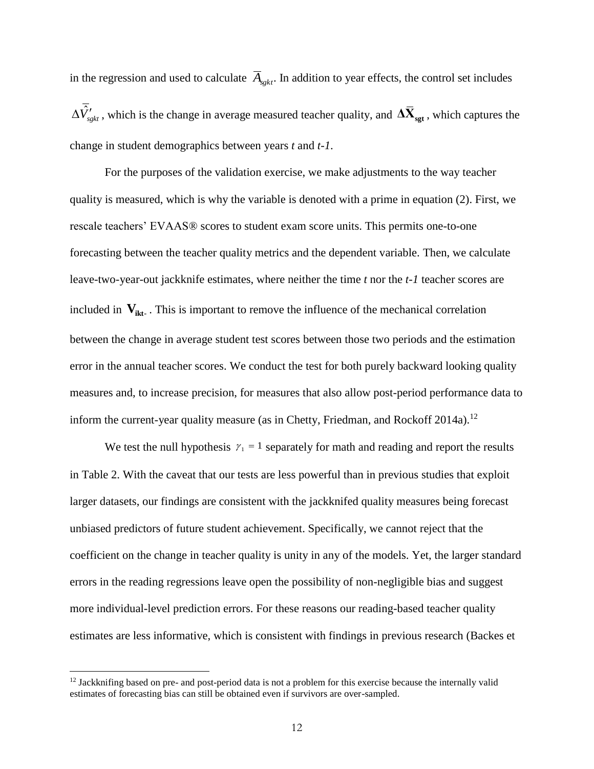in the regression and used to calculate $\overline{A}_{sgkt}$. In addition to year effects, the control set includes $\Delta\bar{\hat{V}}'_{sgkt}$, which is the change in average measured teacher quality, and $\Delta\bar{\mathbf{X}}_{\mathbf{sgt}}$, which captures the change in student demographics between years *t* and *t-1*.

For the purposes of the validation exercise, we make adjustments to the way teacher quality is measured, which is why the variable is denoted with a prime in equation (2). First, we rescale teachers' EVAAS® scores to student exam score units. This permits one-to-one forecasting between the teacher quality metrics and the dependent variable. Then, we calculate leave-two-year-out jackknife estimates, where neither the time *t* nor the *t-1* teacher scores are included in $\mathbf{V}_{\mathbf{ikt-}}$. This is important to remove the influence of the mechanical correlation between the change in average student test scores between those two periods and the estimation error in the annual teacher scores. We conduct the test for both purely backward looking quality measures and, to increase precision, for measures that also allow post-period performance data to inform the current-year quality measure (as in Chetty, Friedman, and Rockoff 2014a).[12]

We test the null hypothesis $\gamma_1 = 1$ separately for math and reading and report the results in Table 2. With the caveat that our tests are less powerful than in previous studies that exploit larger datasets, our findings are consistent with the jackknifed quality measures being forecast unbiased predictors of future student achievement. Specifically, we cannot reject that the coefficient on the change in teacher quality is unity in any of the models. Yet, the larger standard errors in the reading regressions leave open the possibility of non-negligible bias and suggest more individual-level prediction errors. For these reasons our reading-based teacher quality estimates are less informative, which is consistent with findings in previous research (Backes et

[12] Jackknifing based on pre- and post-period data is not a problem for this exercise because the internally valid estimates of forecasting bias can still be obtained even if survivors are over-sampled.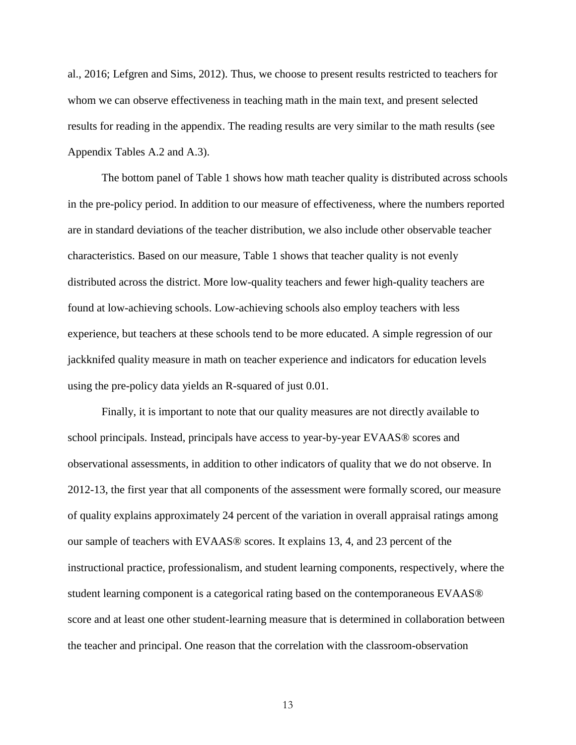al., 2016; Lefgren and Sims, 2012). Thus, we choose to present results restricted to teachers for whom we can observe effectiveness in teaching math in the main text, and present selected results for reading in the appendix. The reading results are very similar to the math results (see Appendix Tables A.2 and A.3).

The bottom panel of Table 1 shows how math teacher quality is distributed across schools in the pre-policy period. In addition to our measure of effectiveness, where the numbers reported are in standard deviations of the teacher distribution, we also include other observable teacher characteristics. Based on our measure, Table 1 shows that teacher quality is not evenly distributed across the district. More low-quality teachers and fewer high-quality teachers are found at low-achieving schools. Low-achieving schools also employ teachers with less experience, but teachers at these schools tend to be more educated. A simple regression of our jackknifed quality measure in math on teacher experience and indicators for education levels using the pre-policy data yields an R-squared of just 0.01.

Finally, it is important to note that our quality measures are not directly available to school principals. Instead, principals have access to year-by-year EVAAS® scores and observational assessments, in addition to other indicators of quality that we do not observe. In 2012-13, the first year that all components of the assessment were formally scored, our measure of quality explains approximately 24 percent of the variation in overall appraisal ratings among our sample of teachers with EVAAS® scores. It explains 13, 4, and 23 percent of the instructional practice, professionalism, and student learning components, respectively, where the student learning component is a categorical rating based on the contemporaneous EVAAS® score and at least one other student-learning measure that is determined in collaboration between the teacher and principal. One reason that the correlation with the classroom-observation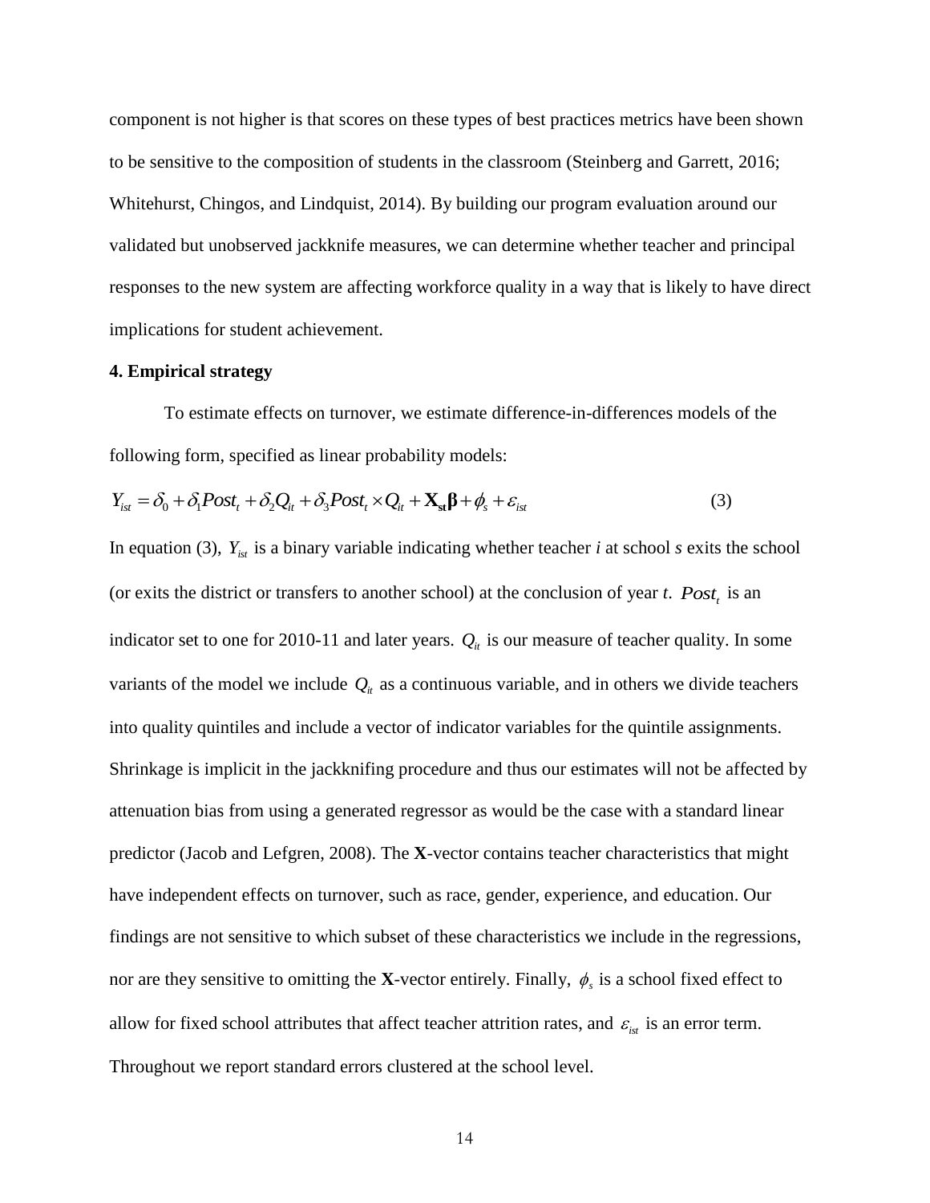component is not higher is that scores on these types of best practices metrics have been shown to be sensitive to the composition of students in the classroom (Steinberg and Garrett, 2016; Whitehurst, Chingos, and Lindquist, 2014). By building our program evaluation around our validated but unobserved jackknife measures, we can determine whether teacher and principal responses to the new system are affecting workforce quality in a way that is likely to have direct implications for student achievement.

## 4. Empirical strategy

To estimate effects on turnover, we estimate difference-in-differences models of the following form, specified as linear probability models:

$$Y_{ist} = \delta_0 + \delta_1 Post_t + \delta_2 Q_{it} + \delta_3 Post_t \times Q_{it} + \mathbf{X_{st}\beta} + \phi_s + \varepsilon_{ist} \tag{3}$$

In equation (3), $Y_{ist}$ is a binary variable indicating whether teacher *i* at school *s* exits the school (or exits the district or transfers to another school) at the conclusion of year *t*. $Post_t$ is an indicator set to one for 2010-11 and later years. $Q_{it}$ is our measure of teacher quality. In some variants of the model we include $Q_{it}$ as a continuous variable, and in others we divide teachers into quality quintiles and include a vector of indicator variables for the quintile assignments. Shrinkage is implicit in the jackknifing procedure and thus our estimates will not be affected by attenuation bias from using a generated regressor as would be the case with a standard linear predictor (Jacob and Lefgren, 2008). The **X**-vector contains teacher characteristics that might have independent effects on turnover, such as race, gender, experience, and education. Our findings are not sensitive to which subset of these characteristics we include in the regressions, nor are they sensitive to omitting the **X**-vector entirely. Finally, $\phi_s$ is a school fixed effect to allow for fixed school attributes that affect teacher attrition rates, and $\varepsilon_{ist}$ is an error term. Throughout we report standard errors clustered at the school level.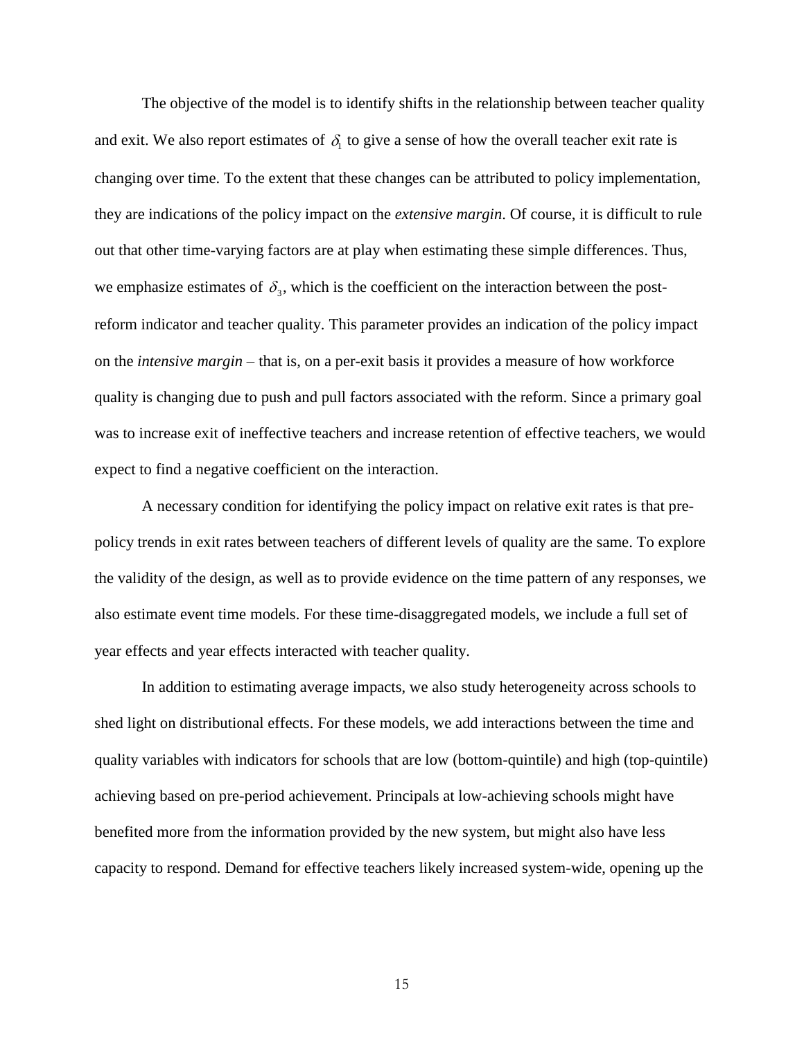The objective of the model is to identify shifts in the relationship between teacher quality and exit. We also report estimates of $\delta_1$ to give a sense of how the overall teacher exit rate is changing over time. To the extent that these changes can be attributed to policy implementation, they are indications of the policy impact on the *extensive margin*. Of course, it is difficult to rule out that other time-varying factors are at play when estimating these simple differences. Thus, we emphasize estimates of $\delta_3$, which is the coefficient on the interaction between the post-reform indicator and teacher quality. This parameter provides an indication of the policy impact on the *intensive margin* – that is, on a per-exit basis it provides a measure of how workforce quality is changing due to push and pull factors associated with the reform. Since a primary goal was to increase exit of ineffective teachers and increase retention of effective teachers, we would expect to find a negative coefficient on the interaction.

A necessary condition for identifying the policy impact on relative exit rates is that pre-policy trends in exit rates between teachers of different levels of quality are the same. To explore the validity of the design, as well as to provide evidence on the time pattern of any responses, we also estimate event time models. For these time-disaggregated models, we include a full set of year effects and year effects interacted with teacher quality.

In addition to estimating average impacts, we also study heterogeneity across schools to shed light on distributional effects. For these models, we add interactions between the time and quality variables with indicators for schools that are low (bottom-quintile) and high (top-quintile) achieving based on pre-period achievement. Principals at low-achieving schools might have benefited more from the information provided by the new system, but might also have less capacity to respond. Demand for effective teachers likely increased system-wide, opening up the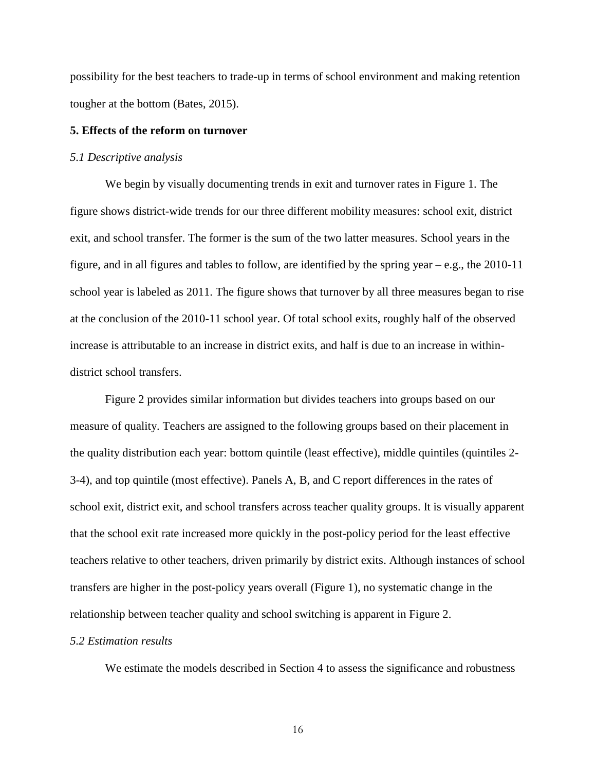possibility for the best teachers to trade-up in terms of school environment and making retention tougher at the bottom (Bates, 2015).

## 5. Effects of the reform on turnover

### *5.1 Descriptive analysis*

We begin by visually documenting trends in exit and turnover rates in Figure 1. The figure shows district-wide trends for our three different mobility measures: school exit, district exit, and school transfer. The former is the sum of the two latter measures. School years in the figure, and in all figures and tables to follow, are identified by the spring year – e.g., the 2010-11 school year is labeled as 2011. The figure shows that turnover by all three measures began to rise at the conclusion of the 2010-11 school year. Of total school exits, roughly half of the observed increase is attributable to an increase in district exits, and half is due to an increase in within-district school transfers.

Figure 2 provides similar information but divides teachers into groups based on our measure of quality. Teachers are assigned to the following groups based on their placement in the quality distribution each year: bottom quintile (least effective), middle quintiles (quintiles 2-3-4), and top quintile (most effective). Panels A, B, and C report differences in the rates of school exit, district exit, and school transfers across teacher quality groups. It is visually apparent that the school exit rate increased more quickly in the post-policy period for the least effective teachers relative to other teachers, driven primarily by district exits. Although instances of school transfers are higher in the post-policy years overall (Figure 1), no systematic change in the relationship between teacher quality and school switching is apparent in Figure 2.

### *5.2 Estimation results*

We estimate the models described in Section 4 to assess the significance and robustness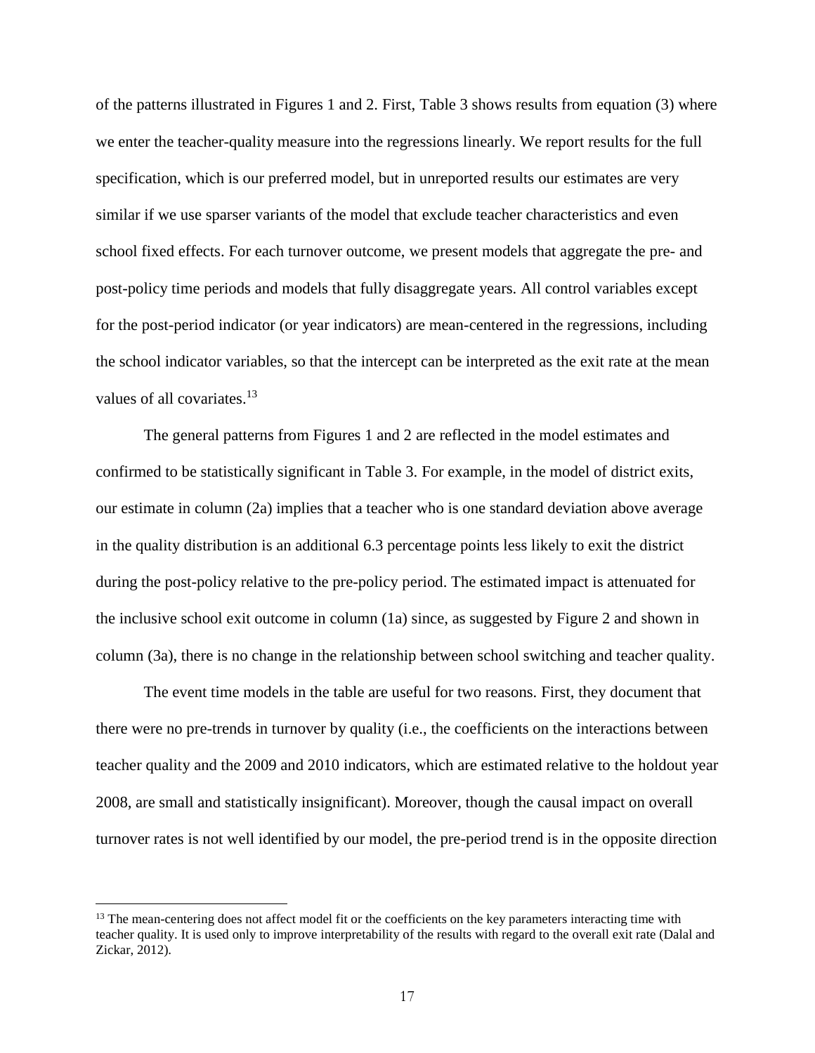of the patterns illustrated in Figures 1 and 2. First, Table 3 shows results from equation (3) where we enter the teacher-quality measure into the regressions linearly. We report results for the full specification, which is our preferred model, but in unreported results our estimates are very similar if we use sparser variants of the model that exclude teacher characteristics and even school fixed effects. For each turnover outcome, we present models that aggregate the pre- and post-policy time periods and models that fully disaggregate years. All control variables except for the post-period indicator (or year indicators) are mean-centered in the regressions, including the school indicator variables, so that the intercept can be interpreted as the exit rate at the mean values of all covariates.[13]

The general patterns from Figures 1 and 2 are reflected in the model estimates and confirmed to be statistically significant in Table 3. For example, in the model of district exits, our estimate in column (2a) implies that a teacher who is one standard deviation above average in the quality distribution is an additional 6.3 percentage points less likely to exit the district during the post-policy relative to the pre-policy period. The estimated impact is attenuated for the inclusive school exit outcome in column (1a) since, as suggested by Figure 2 and shown in column (3a), there is no change in the relationship between school switching and teacher quality.

The event time models in the table are useful for two reasons. First, they document that there were no pre-trends in turnover by quality (i.e., the coefficients on the interactions between teacher quality and the 2009 and 2010 indicators, which are estimated relative to the holdout year 2008, are small and statistically insignificant). Moreover, though the causal impact on overall turnover rates is not well identified by our model, the pre-period trend is in the opposite direction

[13] The mean-centering does not affect model fit or the coefficients on the key parameters interacting time with teacher quality. It is used only to improve interpretability of the results with regard to the overall exit rate (Dalal and Zickar, 2012).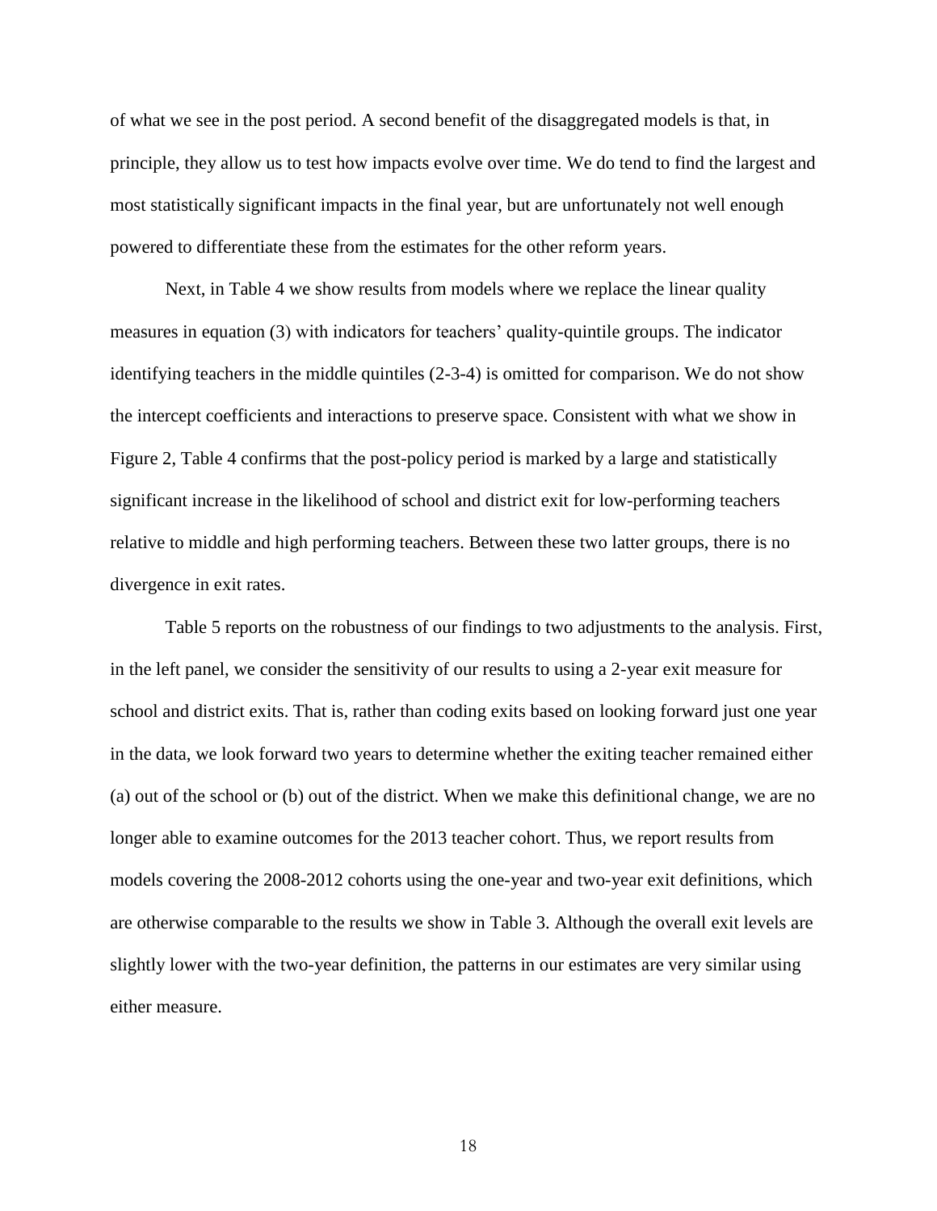of what we see in the post period. A second benefit of the disaggregated models is that, in principle, they allow us to test how impacts evolve over time. We do tend to find the largest and most statistically significant impacts in the final year, but are unfortunately not well enough powered to differentiate these from the estimates for the other reform years.

Next, in Table 4 we show results from models where we replace the linear quality measures in equation (3) with indicators for teachers' quality-quintile groups. The indicator identifying teachers in the middle quintiles (2-3-4) is omitted for comparison. We do not show the intercept coefficients and interactions to preserve space. Consistent with what we show in Figure 2, Table 4 confirms that the post-policy period is marked by a large and statistically significant increase in the likelihood of school and district exit for low-performing teachers relative to middle and high performing teachers. Between these two latter groups, there is no divergence in exit rates.

Table 5 reports on the robustness of our findings to two adjustments to the analysis. First, in the left panel, we consider the sensitivity of our results to using a 2-year exit measure for school and district exits. That is, rather than coding exits based on looking forward just one year in the data, we look forward two years to determine whether the exiting teacher remained either (a) out of the school or (b) out of the district. When we make this definitional change, we are no longer able to examine outcomes for the 2013 teacher cohort. Thus, we report results from models covering the 2008-2012 cohorts using the one-year and two-year exit definitions, which are otherwise comparable to the results we show in Table 3. Although the overall exit levels are slightly lower with the two-year definition, the patterns in our estimates are very similar using either measure.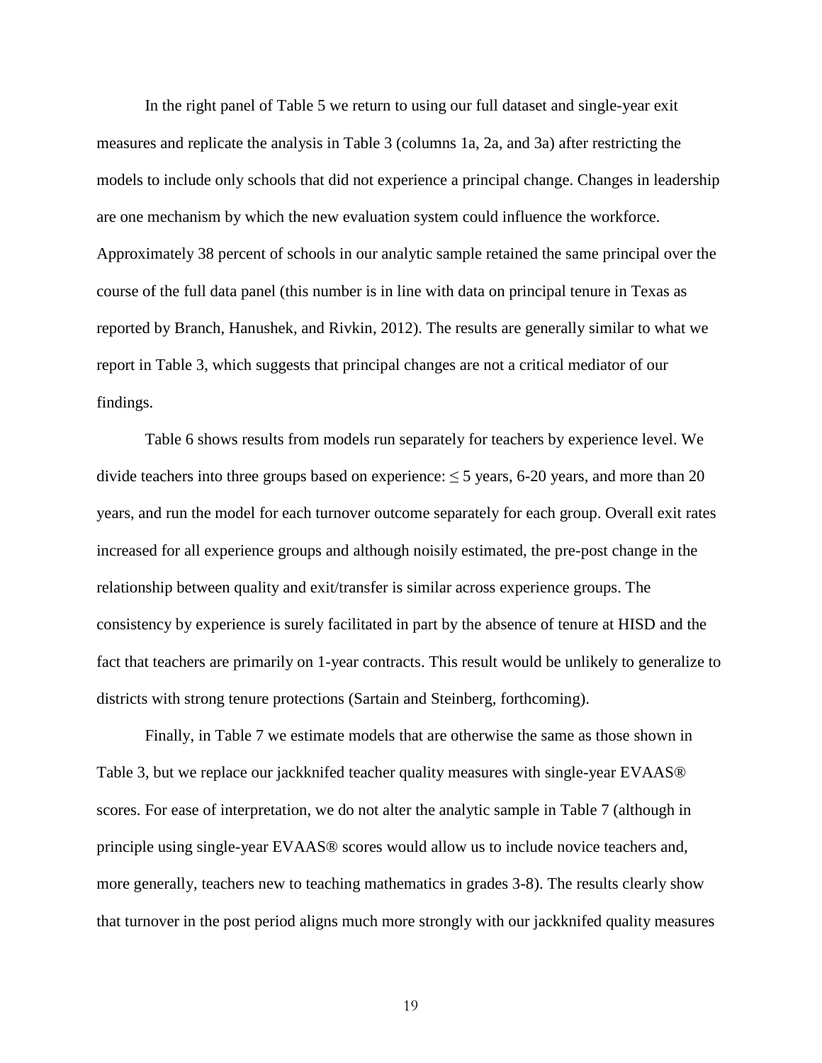In the right panel of Table 5 we return to using our full dataset and single-year exit measures and replicate the analysis in Table 3 (columns 1a, 2a, and 3a) after restricting the models to include only schools that did not experience a principal change. Changes in leadership are one mechanism by which the new evaluation system could influence the workforce. Approximately 38 percent of schools in our analytic sample retained the same principal over the course of the full data panel (this number is in line with data on principal tenure in Texas as reported by Branch, Hanushek, and Rivkin, 2012). The results are generally similar to what we report in Table 3, which suggests that principal changes are not a critical mediator of our findings.

Table 6 shows results from models run separately for teachers by experience level. We divide teachers into three groups based on experience: $\leq 5$ years, 6-20 years, and more than 20 years, and run the model for each turnover outcome separately for each group. Overall exit rates increased for all experience groups and although noisily estimated, the pre-post change in the relationship between quality and exit/transfer is similar across experience groups. The consistency by experience is surely facilitated in part by the absence of tenure at HISD and the fact that teachers are primarily on 1-year contracts. This result would be unlikely to generalize to districts with strong tenure protections (Sartain and Steinberg, forthcoming).

Finally, in Table 7 we estimate models that are otherwise the same as those shown in Table 3, but we replace our jackknifed teacher quality measures with single-year EVAAS® scores. For ease of interpretation, we do not alter the analytic sample in Table 7 (although in principle using single-year EVAAS® scores would allow us to include novice teachers and, more generally, teachers new to teaching mathematics in grades 3-8). The results clearly show that turnover in the post period aligns much more strongly with our jackknifed quality measures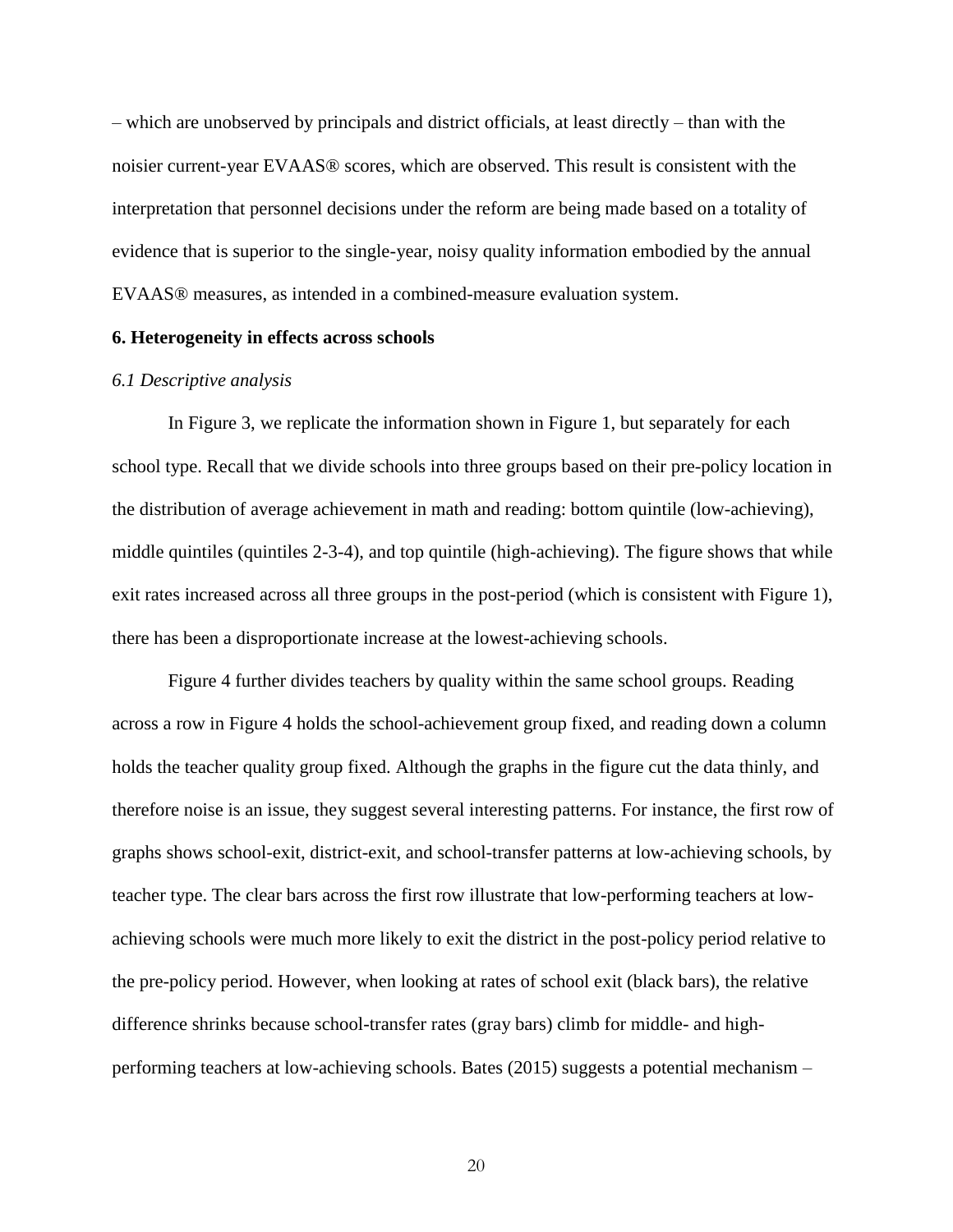– which are unobserved by principals and district officials, at least directly – than with the noisier current-year EVAAS® scores, which are observed. This result is consistent with the interpretation that personnel decisions under the reform are being made based on a totality of evidence that is superior to the single-year, noisy quality information embodied by the annual EVAAS® measures, as intended in a combined-measure evaluation system.

## 6. Heterogeneity in effects across schools

### *6.1 Descriptive analysis*

In Figure 3, we replicate the information shown in Figure 1, but separately for each school type. Recall that we divide schools into three groups based on their pre-policy location in the distribution of average achievement in math and reading: bottom quintile (low-achieving), middle quintiles (quintiles 2-3-4), and top quintile (high-achieving). The figure shows that while exit rates increased across all three groups in the post-period (which is consistent with Figure 1), there has been a disproportionate increase at the lowest-achieving schools.

Figure 4 further divides teachers by quality within the same school groups. Reading across a row in Figure 4 holds the school-achievement group fixed, and reading down a column holds the teacher quality group fixed. Although the graphs in the figure cut the data thinly, and therefore noise is an issue, they suggest several interesting patterns. For instance, the first row of graphs shows school-exit, district-exit, and school-transfer patterns at low-achieving schools, by teacher type. The clear bars across the first row illustrate that low-performing teachers at low-achieving schools were much more likely to exit the district in the post-policy period relative to the pre-policy period. However, when looking at rates of school exit (black bars), the relative difference shrinks because school-transfer rates (gray bars) climb for middle- and high-performing teachers at low-achieving schools. Bates (2015) suggests a potential mechanism –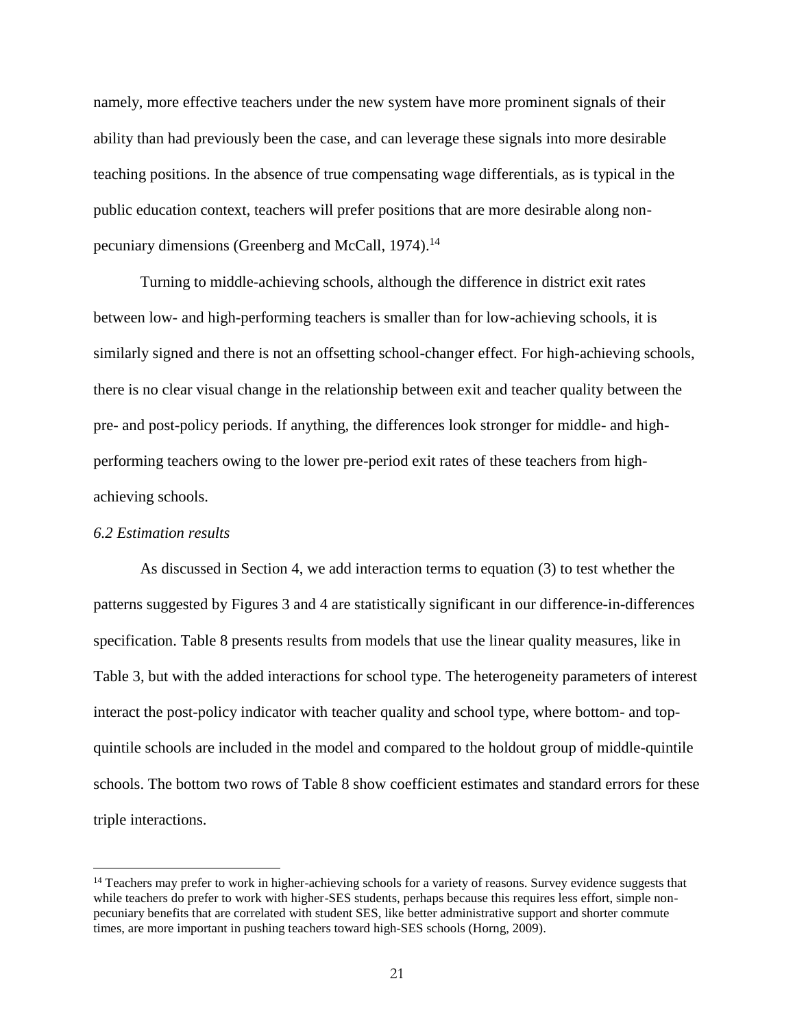namely, more effective teachers under the new system have more prominent signals of their ability than had previously been the case, and can leverage these signals into more desirable teaching positions. In the absence of true compensating wage differentials, as is typical in the public education context, teachers will prefer positions that are more desirable along non-pecuniary dimensions (Greenberg and McCall, 1974).[14]

Turning to middle-achieving schools, although the difference in district exit rates between low- and high-performing teachers is smaller than for low-achieving schools, it is similarly signed and there is not an offsetting school-changer effect. For high-achieving schools, there is no clear visual change in the relationship between exit and teacher quality between the pre- and post-policy periods. If anything, the differences look stronger for middle- and high-performing teachers owing to the lower pre-period exit rates of these teachers from high-achieving schools.

### *6.2 Estimation results*

As discussed in Section 4, we add interaction terms to equation (3) to test whether the patterns suggested by Figures 3 and 4 are statistically significant in our difference-in-differences specification. Table 8 presents results from models that use the linear quality measures, like in Table 3, but with the added interactions for school type. The heterogeneity parameters of interest interact the post-policy indicator with teacher quality and school type, where bottom- and top-quintile schools are included in the model and compared to the holdout group of middle-quintile schools. The bottom two rows of Table 8 show coefficient estimates and standard errors for these triple interactions.

---

[14] Teachers may prefer to work in higher-achieving schools for a variety of reasons. Survey evidence suggests that while teachers do prefer to work with higher-SES students, perhaps because this requires less effort, simple non-pecuniary benefits that are correlated with student SES, like better administrative support and shorter commute times, are more important in pushing teachers toward high-SES schools (Horng, 2009).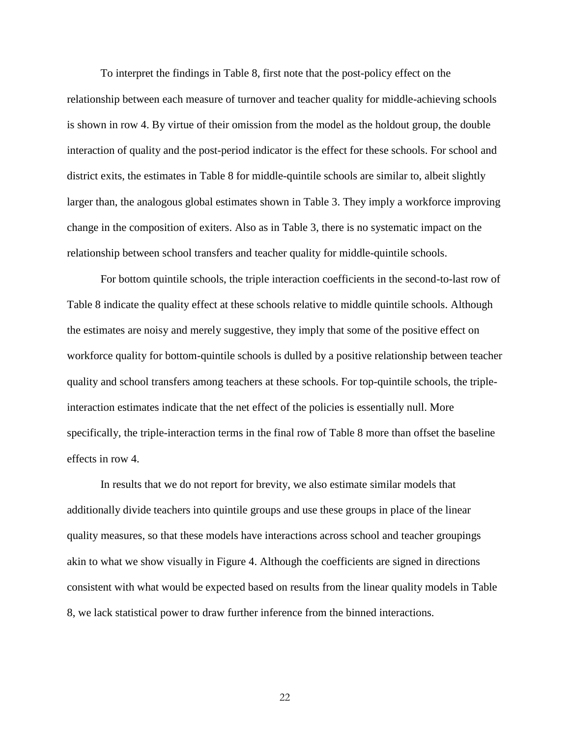To interpret the findings in Table 8, first note that the post-policy effect on the relationship between each measure of turnover and teacher quality for middle-achieving schools is shown in row 4. By virtue of their omission from the model as the holdout group, the double interaction of quality and the post-period indicator is the effect for these schools. For school and district exits, the estimates in Table 8 for middle-quintile schools are similar to, albeit slightly larger than, the analogous global estimates shown in Table 3. They imply a workforce improving change in the composition of exiters. Also as in Table 3, there is no systematic impact on the relationship between school transfers and teacher quality for middle-quintile schools.

For bottom quintile schools, the triple interaction coefficients in the second-to-last row of Table 8 indicate the quality effect at these schools relative to middle quintile schools. Although the estimates are noisy and merely suggestive, they imply that some of the positive effect on workforce quality for bottom-quintile schools is dulled by a positive relationship between teacher quality and school transfers among teachers at these schools. For top-quintile schools, the triple-interaction estimates indicate that the net effect of the policies is essentially null. More specifically, the triple-interaction terms in the final row of Table 8 more than offset the baseline effects in row 4.

In results that we do not report for brevity, we also estimate similar models that additionally divide teachers into quintile groups and use these groups in place of the linear quality measures, so that these models have interactions across school and teacher groupings akin to what we show visually in Figure 4. Although the coefficients are signed in directions consistent with what would be expected based on results from the linear quality models in Table 8, we lack statistical power to draw further inference from the binned interactions.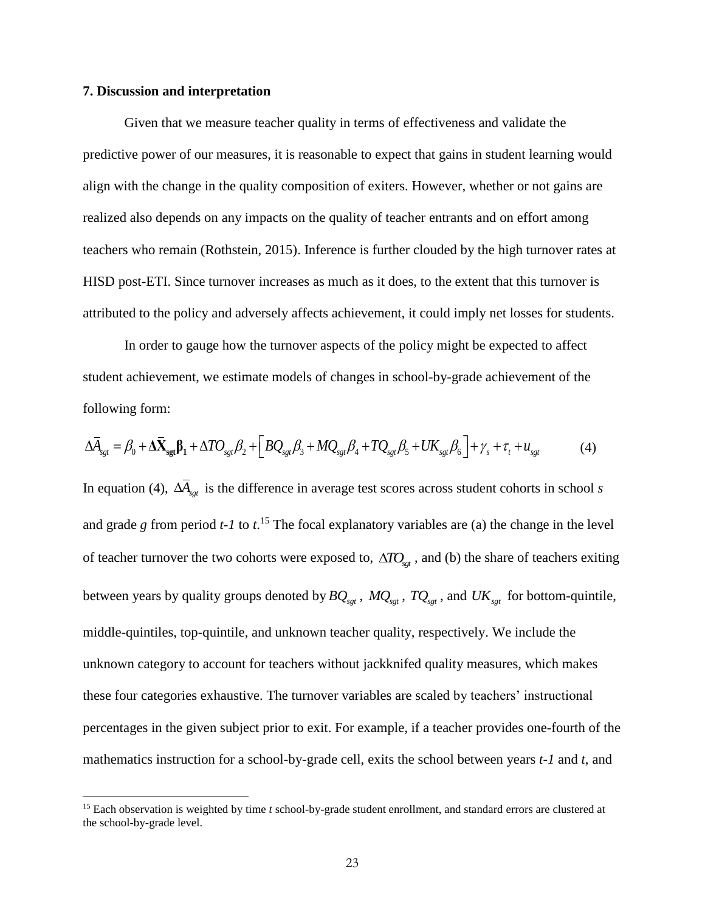## 7. Discussion and interpretation

Given that we measure teacher quality in terms of effectiveness and validate the predictive power of our measures, it is reasonable to expect that gains in student learning would align with the change in the quality composition of exiters. However, whether or not gains are realized also depends on any impacts on the quality of teacher entrants and on effort among teachers who remain (Rothstein, 2015). Inference is further clouded by the high turnover rates at HISD post-ETI. Since turnover increases as much as it does, to the extent that this turnover is attributed to the policy and adversely affects achievement, it could imply net losses for students.

In order to gauge how the turnover aspects of the policy might be expected to affect student achievement, we estimate models of changes in school-by-grade achievement of the following form:

$$\Delta \bar{A}_{sgt} = \beta_0 + \mathbf{\Delta \bar{X}_{sgt} \beta_1} + \Delta TO_{sgt}\beta_2 + \left[ BQ_{sgt}\beta_3 + MQ_{sgt}\beta_4 + TQ_{sgt}\beta_5 + UK_{sgt}\beta_6 \right] + \gamma_s + \tau_t + u_{sgt} \tag{4}$$

In equation (4), $\Delta \bar{A}_{sgt}$ is the difference in average test scores across student cohorts in school *s* and grade *g* from period *t-1* to *t*.[15] The focal explanatory variables are (a) the change in the level of teacher turnover the two cohorts were exposed to, $\Delta TO_{sgt}$, and (b) the share of teachers exiting between years by quality groups denoted by $BQ_{sgt}$, $MQ_{sgt}$, $TQ_{sgt}$, and $UK_{sgt}$ for bottom-quintile, middle-quintiles, top-quintile, and unknown teacher quality, respectively. We include the unknown category to account for teachers without jackknifed quality measures, which makes these four categories exhaustive. The turnover variables are scaled by teachers' instructional percentages in the given subject prior to exit. For example, if a teacher provides one-fourth of the mathematics instruction for a school-by-grade cell, exits the school between years *t-1* and *t*, and

[15] Each observation is weighted by time *t* school-by-grade student enrollment, and standard errors are clustered at the school-by-grade level.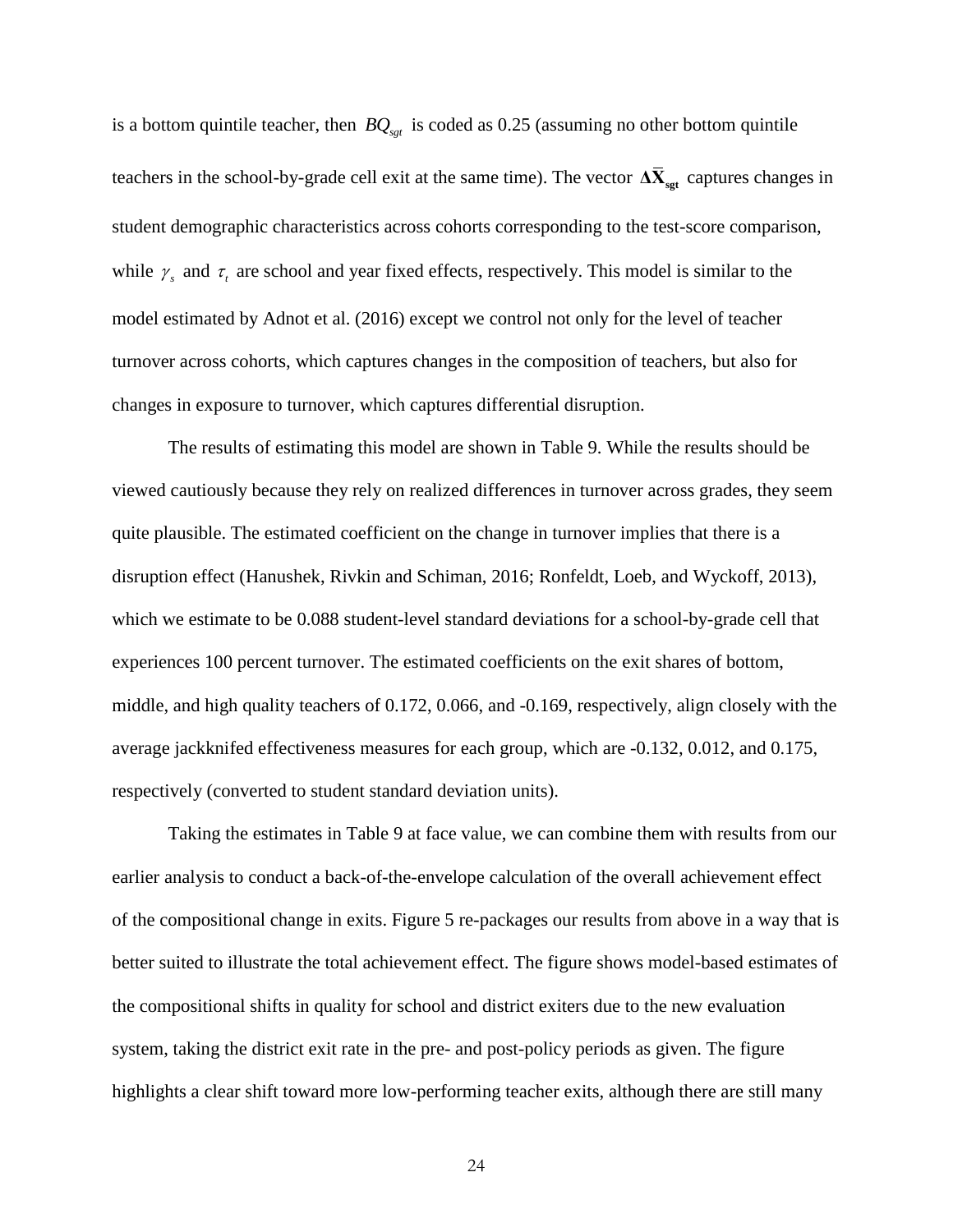is a bottom quintile teacher, then $BQ_{sgt}$ is coded as 0.25 (assuming no other bottom quintile teachers in the school-by-grade cell exit at the same time). The vector $\mathbf{\Delta\bar{X}_{sgt}}$ captures changes in student demographic characteristics across cohorts corresponding to the test-score comparison, while $\gamma_s$ and $\tau_t$ are school and year fixed effects, respectively. This model is similar to the model estimated by Adnot et al. (2016) except we control not only for the level of teacher turnover across cohorts, which captures changes in the composition of teachers, but also for changes in exposure to turnover, which captures differential disruption.

The results of estimating this model are shown in Table 9. While the results should be viewed cautiously because they rely on realized differences in turnover across grades, they seem quite plausible. The estimated coefficient on the change in turnover implies that there is a disruption effect (Hanushek, Rivkin and Schiman, 2016; Ronfeldt, Loeb, and Wyckoff, 2013), which we estimate to be 0.088 student-level standard deviations for a school-by-grade cell that experiences 100 percent turnover. The estimated coefficients on the exit shares of bottom, middle, and high quality teachers of 0.172, 0.066, and -0.169, respectively, align closely with the average jackknifed effectiveness measures for each group, which are -0.132, 0.012, and 0.175, respectively (converted to student standard deviation units).

Taking the estimates in Table 9 at face value, we can combine them with results from our earlier analysis to conduct a back-of-the-envelope calculation of the overall achievement effect of the compositional change in exits. Figure 5 re-packages our results from above in a way that is better suited to illustrate the total achievement effect. The figure shows model-based estimates of the compositional shifts in quality for school and district exiters due to the new evaluation system, taking the district exit rate in the pre- and post-policy periods as given. The figure highlights a clear shift toward more low-performing teacher exits, although there are still many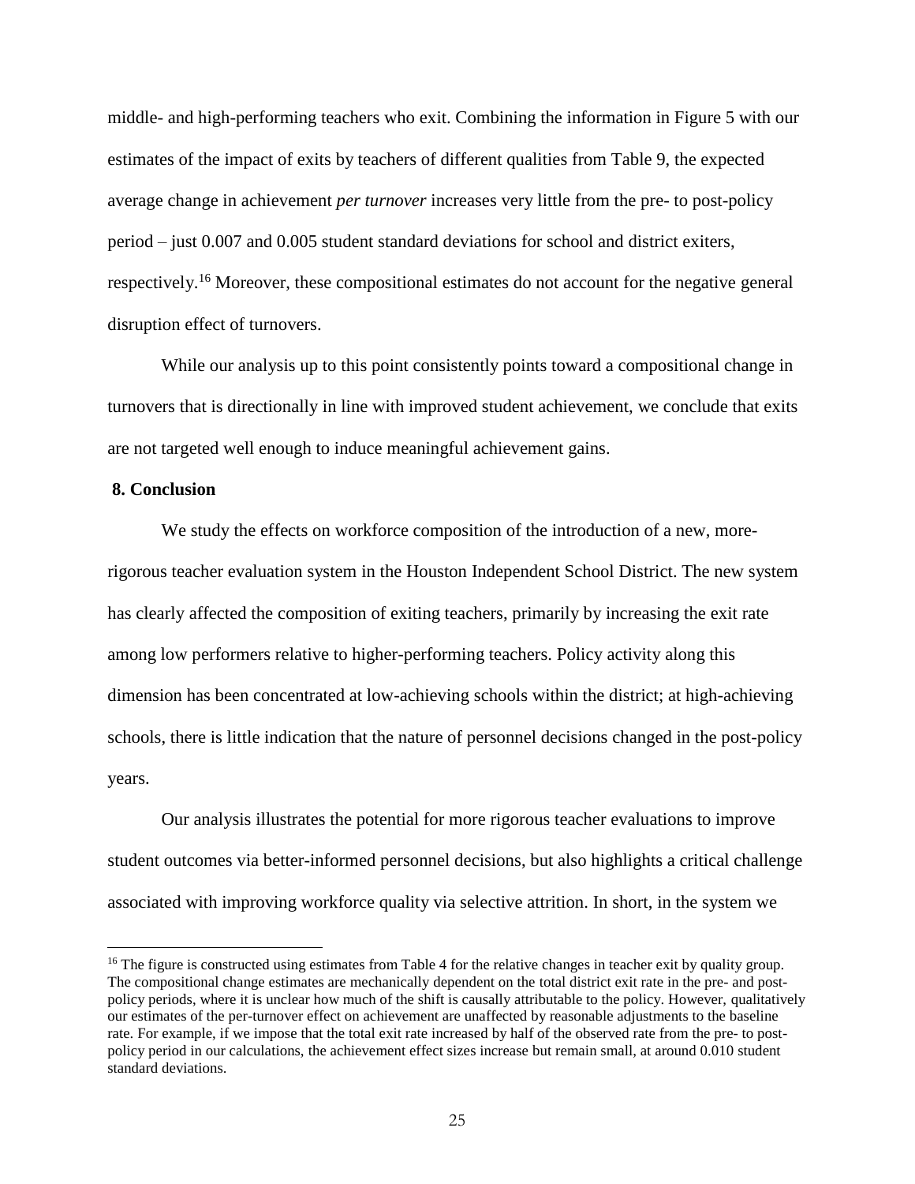middle- and high-performing teachers who exit. Combining the information in Figure 5 with our estimates of the impact of exits by teachers of different qualities from Table 9, the expected average change in achievement *per turnover* increases very little from the pre- to post-policy period – just 0.007 and 0.005 student standard deviations for school and district exiters, respectively.[16] Moreover, these compositional estimates do not account for the negative general disruption effect of turnovers.

While our analysis up to this point consistently points toward a compositional change in turnovers that is directionally in line with improved student achievement, we conclude that exits are not targeted well enough to induce meaningful achievement gains.

## 8. Conclusion

We study the effects on workforce composition of the introduction of a new, more-rigorous teacher evaluation system in the Houston Independent School District. The new system has clearly affected the composition of exiting teachers, primarily by increasing the exit rate among low performers relative to higher-performing teachers. Policy activity along this dimension has been concentrated at low-achieving schools within the district; at high-achieving schools, there is little indication that the nature of personnel decisions changed in the post-policy years.

Our analysis illustrates the potential for more rigorous teacher evaluations to improve student outcomes via better-informed personnel decisions, but also highlights a critical challenge associated with improving workforce quality via selective attrition. In short, in the system we

---

[16] The figure is constructed using estimates from Table 4 for the relative changes in teacher exit by quality group. The compositional change estimates are mechanically dependent on the total district exit rate in the pre- and post-policy periods, where it is unclear how much of the shift is causally attributable to the policy. However, qualitatively our estimates of the per-turnover effect on achievement are unaffected by reasonable adjustments to the baseline rate. For example, if we impose that the total exit rate increased by half of the observed rate from the pre- to post-policy period in our calculations, the achievement effect sizes increase but remain small, at around 0.010 student standard deviations.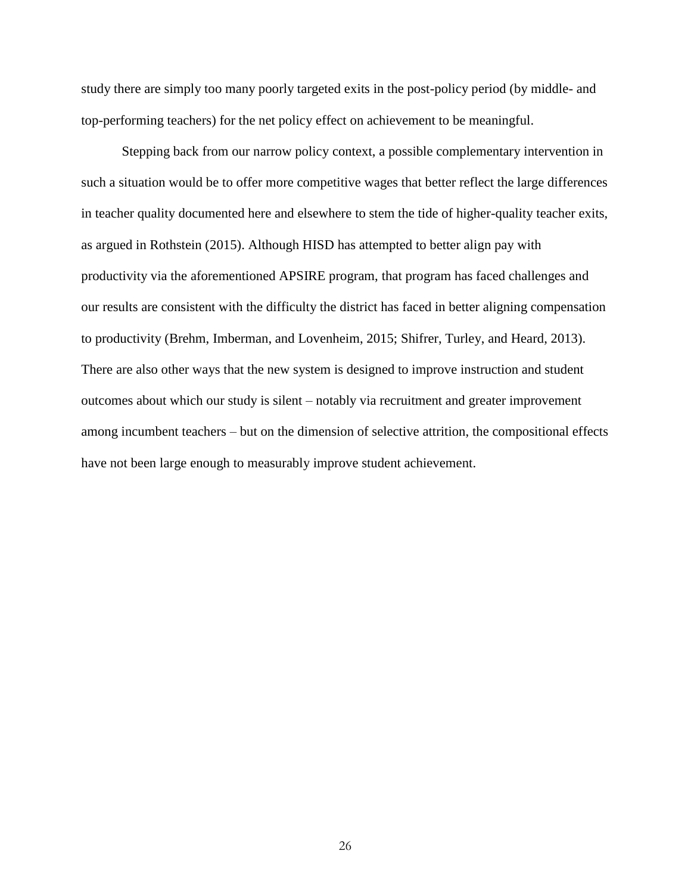study there are simply too many poorly targeted exits in the post-policy period (by middle- and top-performing teachers) for the net policy effect on achievement to be meaningful.

Stepping back from our narrow policy context, a possible complementary intervention in such a situation would be to offer more competitive wages that better reflect the large differences in teacher quality documented here and elsewhere to stem the tide of higher-quality teacher exits, as argued in Rothstein (2015). Although HISD has attempted to better align pay with productivity via the aforementioned APSIRE program, that program has faced challenges and our results are consistent with the difficulty the district has faced in better aligning compensation to productivity (Brehm, Imberman, and Lovenheim, 2015; Shifrer, Turley, and Heard, 2013). There are also other ways that the new system is designed to improve instruction and student outcomes about which our study is silent – notably via recruitment and greater improvement among incumbent teachers – but on the dimension of selective attrition, the compositional effects have not been large enough to measurably improve student achievement.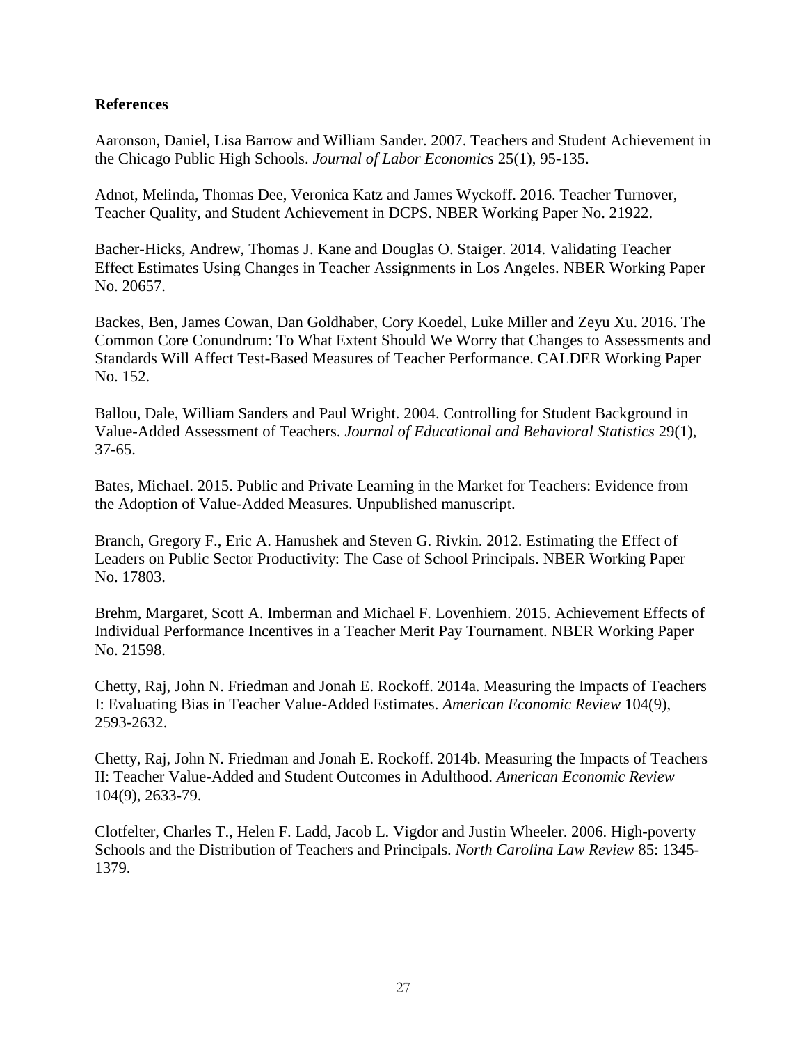**References**

Aaronson, Daniel, Lisa Barrow and William Sander. 2007. Teachers and Student Achievement in the Chicago Public High Schools. *Journal of Labor Economics* 25(1), 95-135.

Adnot, Melinda, Thomas Dee, Veronica Katz and James Wyckoff. 2016. Teacher Turnover, Teacher Quality, and Student Achievement in DCPS. NBER Working Paper No. 21922.

Bacher-Hicks, Andrew, Thomas J. Kane and Douglas O. Staiger. 2014. Validating Teacher Effect Estimates Using Changes in Teacher Assignments in Los Angeles. NBER Working Paper No. 20657.

Backes, Ben, James Cowan, Dan Goldhaber, Cory Koedel, Luke Miller and Zeyu Xu. 2016. The Common Core Conundrum: To What Extent Should We Worry that Changes to Assessments and Standards Will Affect Test-Based Measures of Teacher Performance. CALDER Working Paper No. 152.

Ballou, Dale, William Sanders and Paul Wright. 2004. Controlling for Student Background in Value-Added Assessment of Teachers. *Journal of Educational and Behavioral Statistics* 29(1), 37-65.

Bates, Michael. 2015. Public and Private Learning in the Market for Teachers: Evidence from the Adoption of Value-Added Measures. Unpublished manuscript.

Branch, Gregory F., Eric A. Hanushek and Steven G. Rivkin. 2012. Estimating the Effect of Leaders on Public Sector Productivity: The Case of School Principals. NBER Working Paper No. 17803.

Brehm, Margaret, Scott A. Imberman and Michael F. Lovenhiem. 2015. Achievement Effects of Individual Performance Incentives in a Teacher Merit Pay Tournament. NBER Working Paper No. 21598.

Chetty, Raj, John N. Friedman and Jonah E. Rockoff. 2014a. Measuring the Impacts of Teachers I: Evaluating Bias in Teacher Value-Added Estimates. *American Economic Review* 104(9), 2593-2632.

Chetty, Raj, John N. Friedman and Jonah E. Rockoff. 2014b. Measuring the Impacts of Teachers II: Teacher Value-Added and Student Outcomes in Adulthood. *American Economic Review* 104(9), 2633-79.

Clotfelter, Charles T., Helen F. Ladd, Jacob L. Vigdor and Justin Wheeler. 2006. High-poverty Schools and the Distribution of Teachers and Principals. *North Carolina Law Review* 85: 1345-1379.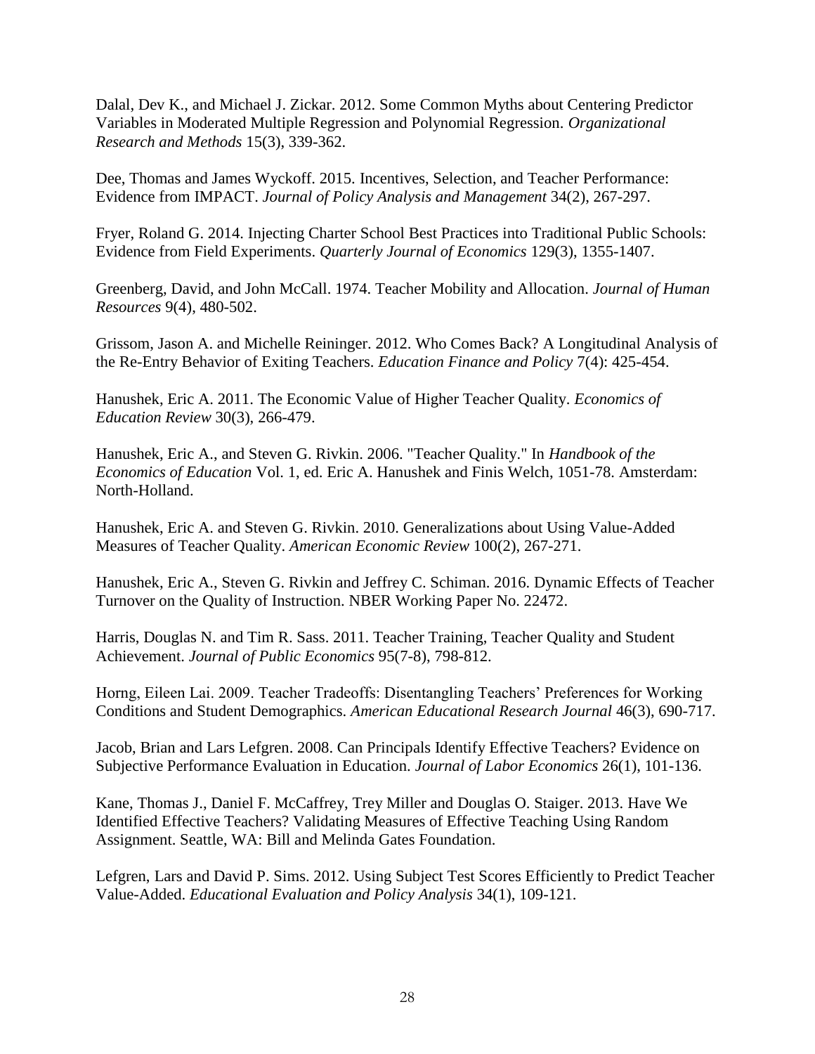Dalal, Dev K., and Michael J. Zickar. 2012. Some Common Myths about Centering Predictor Variables in Moderated Multiple Regression and Polynomial Regression. *Organizational Research and Methods* 15(3), 339-362.

Dee, Thomas and James Wyckoff. 2015. Incentives, Selection, and Teacher Performance: Evidence from IMPACT. *Journal of Policy Analysis and Management* 34(2), 267-297.

Fryer, Roland G. 2014. Injecting Charter School Best Practices into Traditional Public Schools: Evidence from Field Experiments. *Quarterly Journal of Economics* 129(3), 1355-1407.

Greenberg, David, and John McCall. 1974. Teacher Mobility and Allocation. *Journal of Human Resources* 9(4), 480-502.

Grissom, Jason A. and Michelle Reininger. 2012. Who Comes Back? A Longitudinal Analysis of the Re-Entry Behavior of Exiting Teachers. *Education Finance and Policy* 7(4): 425-454.

Hanushek, Eric A. 2011. The Economic Value of Higher Teacher Quality. *Economics of Education Review* 30(3), 266-479.

Hanushek, Eric A., and Steven G. Rivkin. 2006. "Teacher Quality." In *Handbook of the Economics of Education* Vol. 1, ed. Eric A. Hanushek and Finis Welch, 1051-78. Amsterdam: North-Holland.

Hanushek, Eric A. and Steven G. Rivkin. 2010. Generalizations about Using Value-Added Measures of Teacher Quality. *American Economic Review* 100(2), 267-271.

Hanushek, Eric A., Steven G. Rivkin and Jeffrey C. Schiman. 2016. Dynamic Effects of Teacher Turnover on the Quality of Instruction. NBER Working Paper No. 22472.

Harris, Douglas N. and Tim R. Sass. 2011. Teacher Training, Teacher Quality and Student Achievement. *Journal of Public Economics* 95(7-8), 798-812.

Horng, Eileen Lai. 2009. Teacher Tradeoffs: Disentangling Teachers' Preferences for Working Conditions and Student Demographics. *American Educational Research Journal* 46(3), 690-717.

Jacob, Brian and Lars Lefgren. 2008. Can Principals Identify Effective Teachers? Evidence on Subjective Performance Evaluation in Education. *Journal of Labor Economics* 26(1), 101-136.

Kane, Thomas J., Daniel F. McCaffrey, Trey Miller and Douglas O. Staiger. 2013. Have We Identified Effective Teachers? Validating Measures of Effective Teaching Using Random Assignment. Seattle, WA: Bill and Melinda Gates Foundation.

Lefgren, Lars and David P. Sims. 2012. Using Subject Test Scores Efficiently to Predict Teacher Value-Added. *Educational Evaluation and Policy Analysis* 34(1), 109-121.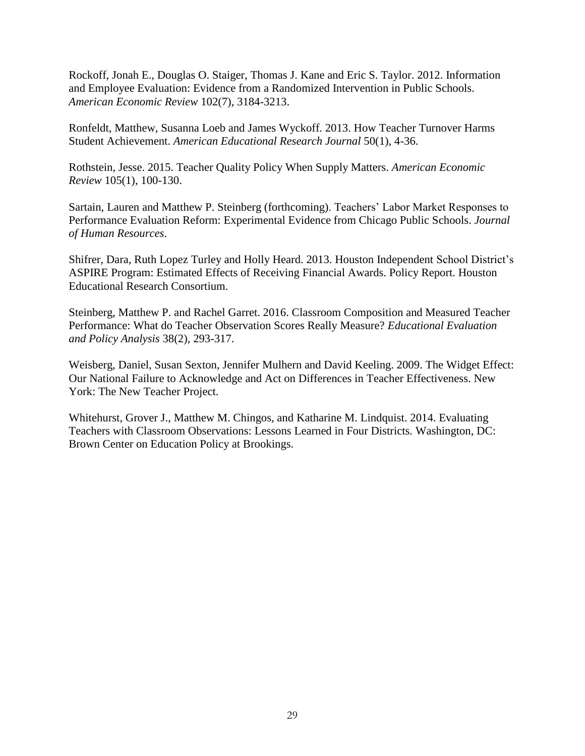Rockoff, Jonah E., Douglas O. Staiger, Thomas J. Kane and Eric S. Taylor. 2012. Information and Employee Evaluation: Evidence from a Randomized Intervention in Public Schools. *American Economic Review* 102(7), 3184-3213.

Ronfeldt, Matthew, Susanna Loeb and James Wyckoff. 2013. How Teacher Turnover Harms Student Achievement. *American Educational Research Journal* 50(1), 4-36.

Rothstein, Jesse. 2015. Teacher Quality Policy When Supply Matters. *American Economic Review* 105(1), 100-130.

Sartain, Lauren and Matthew P. Steinberg (forthcoming). Teachers' Labor Market Responses to Performance Evaluation Reform: Experimental Evidence from Chicago Public Schools. *Journal of Human Resources*.

Shifrer, Dara, Ruth Lopez Turley and Holly Heard. 2013. Houston Independent School District's ASPIRE Program: Estimated Effects of Receiving Financial Awards. Policy Report. Houston Educational Research Consortium.

Steinberg, Matthew P. and Rachel Garret. 2016. Classroom Composition and Measured Teacher Performance: What do Teacher Observation Scores Really Measure? *Educational Evaluation and Policy Analysis* 38(2), 293-317.

Weisberg, Daniel, Susan Sexton, Jennifer Mulhern and David Keeling. 2009. The Widget Effect: Our National Failure to Acknowledge and Act on Differences in Teacher Effectiveness. New York: The New Teacher Project.

Whitehurst, Grover J., Matthew M. Chingos, and Katharine M. Lindquist. 2014. Evaluating Teachers with Classroom Observations: Lessons Learned in Four Districts. Washington, DC: Brown Center on Education Policy at Brookings.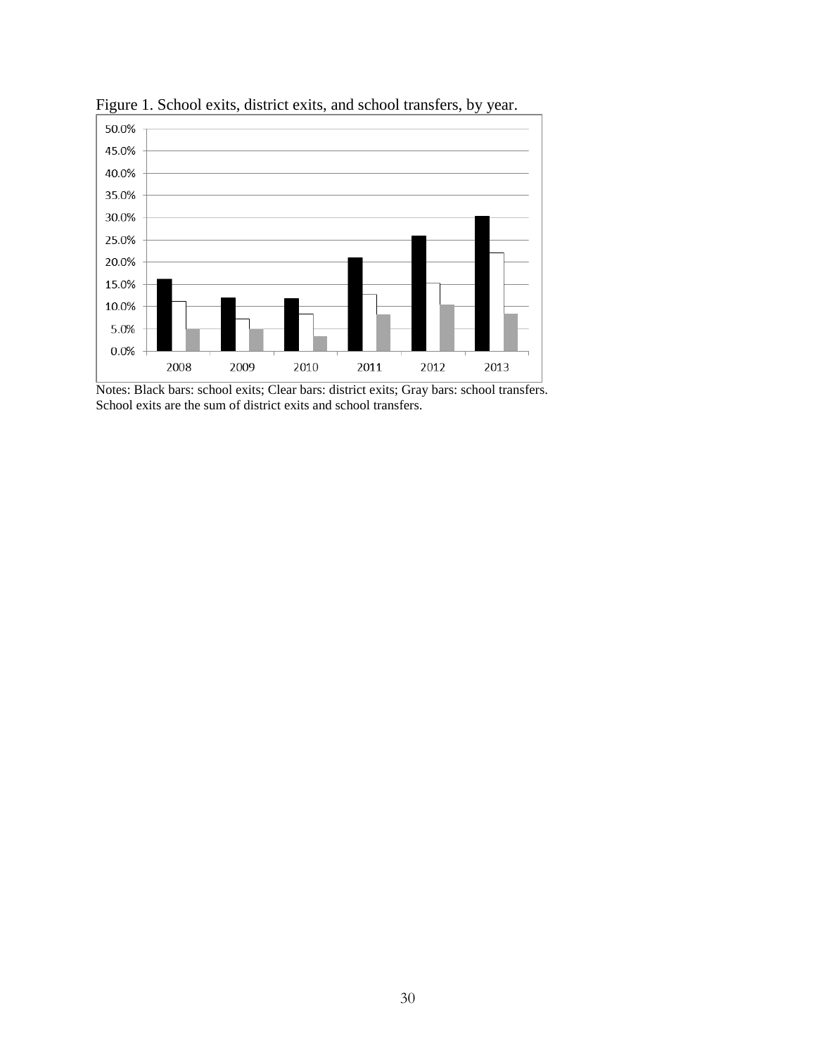Figure 1. School exits, district exits, and school transfers, by year.

Notes: Black bars: school exits; Clear bars: district exits; Gray bars: school transfers. School exits are the sum of district exits and school transfers.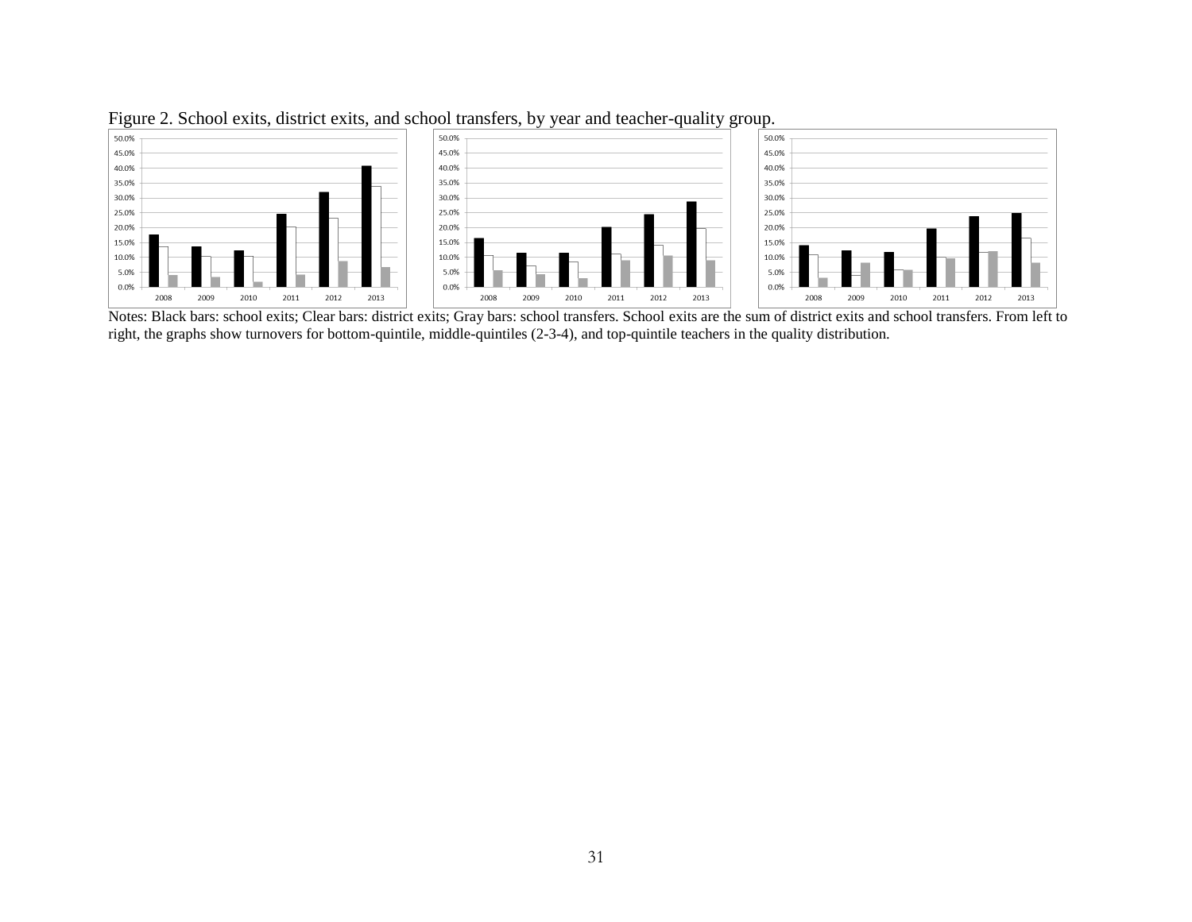Figure 2. School exits, district exits, and school transfers, by year and teacher-quality group.

Notes: Black bars: school exits; Clear bars: district exits; Gray bars: school transfers. School exits are the sum of district exits and school transfers. From left to right, the graphs show turnovers for bottom-quintile, middle-quintiles (2-3-4), and top-quintile teachers in the quality distribution.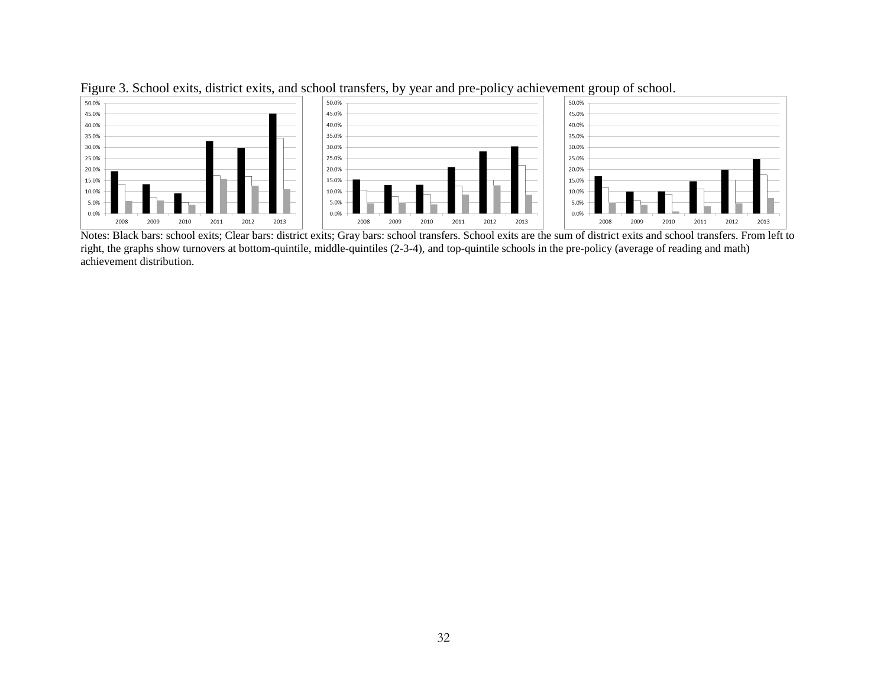Figure 3. School exits, district exits, and school transfers, by year and pre-policy achievement group of school.

Notes: Black bars: school exits; Clear bars: district exits; Gray bars: school transfers. School exits are the sum of district exits and school transfers. From left to right, the graphs show turnovers at bottom-quintile, middle-quintiles (2-3-4), and top-quintile schools in the pre-policy (average of reading and math) achievement distribution.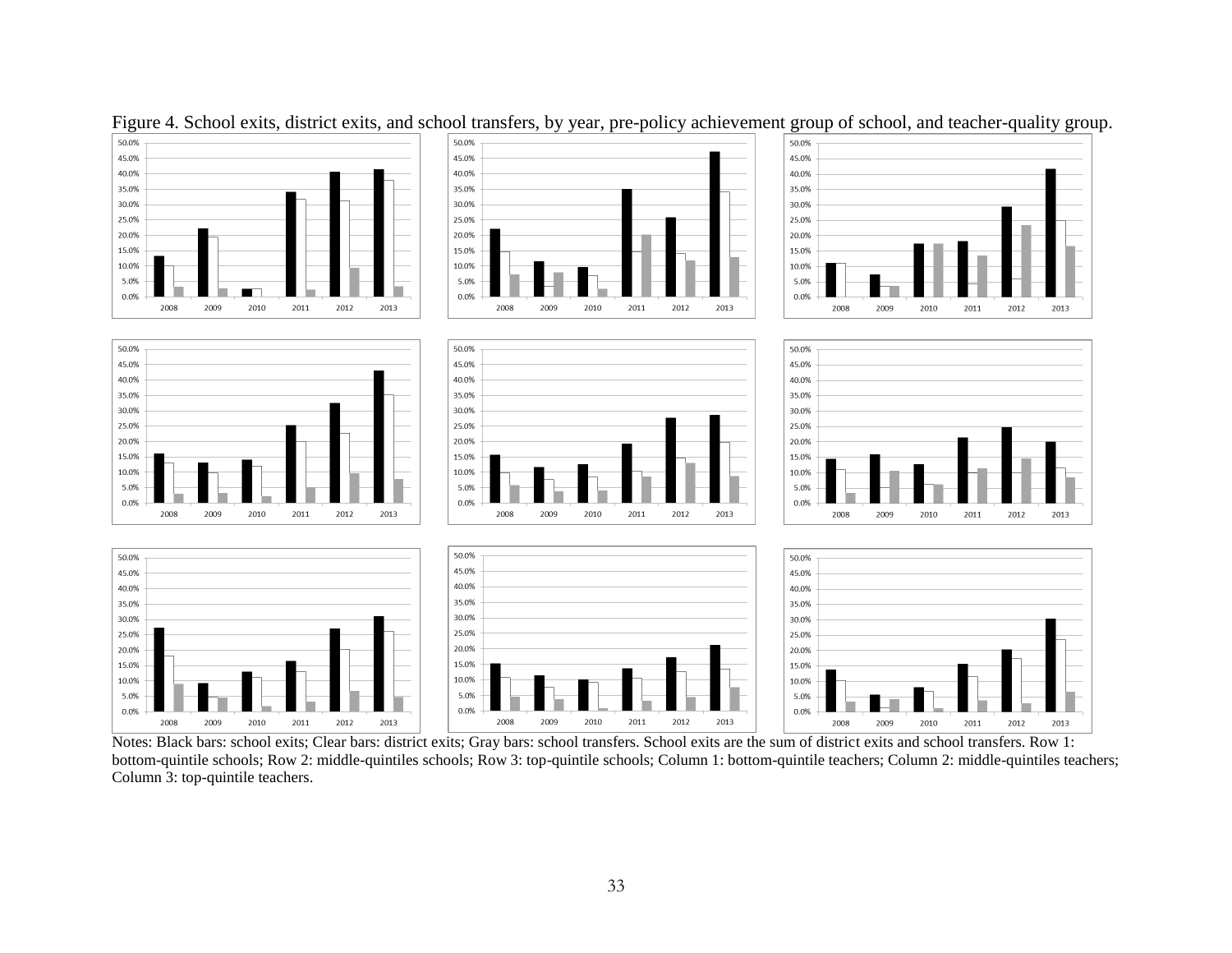Figure 4. School exits, district exits, and school transfers, by year, pre-policy achievement group of school, and teacher-quality group.

Notes: Black bars: school exits; Clear bars: district exits; Gray bars: school transfers. School exits are the sum of district exits and school transfers. Row 1: bottom-quintile schools; Row 2: middle-quintiles schools; Row 3: top-quintile schools; Column 1: bottom-quintile teachers; Column 2: middle-quintiles teachers; Column 3: top-quintile teachers.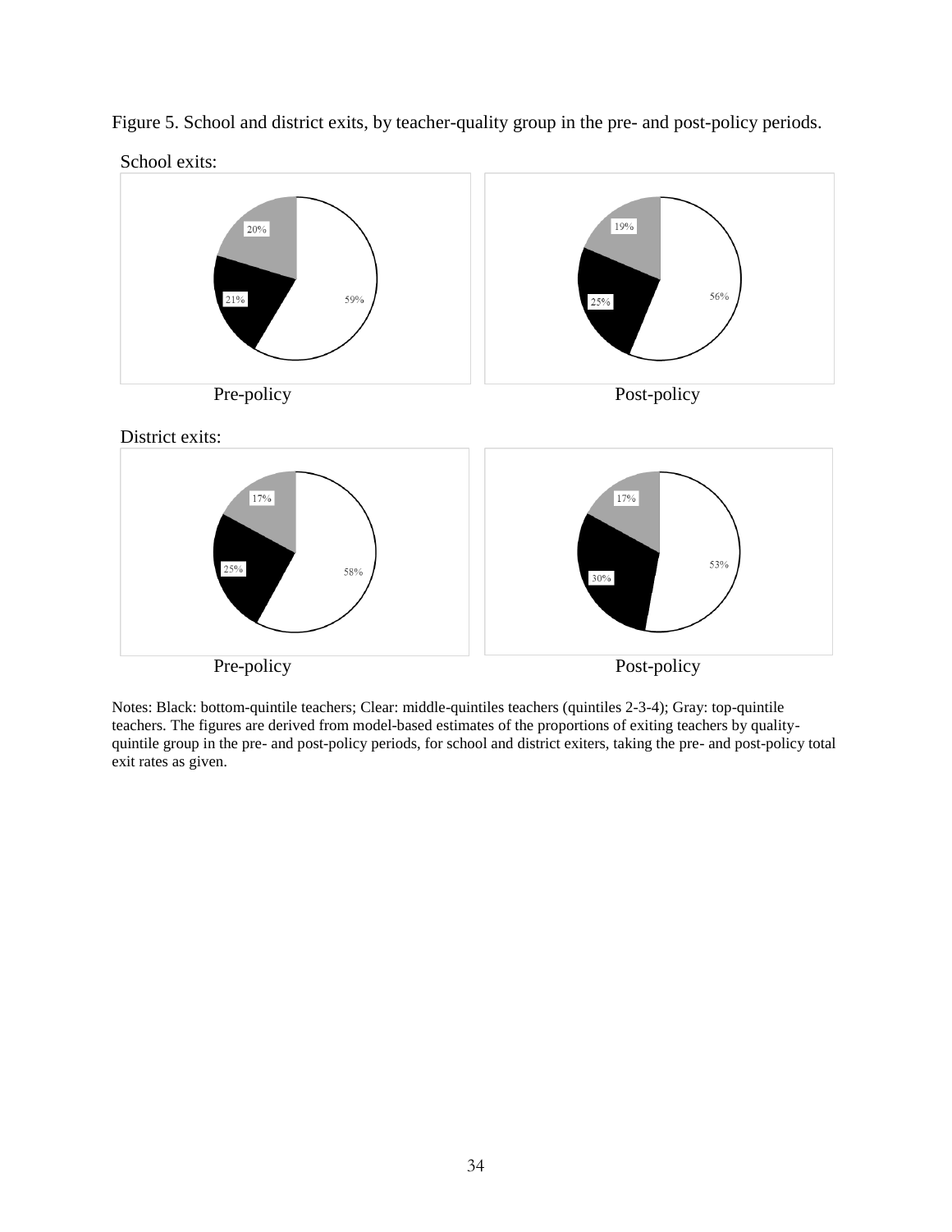Figure 5. School and district exits, by teacher-quality group in the pre- and post-policy periods.

School exits:

| | Pre-policy | Post-policy |
|---|---|---|
| Gray (top quintile) | 20% | 19% |
| Black (bottom quintile) | 21% | 25% |
| Clear (middle quintiles) | 59% | 56% |

District exits:

| | Pre-policy | Post-policy |
|---|---|---|
| Gray (top quintile) | 17% | 17% |
| Black (bottom quintile) | 25% | 30% |
| Clear (middle quintiles) | 58% | 53% |

Notes: Black: bottom-quintile teachers; Clear: middle-quintiles teachers (quintiles 2-3-4); Gray: top-quintile teachers. The figures are derived from model-based estimates of the proportions of exiting teachers by quality-quintile group in the pre- and post-policy periods, for school and district exiters, taking the pre- and post-policy total exit rates as given.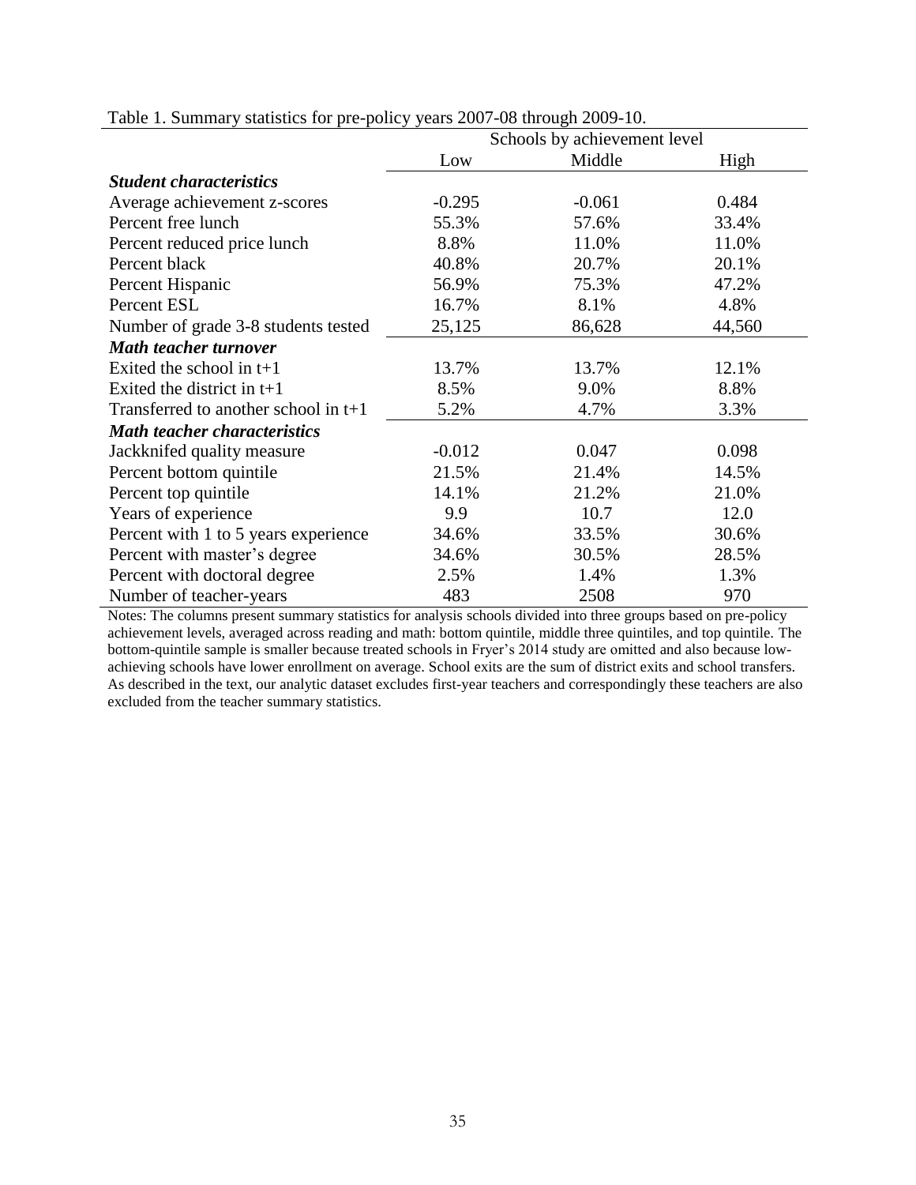Table 1. Summary statistics for pre-policy years 2007-08 through 2009-10.

| | Schools by achievement level | | |
|---|---|---|---|
| | Low | Middle | High |
| ***Student characteristics*** | | | |
| Average achievement z-scores | -0.295 | -0.061 | 0.484 |
| Percent free lunch | 55.3% | 57.6% | 33.4% |
| Percent reduced price lunch | 8.8% | 11.0% | 11.0% |
| Percent black | 40.8% | 20.7% | 20.1% |
| Percent Hispanic | 56.9% | 75.3% | 47.2% |
| Percent ESL | 16.7% | 8.1% | 4.8% |
| Number of grade 3-8 students tested | 25,125 | 86,628 | 44,560 |
| ***Math teacher turnover*** | | | |
| Exited the school in t+1 | 13.7% | 13.7% | 12.1% |
| Exited the district in t+1 | 8.5% | 9.0% | 8.8% |
| Transferred to another school in t+1 | 5.2% | 4.7% | 3.3% |
| ***Math teacher characteristics*** | | | |
| Jackknifed quality measure | -0.012 | 0.047 | 0.098 |
| Percent bottom quintile | 21.5% | 21.4% | 14.5% |
| Percent top quintile | 14.1% | 21.2% | 21.0% |
| Years of experience | 9.9 | 10.7 | 12.0 |
| Percent with 1 to 5 years experience | 34.6% | 33.5% | 30.6% |
| Percent with master's degree | 34.6% | 30.5% | 28.5% |
| Percent with doctoral degree | 2.5% | 1.4% | 1.3% |
| Number of teacher-years | 483 | 2508 | 970 |

Notes: The columns present summary statistics for analysis schools divided into three groups based on pre-policy achievement levels, averaged across reading and math: bottom quintile, middle three quintiles, and top quintile. The bottom-quintile sample is smaller because treated schools in Fryer's 2014 study are omitted and also because low-achieving schools have lower enrollment on average. School exits are the sum of district exits and school transfers. As described in the text, our analytic dataset excludes first-year teachers and correspondingly these teachers are also excluded from the teacher summary statistics.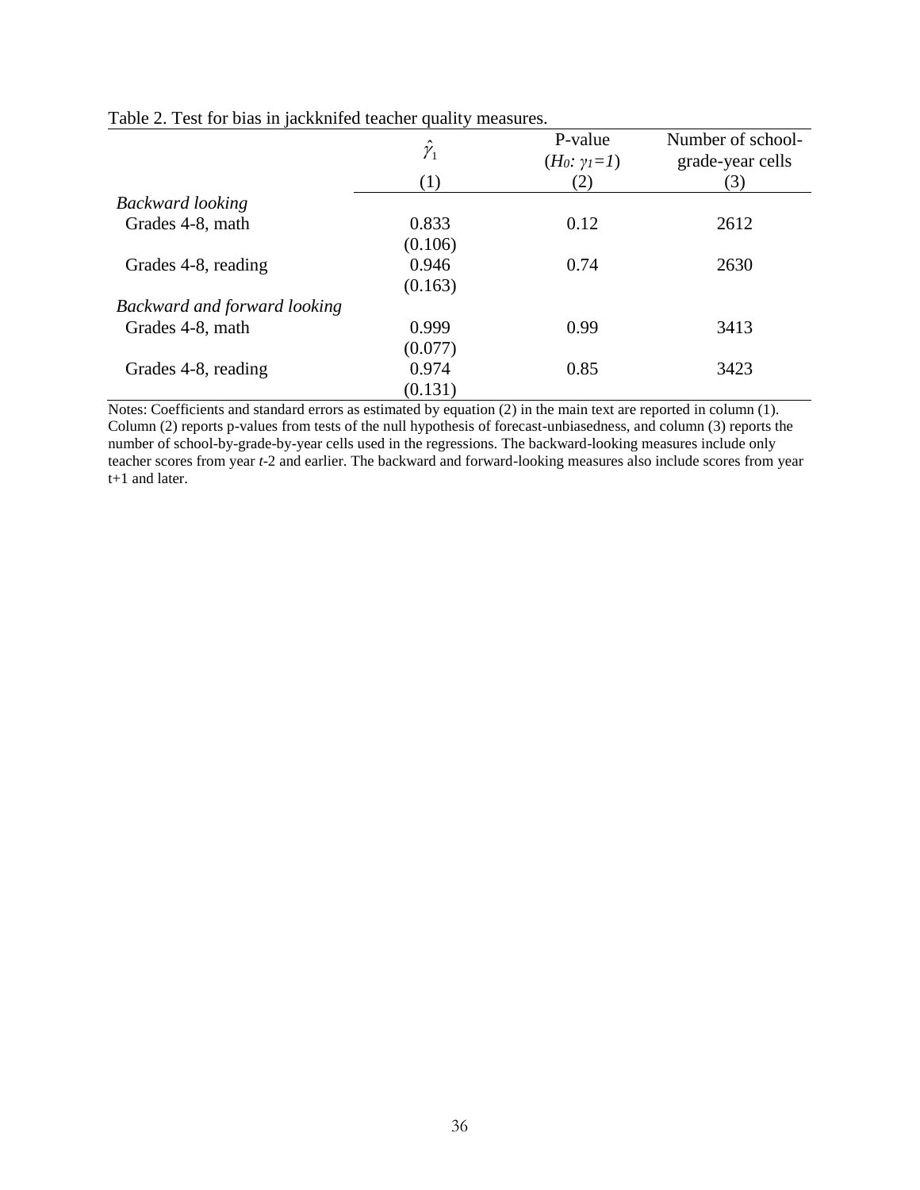Table 2. Test for bias in jackknifed teacher quality measures.

| | $\hat{\gamma}_1$ | P-value ($H_0$: $\gamma_1=1$) | Number of school-grade-year cells |
|---|---|---|---|
| | (1) | (2) | (3) |
| *Backward looking* | | | |
| Grades 4-8, math | 0.833 | 0.12 | 2612 |
| | (0.106) | | |
| Grades 4-8, reading | 0.946 | 0.74 | 2630 |
| | (0.163) | | |
| *Backward and forward looking* | | | |
| Grades 4-8, math | 0.999 | 0.99 | 3413 |
| | (0.077) | | |
| Grades 4-8, reading | 0.974 | 0.85 | 3423 |
| | (0.131) | | |

Notes: Coefficients and standard errors as estimated by equation (2) in the main text are reported in column (1). Column (2) reports p-values from tests of the null hypothesis of forecast-unbiasedness, and column (3) reports the number of school-by-grade-by-year cells used in the regressions. The backward-looking measures include only teacher scores from year $t$-2 and earlier. The backward and forward-looking measures also include scores from year t+1 and later.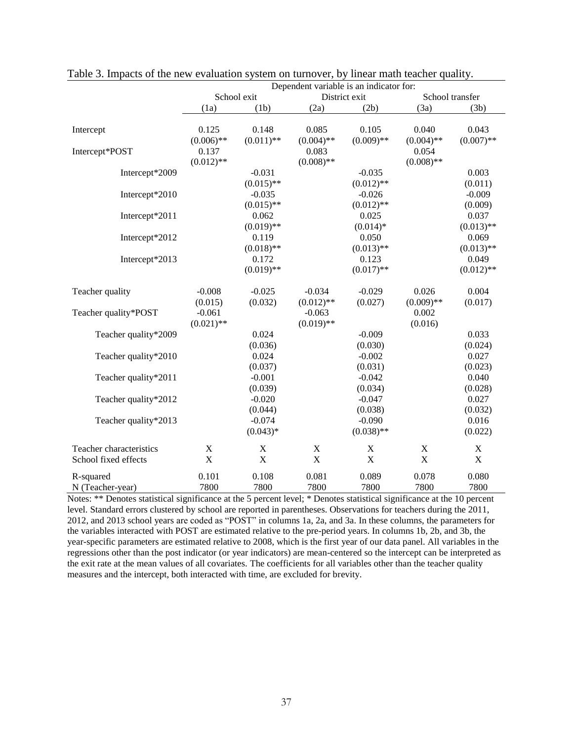Table 3. Impacts of the new evaluation system on turnover, by linear math teacher quality.

| | Dependent variable is an indicator for: | | | | | |
|---|---|---|---|---|---|---|
| | School exit | | District exit | | School transfer | |
| | (1a) | (1b) | (2a) | (2b) | (3a) | (3b) |
| Intercept | 0.125 | 0.148 | 0.085 | 0.105 | 0.040 | 0.043 |
| | (0.006)** | (0.011)** | (0.004)** | (0.009)** | (0.004)** | (0.007)** |
| Intercept*POST | 0.137 | | 0.083 | | 0.054 | |
| | (0.012)** | | (0.008)** | | (0.008)** | |
| Intercept*2009 | | -0.031 | | -0.035 | | 0.003 |
| | | (0.015)** | | (0.012)** | | (0.011) |
| Intercept*2010 | | -0.035 | | -0.026 | | -0.009 |
| | | (0.015)** | | (0.012)** | | (0.009) |
| Intercept*2011 | | 0.062 | | 0.025 | | 0.037 |
| | | (0.019)** | | (0.014)* | | (0.013)** |
| Intercept*2012 | | 0.119 | | 0.050 | | 0.069 |
| | | (0.018)** | | (0.013)** | | (0.013)** |
| Intercept*2013 | | 0.172 | | 0.123 | | 0.049 |
| | | (0.019)** | | (0.017)** | | (0.012)** |
| Teacher quality | -0.008 | -0.025 | -0.034 | -0.029 | 0.026 | 0.004 |
| | (0.015) | (0.032) | (0.012)** | (0.027) | (0.009)** | (0.017) |
| Teacher quality*POST | -0.061 | | -0.063 | | 0.002 | |
| | (0.021)** | | (0.019)** | | (0.016) | |
| Teacher quality*2009 | | 0.024 | | -0.009 | | 0.033 |
| | | (0.036) | | (0.030) | | (0.024) |
| Teacher quality*2010 | | 0.024 | | -0.002 | | 0.027 |
| | | (0.037) | | (0.031) | | (0.023) |
| Teacher quality*2011 | | -0.001 | | -0.042 | | 0.040 |
| | | (0.039) | | (0.034) | | (0.028) |
| Teacher quality*2012 | | -0.020 | | -0.047 | | 0.027 |
| | | (0.044) | | (0.038) | | (0.032) |
| Teacher quality*2013 | | -0.074 | | -0.090 | | 0.016 |
| | | (0.043)* | | (0.038)** | | (0.022) |
| Teacher characteristics | X | X | X | X | X | X |
| School fixed effects | X | X | X | X | X | X |
| R-squared | 0.101 | 0.108 | 0.081 | 0.089 | 0.078 | 0.080 |
| N (Teacher-year) | 7800 | 7800 | 7800 | 7800 | 7800 | 7800 |

Notes: ** Denotes statistical significance at the 5 percent level; * Denotes statistical significance at the 10 percent level. Standard errors clustered by school are reported in parentheses. Observations for teachers during the 2011, 2012, and 2013 school years are coded as "POST" in columns 1a, 2a, and 3a. In these columns, the parameters for the variables interacted with POST are estimated relative to the pre-period years. In columns 1b, 2b, and 3b, the year-specific parameters are estimated relative to 2008, which is the first year of our data panel. All variables in the regressions other than the post indicator (or year indicators) are mean-centered so the intercept can be interpreted as the exit rate at the mean values of all covariates. The coefficients for all variables other than the teacher quality measures and the intercept, both interacted with time, are excluded for brevity.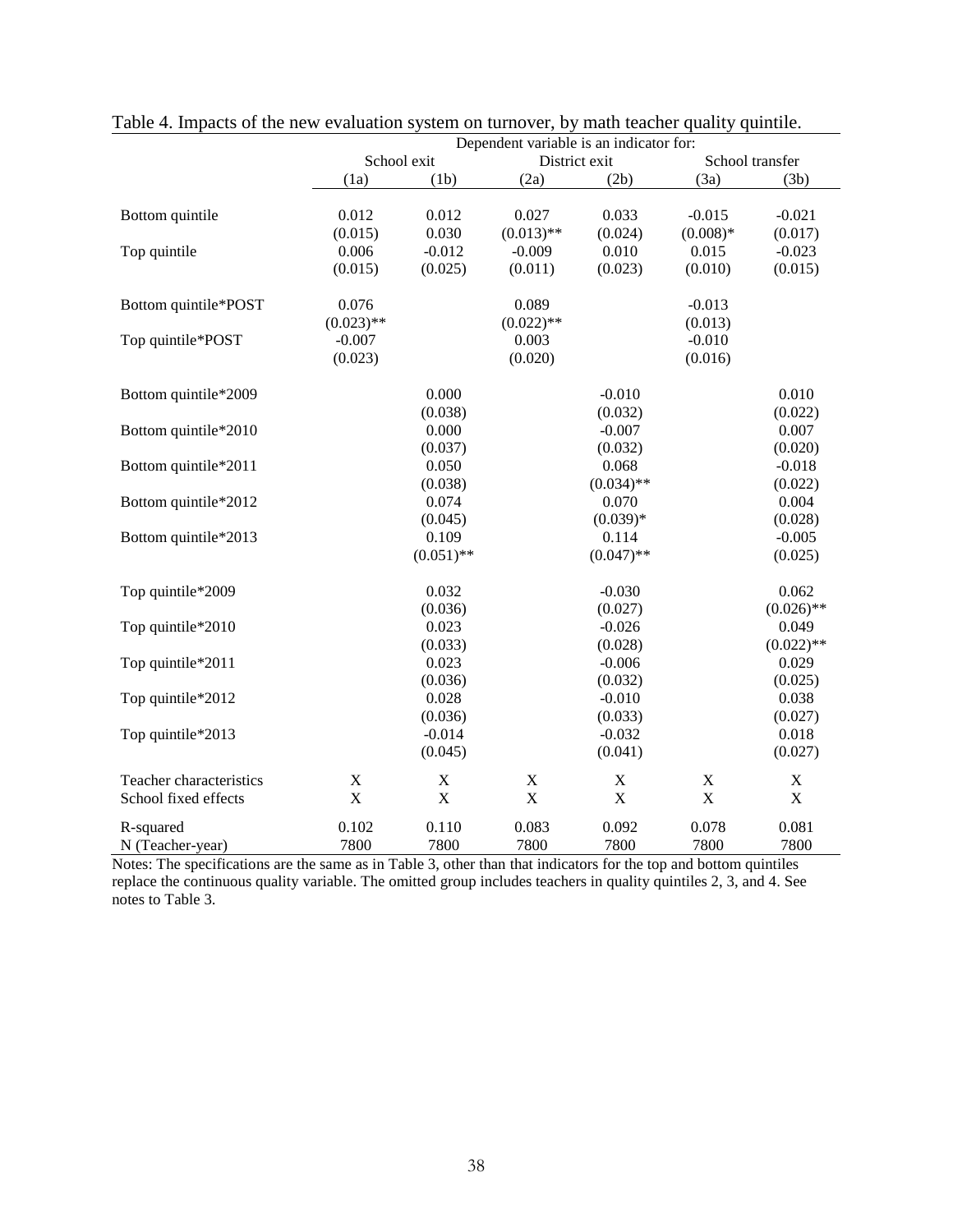Table 4. Impacts of the new evaluation system on turnover, by math teacher quality quintile.

| | Dependent variable is an indicator for: | | | | | |
|---|---|---|---|---|---|---|
| | School exit | | District exit | | School transfer | |
| | (1a) | (1b) | (2a) | (2b) | (3a) | (3b) |
| Bottom quintile | 0.012 | 0.012 | 0.027 | 0.033 | -0.015 | -0.021 |
| | (0.015) | 0.030 | (0.013)** | (0.024) | (0.008)* | (0.017) |
| Top quintile | 0.006 | -0.012 | -0.009 | 0.010 | 0.015 | -0.023 |
| | (0.015) | (0.025) | (0.011) | (0.023) | (0.010) | (0.015) |
| Bottom quintile*POST | 0.076 | | 0.089 | | -0.013 | |
| | (0.023)** | | (0.022)** | | (0.013) | |
| Top quintile*POST | -0.007 | | 0.003 | | -0.010 | |
| | (0.023) | | (0.020) | | (0.016) | |
| Bottom quintile*2009 | | 0.000 | | -0.010 | | 0.010 |
| | | (0.038) | | (0.032) | | (0.022) |
| Bottom quintile*2010 | | 0.000 | | -0.007 | | 0.007 |
| | | (0.037) | | (0.032) | | (0.020) |
| Bottom quintile*2011 | | 0.050 | | 0.068 | | -0.018 |
| | | (0.038) | | (0.034)** | | (0.022) |
| Bottom quintile*2012 | | 0.074 | | 0.070 | | 0.004 |
| | | (0.045) | | (0.039)* | | (0.028) |
| Bottom quintile*2013 | | 0.109 | | 0.114 | | -0.005 |
| | | (0.051)** | | (0.047)** | | (0.025) |
| Top quintile*2009 | | 0.032 | | -0.030 | | 0.062 |
| | | (0.036) | | (0.027) | | (0.026)** |
| Top quintile*2010 | | 0.023 | | -0.026 | | 0.049 |
| | | (0.033) | | (0.028) | | (0.022)** |
| Top quintile*2011 | | 0.023 | | -0.006 | | 0.029 |
| | | (0.036) | | (0.032) | | (0.025) |
| Top quintile*2012 | | 0.028 | | -0.010 | | 0.038 |
| | | (0.036) | | (0.033) | | (0.027) |
| Top quintile*2013 | | -0.014 | | -0.032 | | 0.018 |
| | | (0.045) | | (0.041) | | (0.027) |
| Teacher characteristics | X | X | X | X | X | X |
| School fixed effects | X | X | X | X | X | X |
| R-squared | 0.102 | 0.110 | 0.083 | 0.092 | 0.078 | 0.081 |
| N (Teacher-year) | 7800 | 7800 | 7800 | 7800 | 7800 | 7800 |

Notes: The specifications are the same as in Table 3, other than that indicators for the top and bottom quintiles replace the continuous quality variable. The omitted group includes teachers in quality quintiles 2, 3, and 4. See notes to Table 3.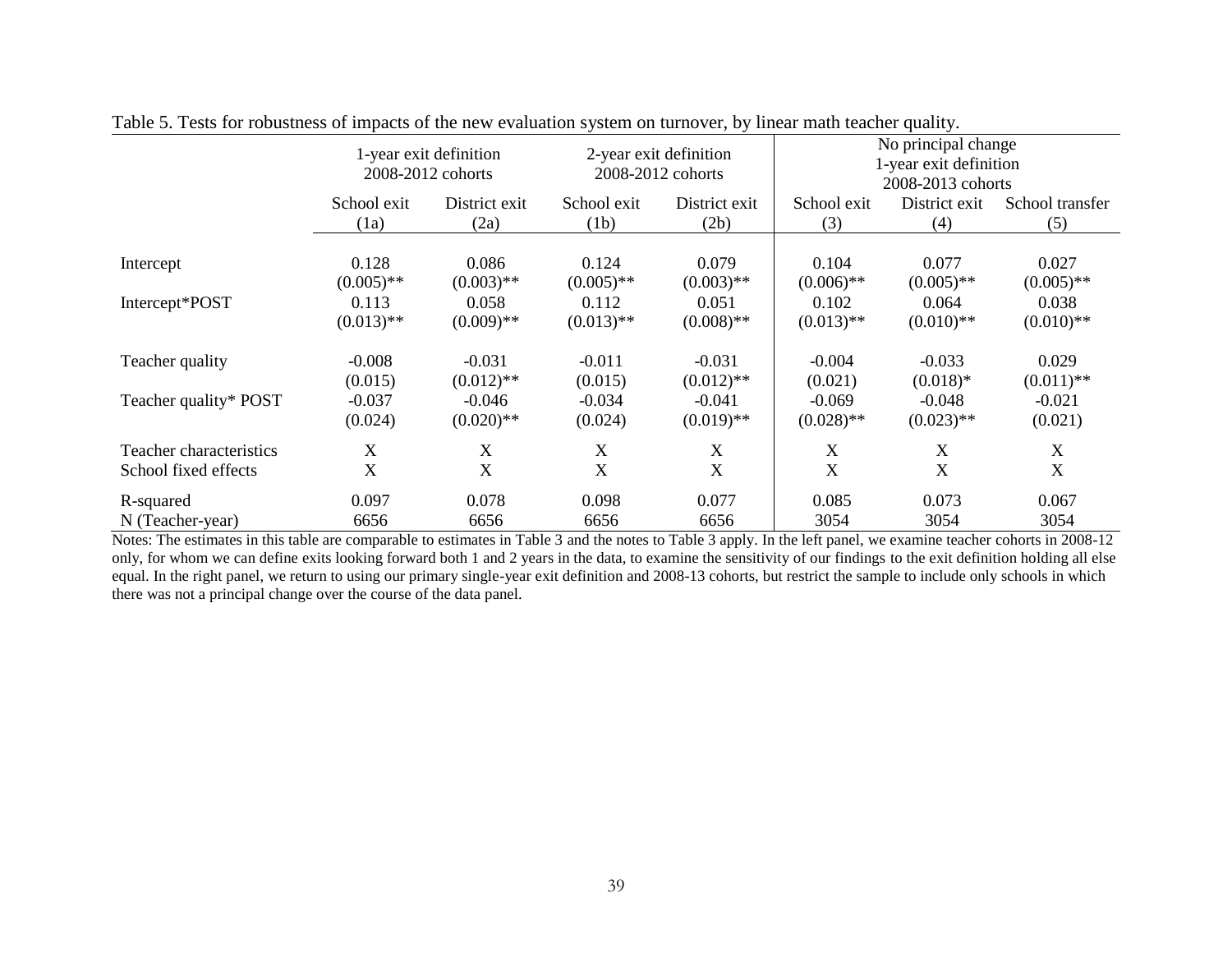Table 5. Tests for robustness of impacts of the new evaluation system on turnover, by linear math teacher quality.

| | 1-year exit definition 2008-2012 cohorts | | 2-year exit definition 2008-2012 cohorts | | No principal change 1-year exit definition 2008-2013 cohorts | | |
|---|---|---|---|---|---|---|---|
| | School exit | District exit | School exit | District exit | School exit | District exit | School transfer |
| | (1a) | (2a) | (1b) | (2b) | (3) | (4) | (5) |
| Intercept | 0.128 | 0.086 | 0.124 | 0.079 | 0.104 | 0.077 | 0.027 |
| | (0.005)** | (0.003)** | (0.005)** | (0.003)** | (0.006)** | (0.005)** | (0.005)** |
| Intercept*POST | 0.113 | 0.058 | 0.112 | 0.051 | 0.102 | 0.064 | 0.038 |
| | (0.013)** | (0.009)** | (0.013)** | (0.008)** | (0.013)** | (0.010)** | (0.010)** |
| Teacher quality | -0.008 | -0.031 | -0.011 | -0.031 | -0.004 | -0.033 | 0.029 |
| | (0.015) | (0.012)** | (0.015) | (0.012)** | (0.021) | (0.018)* | (0.011)** |
| Teacher quality* POST | -0.037 | -0.046 | -0.034 | -0.041 | -0.069 | -0.048 | -0.021 |
| | (0.024) | (0.020)** | (0.024) | (0.019)** | (0.028)** | (0.023)** | (0.021) |
| Teacher characteristics | X | X | X | X | X | X | X |
| School fixed effects | X | X | X | X | X | X | X |
| R-squared | 0.097 | 0.078 | 0.098 | 0.077 | 0.085 | 0.073 | 0.067 |
| N (Teacher-year) | 6656 | 6656 | 6656 | 6656 | 3054 | 3054 | 3054 |

Notes: The estimates in this table are comparable to estimates in Table 3 and the notes to Table 3 apply. In the left panel, we examine teacher cohorts in 2008-12 only, for whom we can define exits looking forward both 1 and 2 years in the data, to examine the sensitivity of our findings to the exit definition holding all else equal. In the right panel, we return to using our primary single-year exit definition and 2008-13 cohorts, but restrict the sample to include only schools in which there was not a principal change over the course of the data panel.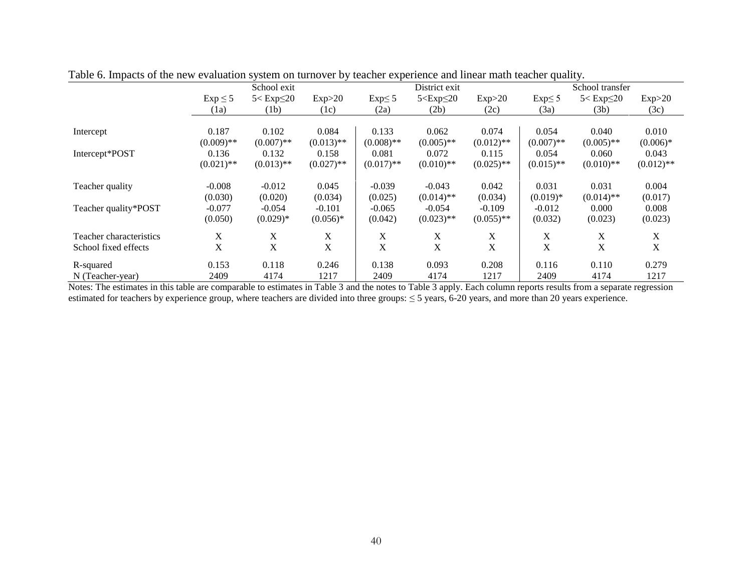Table 6. Impacts of the new evaluation system on turnover by teacher experience and linear math teacher quality.

| | School exit | | | District exit | | | School transfer | | |
|---|---|---|---|---|---|---|---|---|---|
| | Exp ≤ 5 | 5< Exp≤20 | Exp>20 | Exp≤ 5 | 5<Exp≤20 | Exp>20 | Exp≤ 5 | 5< Exp≤20 | Exp>20 |
| | (1a) | (1b) | (1c) | (2a) | (2b) | (2c) | (3a) | (3b) | (3c) |
| Intercept | 0.187 | 0.102 | 0.084 | 0.133 | 0.062 | 0.074 | 0.054 | 0.040 | 0.010 |
| | (0.009)** | (0.007)** | (0.013)** | (0.008)** | (0.005)** | (0.012)** | (0.007)** | (0.005)** | (0.006)* |
| Intercept*POST | 0.136 | 0.132 | 0.158 | 0.081 | 0.072 | 0.115 | 0.054 | 0.060 | 0.043 |
| | (0.021)** | (0.013)** | (0.027)** | (0.017)** | (0.010)** | (0.025)** | (0.015)** | (0.010)** | (0.012)** |
| Teacher quality | -0.008 | -0.012 | 0.045 | -0.039 | -0.043 | 0.042 | 0.031 | 0.031 | 0.004 |
| | (0.030) | (0.020) | (0.034) | (0.025) | (0.014)** | (0.034) | (0.019)* | (0.014)** | (0.017) |
| Teacher quality*POST | -0.077 | -0.054 | -0.101 | -0.065 | -0.054 | -0.109 | -0.012 | 0.000 | 0.008 |
| | (0.050) | (0.029)* | (0.056)* | (0.042) | (0.023)** | (0.055)** | (0.032) | (0.023) | (0.023) |
| Teacher characteristics | X | X | X | X | X | X | X | X | X |
| School fixed effects | X | X | X | X | X | X | X | X | X |
| R-squared | 0.153 | 0.118 | 0.246 | 0.138 | 0.093 | 0.208 | 0.116 | 0.110 | 0.279 |
| N (Teacher-year) | 2409 | 4174 | 1217 | 2409 | 4174 | 1217 | 2409 | 4174 | 1217 |

Notes: The estimates in this table are comparable to estimates in Table 3 and the notes to Table 3 apply. Each column reports results from a separate regression estimated for teachers by experience group, where teachers are divided into three groups: ≤ 5 years, 6-20 years, and more than 20 years experience.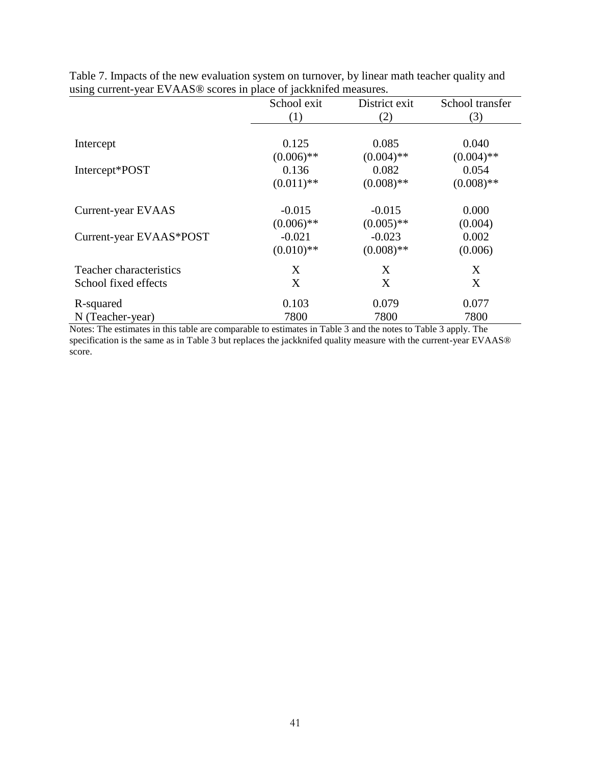Table 7. Impacts of the new evaluation system on turnover, by linear math teacher quality and using current-year EVAAS® scores in place of jackknifed measures.

| | School exit | District exit | School transfer |
|---|---|---|---|
| | (1) | (2) | (3) |
| Intercept | 0.125 | 0.085 | 0.040 |
| | (0.006)** | (0.004)** | (0.004)** |
| Intercept*POST | 0.136 | 0.082 | 0.054 |
| | (0.011)** | (0.008)** | (0.008)** |
| Current-year EVAAS | -0.015 | -0.015 | 0.000 |
| | (0.006)** | (0.005)** | (0.004) |
| Current-year EVAAS*POST | -0.021 | -0.023 | 0.002 |
| | (0.010)** | (0.008)** | (0.006) |
| Teacher characteristics | X | X | X |
| School fixed effects | X | X | X |
| R-squared | 0.103 | 0.079 | 0.077 |
| N (Teacher-year) | 7800 | 7800 | 7800 |

Notes: The estimates in this table are comparable to estimates in Table 3 and the notes to Table 3 apply. The specification is the same as in Table 3 but replaces the jackknifed quality measure with the current-year EVAAS® score.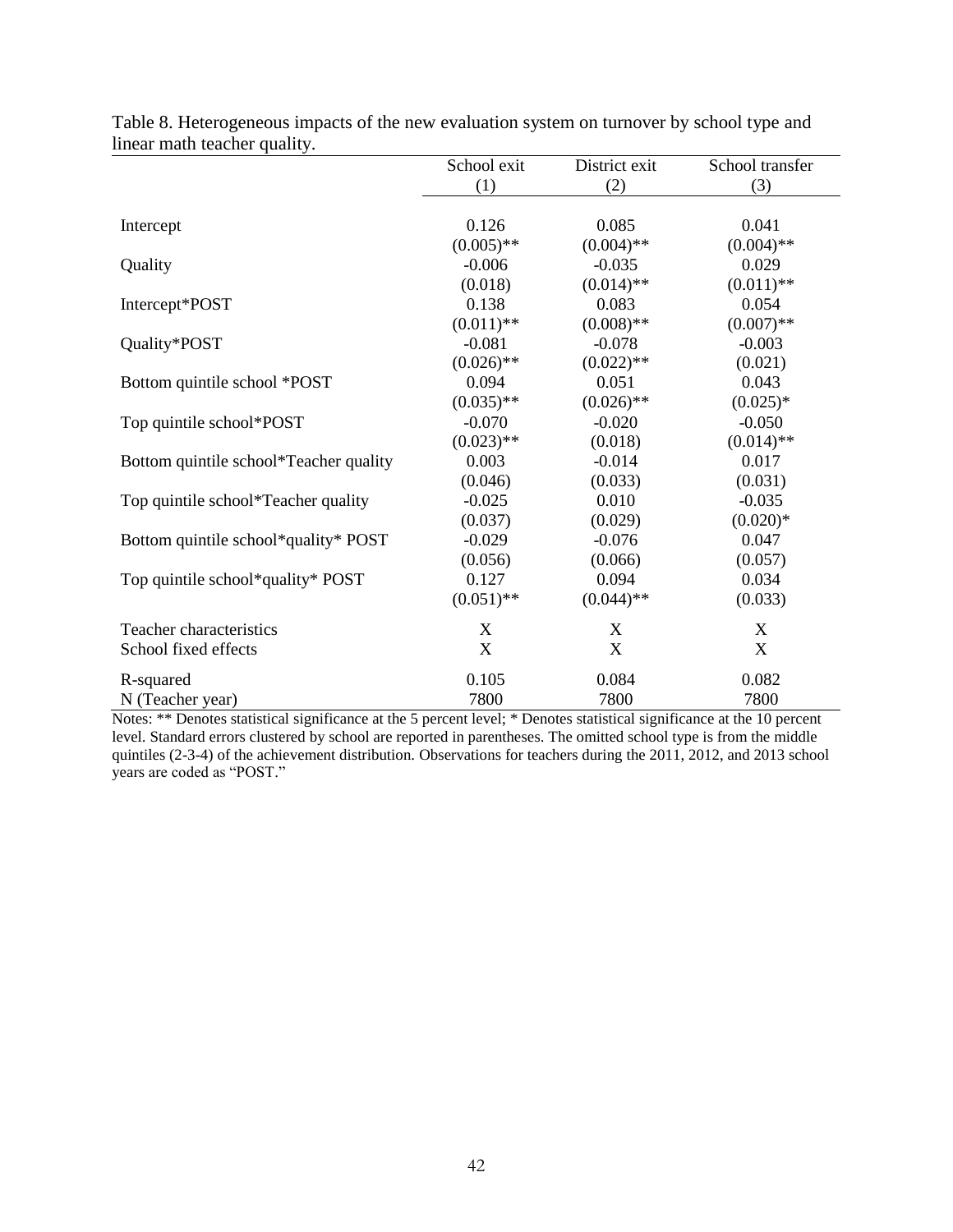Table 8. Heterogeneous impacts of the new evaluation system on turnover by school type and linear math teacher quality.

| | School exit | District exit | School transfer |
|---|---|---|---|
| | (1) | (2) | (3) |
| Intercept | 0.126 | 0.085 | 0.041 |
| | (0.005)** | (0.004)** | (0.004)** |
| Quality | -0.006 | -0.035 | 0.029 |
| | (0.018) | (0.014)** | (0.011)** |
| Intercept*POST | 0.138 | 0.083 | 0.054 |
| | (0.011)** | (0.008)** | (0.007)** |
| Quality*POST | -0.081 | -0.078 | -0.003 |
| | (0.026)** | (0.022)** | (0.021) |
| Bottom quintile school *POST | 0.094 | 0.051 | 0.043 |
| | (0.035)** | (0.026)** | (0.025)* |
| Top quintile school*POST | -0.070 | -0.020 | -0.050 |
| | (0.023)** | (0.018) | (0.014)** |
| Bottom quintile school*Teacher quality | 0.003 | -0.014 | 0.017 |
| | (0.046) | (0.033) | (0.031) |
| Top quintile school*Teacher quality | -0.025 | 0.010 | -0.035 |
| | (0.037) | (0.029) | (0.020)* |
| Bottom quintile school*quality* POST | -0.029 | -0.076 | 0.047 |
| | (0.056) | (0.066) | (0.057) |
| Top quintile school*quality* POST | 0.127 | 0.094 | 0.034 |
| | (0.051)** | (0.044)** | (0.033) |
| Teacher characteristics | X | X | X |
| School fixed effects | X | X | X |
| R-squared | 0.105 | 0.084 | 0.082 |
| N (Teacher year) | 7800 | 7800 | 7800 |

Notes: ** Denotes statistical significance at the 5 percent level; * Denotes statistical significance at the 10 percent level. Standard errors clustered by school are reported in parentheses. The omitted school type is from the middle quintiles (2-3-4) of the achievement distribution. Observations for teachers during the 2011, 2012, and 2013 school years are coded as "POST."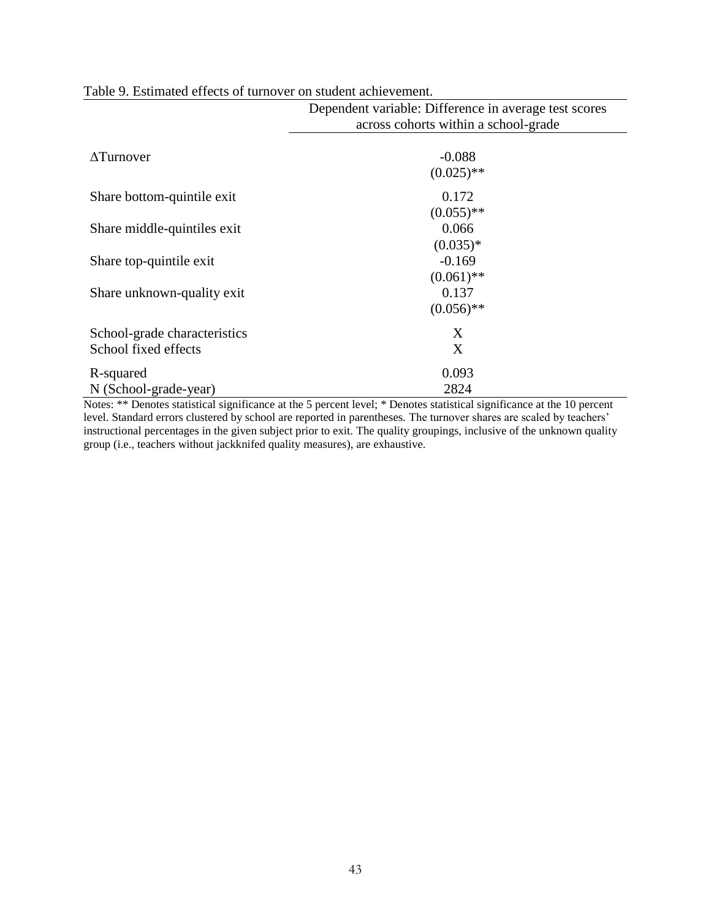Table 9. Estimated effects of turnover on student achievement.

| | Dependent variable: Difference in average test scores across cohorts within a school-grade |
|---|---|
| ΔTurnover | -0.088 |
| | (0.025)** |
| Share bottom-quintile exit | 0.172 |
| | (0.055)** |
| Share middle-quintiles exit | 0.066 |
| | (0.035)* |
| Share top-quintile exit | -0.169 |
| | (0.061)** |
| Share unknown-quality exit | 0.137 |
| | (0.056)** |
| School-grade characteristics | X |
| School fixed effects | X |
| R-squared | 0.093 |
| N (School-grade-year) | 2824 |

Notes: ** Denotes statistical significance at the 5 percent level; * Denotes statistical significance at the 10 percent level. Standard errors clustered by school are reported in parentheses. The turnover shares are scaled by teachers' instructional percentages in the given subject prior to exit. The quality groupings, inclusive of the unknown quality group (i.e., teachers without jackknifed quality measures), are exhaustive.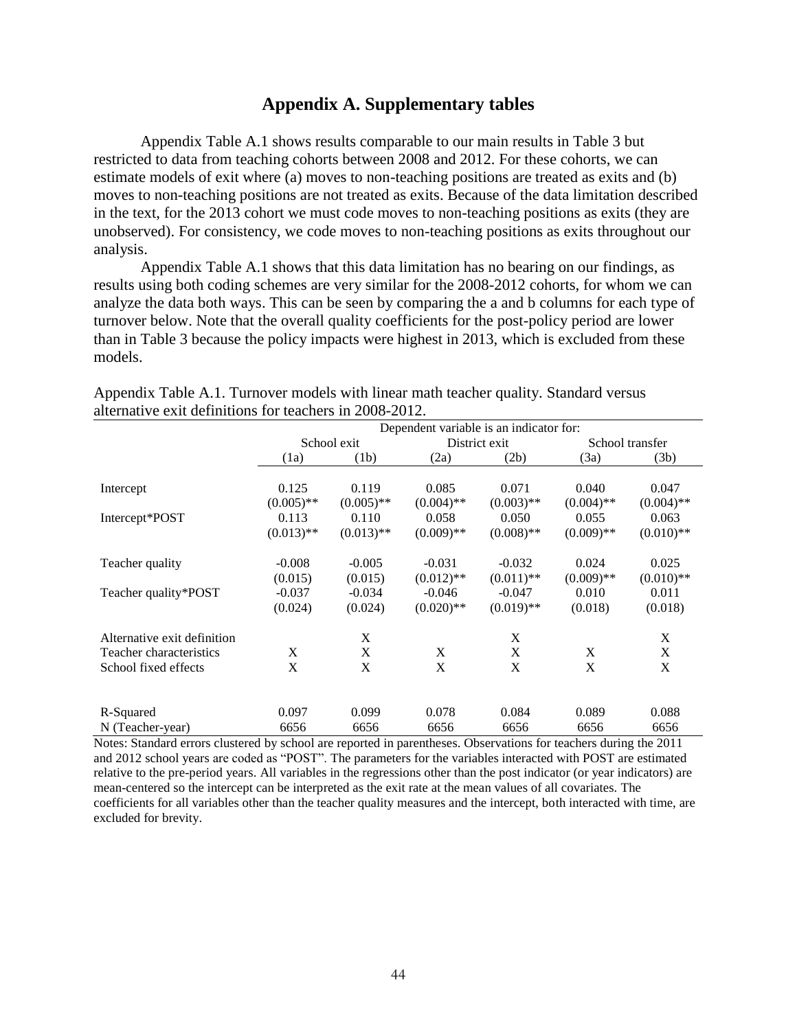# Appendix A. Supplementary tables

Appendix Table A.1 shows results comparable to our main results in Table 3 but restricted to data from teaching cohorts between 2008 and 2012. For these cohorts, we can estimate models of exit where (a) moves to non-teaching positions are treated as exits and (b) moves to non-teaching positions are not treated as exits. Because of the data limitation described in the text, for the 2013 cohort we must code moves to non-teaching positions as exits (they are unobserved). For consistency, we code moves to non-teaching positions as exits throughout our analysis.

Appendix Table A.1 shows that this data limitation has no bearing on our findings, as results using both coding schemes are very similar for the 2008-2012 cohorts, for whom we can analyze the data both ways. This can be seen by comparing the a and b columns for each type of turnover below. Note that the overall quality coefficients for the post-policy period are lower than in Table 3 because the policy impacts were highest in 2013, which is excluded from these models.

Appendix Table A.1. Turnover models with linear math teacher quality. Standard versus alternative exit definitions for teachers in 2008-2012.

| | Dependent variable is an indicator for: | | | | | |
|---|---|---|---|---|---|---|
| | School exit | | District exit | | School transfer | |
| | (1a) | (1b) | (2a) | (2b) | (3a) | (3b) |
| Intercept | 0.125 | 0.119 | 0.085 | 0.071 | 0.040 | 0.047 |
| | (0.005)** | (0.005)** | (0.004)** | (0.003)** | (0.004)** | (0.004)** |
| Intercept*POST | 0.113 | 0.110 | 0.058 | 0.050 | 0.055 | 0.063 |
| | (0.013)** | (0.013)** | (0.009)** | (0.008)** | (0.009)** | (0.010)** |
| Teacher quality | -0.008 | -0.005 | -0.031 | -0.032 | 0.024 | 0.025 |
| | (0.015) | (0.015) | (0.012)** | (0.011)** | (0.009)** | (0.010)** |
| Teacher quality*POST | -0.037 | -0.034 | -0.046 | -0.047 | 0.010 | 0.011 |
| | (0.024) | (0.024) | (0.020)** | (0.019)** | (0.018) | (0.018) |
| Alternative exit definition | | X | | X | | X |
| Teacher characteristics | X | X | X | X | X | X |
| School fixed effects | X | X | X | X | X | X |
| R-Squared | 0.097 | 0.099 | 0.078 | 0.084 | 0.089 | 0.088 |
| N (Teacher-year) | 6656 | 6656 | 6656 | 6656 | 6656 | 6656 |

Notes: Standard errors clustered by school are reported in parentheses. Observations for teachers during the 2011 and 2012 school years are coded as "POST". The parameters for the variables interacted with POST are estimated relative to the pre-period years. All variables in the regressions other than the post indicator (or year indicators) are mean-centered so the intercept can be interpreted as the exit rate at the mean values of all covariates. The coefficients for all variables other than the teacher quality measures and the intercept, both interacted with time, are excluded for brevity.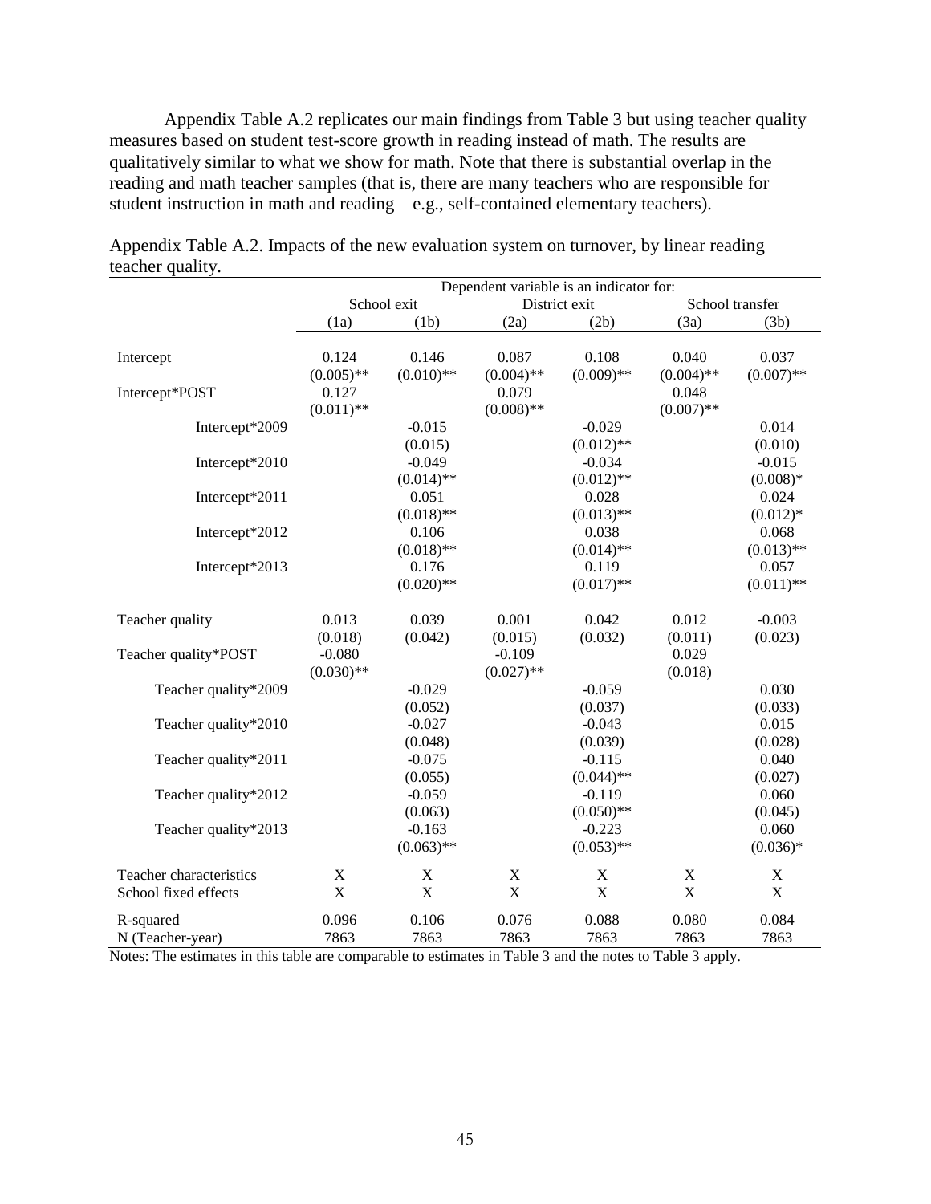Appendix Table A.2 replicates our main findings from Table 3 but using teacher quality measures based on student test-score growth in reading instead of math. The results are qualitatively similar to what we show for math. Note that there is substantial overlap in the reading and math teacher samples (that is, there are many teachers who are responsible for student instruction in math and reading – e.g., self-contained elementary teachers).

Appendix Table A.2. Impacts of the new evaluation system on turnover, by linear reading teacher quality.

| | Dependent variable is an indicator for: | | | | | |
|---|---|---|---|---|---|---|
| | School exit | | District exit | | School transfer | |
| | (1a) | (1b) | (2a) | (2b) | (3a) | (3b) |
| Intercept | 0.124 | 0.146 | 0.087 | 0.108 | 0.040 | 0.037 |
| | (0.005)** | (0.010)** | (0.004)** | (0.009)** | (0.004)** | (0.007)** |
| Intercept*POST | 0.127 | | 0.079 | | 0.048 | |
| | (0.011)** | | (0.008)** | | (0.007)** | |
| Intercept*2009 | | -0.015 | | -0.029 | | 0.014 |
| | | (0.015) | | (0.012)** | | (0.010) |
| Intercept*2010 | | -0.049 | | -0.034 | | -0.015 |
| | | (0.014)** | | (0.012)** | | (0.008)* |
| Intercept*2011 | | 0.051 | | 0.028 | | 0.024 |
| | | (0.018)** | | (0.013)** | | (0.012)* |
| Intercept*2012 | | 0.106 | | 0.038 | | 0.068 |
| | | (0.018)** | | (0.014)** | | (0.013)** |
| Intercept*2013 | | 0.176 | | 0.119 | | 0.057 |
| | | (0.020)** | | (0.017)** | | (0.011)** |
| Teacher quality | 0.013 | 0.039 | 0.001 | 0.042 | 0.012 | -0.003 |
| | (0.018) | (0.042) | (0.015) | (0.032) | (0.011) | (0.023) |
| Teacher quality*POST | -0.080 | | -0.109 | | 0.029 | |
| | (0.030)** | | (0.027)** | | (0.018) | |
| Teacher quality*2009 | | -0.029 | | -0.059 | | 0.030 |
| | | (0.052) | | (0.037) | | (0.033) |
| Teacher quality*2010 | | -0.027 | | -0.043 | | 0.015 |
| | | (0.048) | | (0.039) | | (0.028) |
| Teacher quality*2011 | | -0.075 | | -0.115 | | 0.040 |
| | | (0.055) | | (0.044)** | | (0.027) |
| Teacher quality*2012 | | -0.059 | | -0.119 | | 0.060 |
| | | (0.063) | | (0.050)** | | (0.045) |
| Teacher quality*2013 | | -0.163 | | -0.223 | | 0.060 |
| | | (0.063)** | | (0.053)** | | (0.036)* |
| Teacher characteristics | X | X | X | X | X | X |
| School fixed effects | X | X | X | X | X | X |
| R-squared | 0.096 | 0.106 | 0.076 | 0.088 | 0.080 | 0.084 |
| N (Teacher-year) | 7863 | 7863 | 7863 | 7863 | 7863 | 7863 |

Notes: The estimates in this table are comparable to estimates in Table 3 and the notes to Table 3 apply.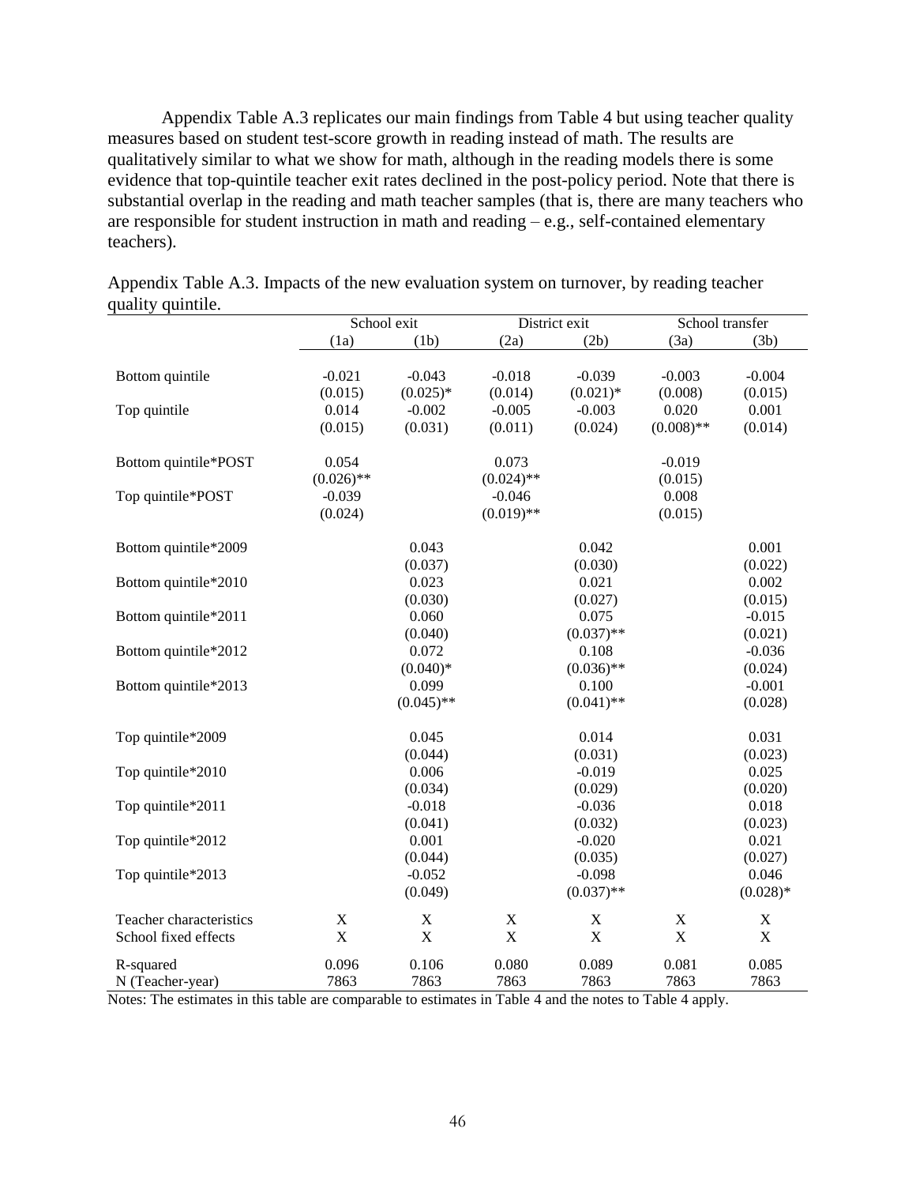Appendix Table A.3 replicates our main findings from Table 4 but using teacher quality measures based on student test-score growth in reading instead of math. The results are qualitatively similar to what we show for math, although in the reading models there is some evidence that top-quintile teacher exit rates declined in the post-policy period. Note that there is substantial overlap in the reading and math teacher samples (that is, there are many teachers who are responsible for student instruction in math and reading – e.g., self-contained elementary teachers).

Appendix Table A.3. Impacts of the new evaluation system on turnover, by reading teacher quality quintile.

| | School exit | | District exit | | School transfer | |
|---|---|---|---|---|---|---|
| | (1a) | (1b) | (2a) | (2b) | (3a) | (3b) |
| Bottom quintile | -0.021 | -0.043 | -0.018 | -0.039 | -0.003 | -0.004 |
| | (0.015) | (0.025)* | (0.014) | (0.021)* | (0.008) | (0.015) |
| Top quintile | 0.014 | -0.002 | -0.005 | -0.003 | 0.020 | 0.001 |
| | (0.015) | (0.031) | (0.011) | (0.024) | (0.008)** | (0.014) |
| Bottom quintile*POST | 0.054 | | 0.073 | | -0.019 | |
| | (0.026)** | | (0.024)** | | (0.015) | |
| Top quintile*POST | -0.039 | | -0.046 | | 0.008 | |
| | (0.024) | | (0.019)** | | (0.015) | |
| Bottom quintile*2009 | | 0.043 | | 0.042 | | 0.001 |
| | | (0.037) | | (0.030) | | (0.022) |
| Bottom quintile*2010 | | 0.023 | | 0.021 | | 0.002 |
| | | (0.030) | | (0.027) | | (0.015) |
| Bottom quintile*2011 | | 0.060 | | 0.075 | | -0.015 |
| | | (0.040) | | (0.037)** | | (0.021) |
| Bottom quintile*2012 | | 0.072 | | 0.108 | | -0.036 |
| | | (0.040)* | | (0.036)** | | (0.024) |
| Bottom quintile*2013 | | 0.099 | | 0.100 | | -0.001 |
| | | (0.045)** | | (0.041)** | | (0.028) |
| Top quintile*2009 | | 0.045 | | 0.014 | | 0.031 |
| | | (0.044) | | (0.031) | | (0.023) |
| Top quintile*2010 | | 0.006 | | -0.019 | | 0.025 |
| | | (0.034) | | (0.029) | | (0.020) |
| Top quintile*2011 | | -0.018 | | -0.036 | | 0.018 |
| | | (0.041) | | (0.032) | | (0.023) |
| Top quintile*2012 | | 0.001 | | -0.020 | | 0.021 |
| | | (0.044) | | (0.035) | | (0.027) |
| Top quintile*2013 | | -0.052 | | -0.098 | | 0.046 |
| | | (0.049) | | (0.037)** | | (0.028)* |
| Teacher characteristics | X | X | X | X | X | X |
| School fixed effects | X | X | X | X | X | X |
| R-squared | 0.096 | 0.106 | 0.080 | 0.089 | 0.081 | 0.085 |
| N (Teacher-year) | 7863 | 7863 | 7863 | 7863 | 7863 | 7863 |

Notes: The estimates in this table are comparable to estimates in Table 4 and the notes to Table 4 apply.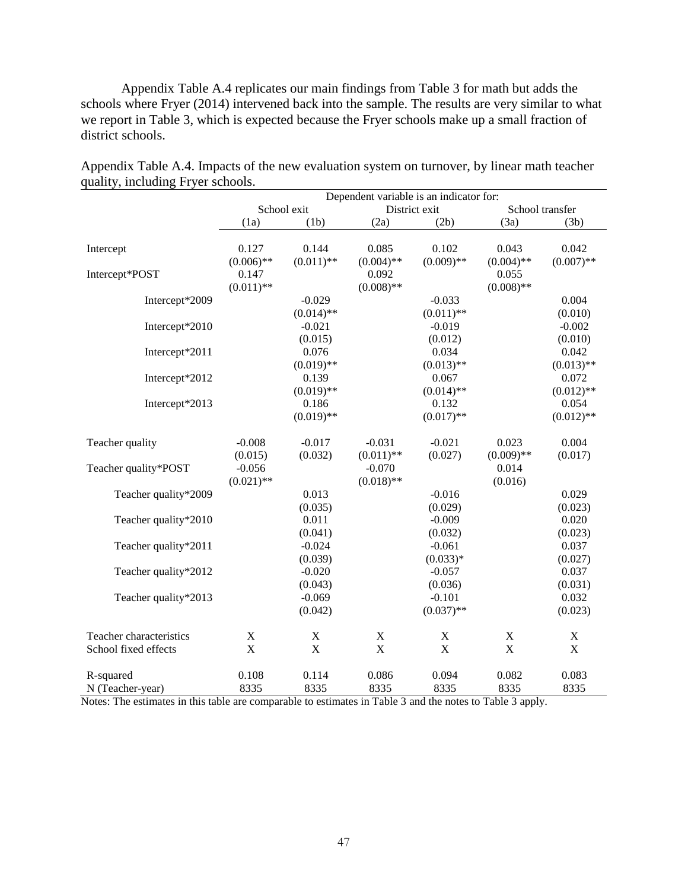Appendix Table A.4 replicates our main findings from Table 3 for math but adds the schools where Fryer (2014) intervened back into the sample. The results are very similar to what we report in Table 3, which is expected because the Fryer schools make up a small fraction of district schools.

Appendix Table A.4. Impacts of the new evaluation system on turnover, by linear math teacher quality, including Fryer schools.

| | Dependent variable is an indicator for: | | | | | |
|---|---|---|---|---|---|---|
| | School exit | | District exit | | School transfer | |
| | (1a) | (1b) | (2a) | (2b) | (3a) | (3b) |
| Intercept | 0.127 | 0.144 | 0.085 | 0.102 | 0.043 | 0.042 |
| | (0.006)** | (0.011)** | (0.004)** | (0.009)** | (0.004)** | (0.007)** |
| Intercept*POST | 0.147 | | 0.092 | | 0.055 | |
| | (0.011)** | | (0.008)** | | (0.008)** | |
| Intercept*2009 | | -0.029 | | -0.033 | | 0.004 |
| | | (0.014)** | | (0.011)** | | (0.010) |
| Intercept*2010 | | -0.021 | | -0.019 | | -0.002 |
| | | (0.015) | | (0.012) | | (0.010) |
| Intercept*2011 | | 0.076 | | 0.034 | | 0.042 |
| | | (0.019)** | | (0.013)** | | (0.013)** |
| Intercept*2012 | | 0.139 | | 0.067 | | 0.072 |
| | | (0.019)** | | (0.014)** | | (0.012)** |
| Intercept*2013 | | 0.186 | | 0.132 | | 0.054 |
| | | (0.019)** | | (0.017)** | | (0.012)** |
| Teacher quality | -0.008 | -0.017 | -0.031 | -0.021 | 0.023 | 0.004 |
| | (0.015) | (0.032) | (0.011)** | (0.027) | (0.009)** | (0.017) |
| Teacher quality*POST | -0.056 | | -0.070 | | 0.014 | |
| | (0.021)** | | (0.018)** | | (0.016) | |
| Teacher quality*2009 | | 0.013 | | -0.016 | | 0.029 |
| | | (0.035) | | (0.029) | | (0.023) |
| Teacher quality*2010 | | 0.011 | | -0.009 | | 0.020 |
| | | (0.041) | | (0.032) | | (0.023) |
| Teacher quality*2011 | | -0.024 | | -0.061 | | 0.037 |
| | | (0.039) | | (0.033)* | | (0.027) |
| Teacher quality*2012 | | -0.020 | | -0.057 | | 0.037 |
| | | (0.043) | | (0.036) | | (0.031) |
| Teacher quality*2013 | | -0.069 | | -0.101 | | 0.032 |
| | | (0.042) | | (0.037)** | | (0.023) |
| Teacher characteristics | X | X | X | X | X | X |
| School fixed effects | X | X | X | X | X | X |
| R-squared | 0.108 | 0.114 | 0.086 | 0.094 | 0.082 | 0.083 |
| N (Teacher-year) | 8335 | 8335 | 8335 | 8335 | 8335 | 8335 |

Notes: The estimates in this table are comparable to estimates in Table 3 and the notes to Table 3 apply.